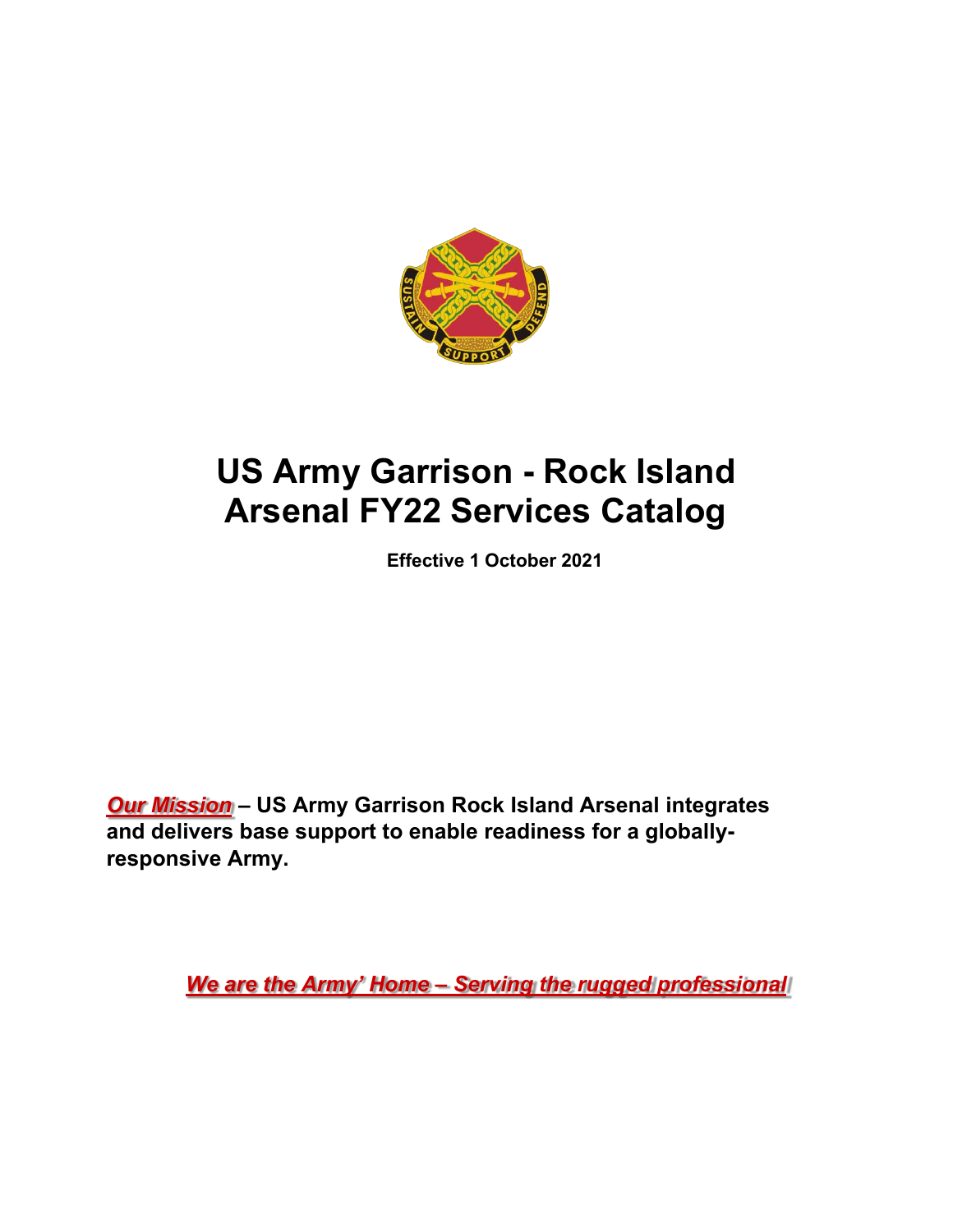# US Army Garrison - Rock Island Arsenal FY22 Services Catalog

**Effective 1 October 2021**

***Our Mission*** **– US Army Garrison Rock Island Arsenal integrates and delivers base support to enable readiness for a globally-responsive Army.**

***We are the Army' Home – Serving the rugged professional***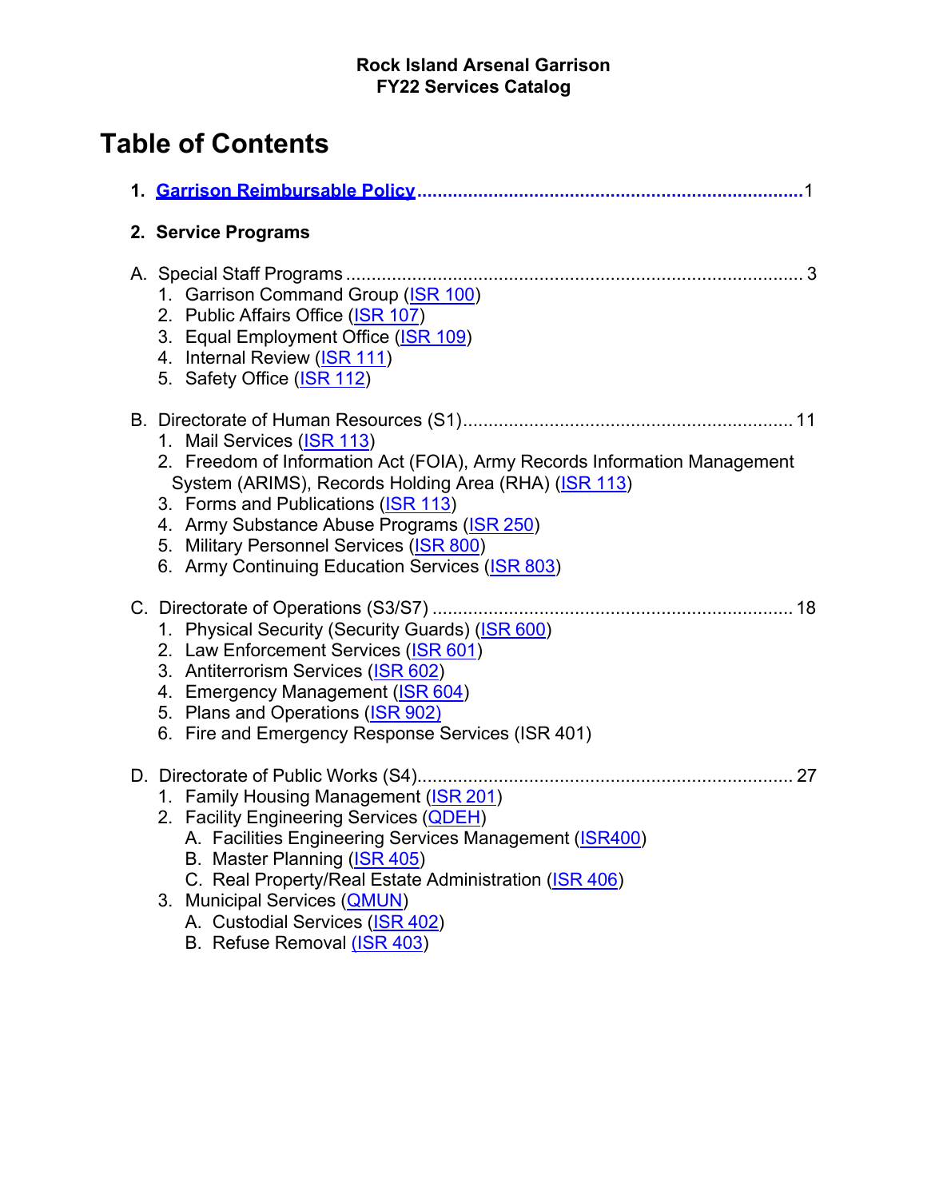**Rock Island Arsenal Garrison**
**FY22 Services Catalog**

# Table of Contents

1. **Garrison Reimbursable Policy** .......... 1

2. **Service Programs**

A. Special Staff Programs .......... 3
   1. Garrison Command Group (ISR 100)
   2. Public Affairs Office (ISR 107)
   3. Equal Employment Office (ISR 109)
   4. Internal Review (ISR 111)
   5. Safety Office (ISR 112)

B. Directorate of Human Resources (S1) .......... 11
   1. Mail Services (ISR 113)
   2. Freedom of Information Act (FOIA), Army Records Information Management System (ARIMS), Records Holding Area (RHA) (ISR 113)
   3. Forms and Publications (ISR 113)
   4. Army Substance Abuse Programs (ISR 250)
   5. Military Personnel Services (ISR 800)
   6. Army Continuing Education Services (ISR 803)

C. Directorate of Operations (S3/S7) .......... 18
   1. Physical Security (Security Guards) (ISR 600)
   2. Law Enforcement Services (ISR 601)
   3. Antiterrorism Services (ISR 602)
   4. Emergency Management (ISR 604)
   5. Plans and Operations (ISR 902)
   6. Fire and Emergency Response Services (ISR 401)

D. Directorate of Public Works (S4) .......... 27
   1. Family Housing Management (ISR 201)
   2. Facility Engineering Services (QDEH)
      A. Facilities Engineering Services Management (ISR400)
      B. Master Planning (ISR 405)
      C. Real Property/Real Estate Administration (ISR 406)
   3. Municipal Services (QMUN)
      A. Custodial Services (ISR 402)
      B. Refuse Removal (ISR 403)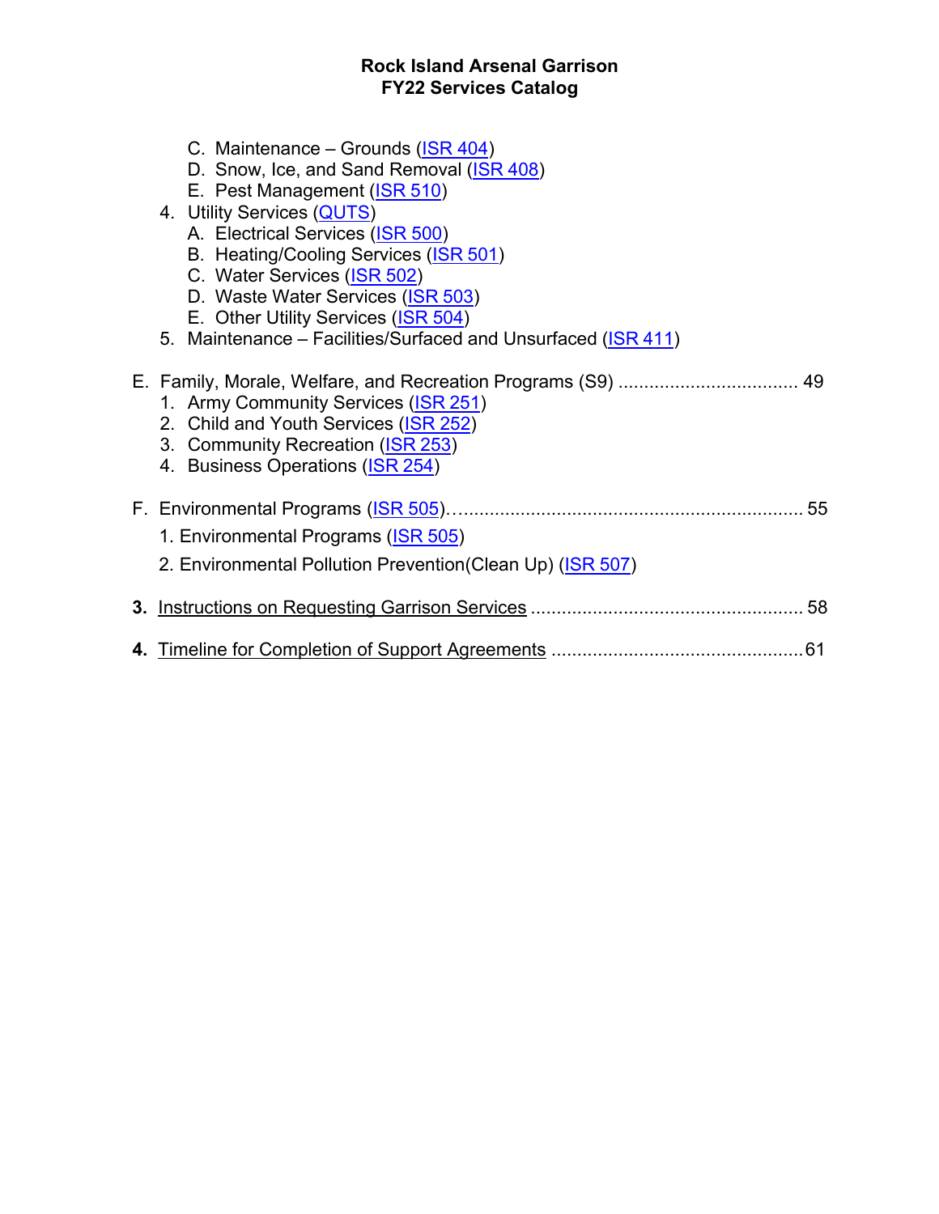C. Maintenance – Grounds (ISR 404)
D. Snow, Ice, and Sand Removal (ISR 408)
E. Pest Management (ISR 510)

4. Utility Services (QUTS)
   A. Electrical Services (ISR 500)
   B. Heating/Cooling Services (ISR 501)
   C. Water Services (ISR 502)
   D. Waste Water Services (ISR 503)
   E. Other Utility Services (ISR 504)
5. Maintenance – Facilities/Surfaced and Unsurfaced (ISR 411)

E. Family, Morale, Welfare, and Recreation Programs (S9) .................................. 49
   1. Army Community Services (ISR 251)
   2. Child and Youth Services (ISR 252)
   3. Community Recreation (ISR 253)
   4. Business Operations (ISR 254)

F. Environmental Programs (ISR 505)…................................................................. 55
   1. Environmental Programs (ISR 505)
   2. Environmental Pollution Prevention(Clean Up) (ISR 507)

**3.** Instructions on Requesting Garrison Services .................................................... 58

**4.** Timeline for Completion of Support Agreements ................................................61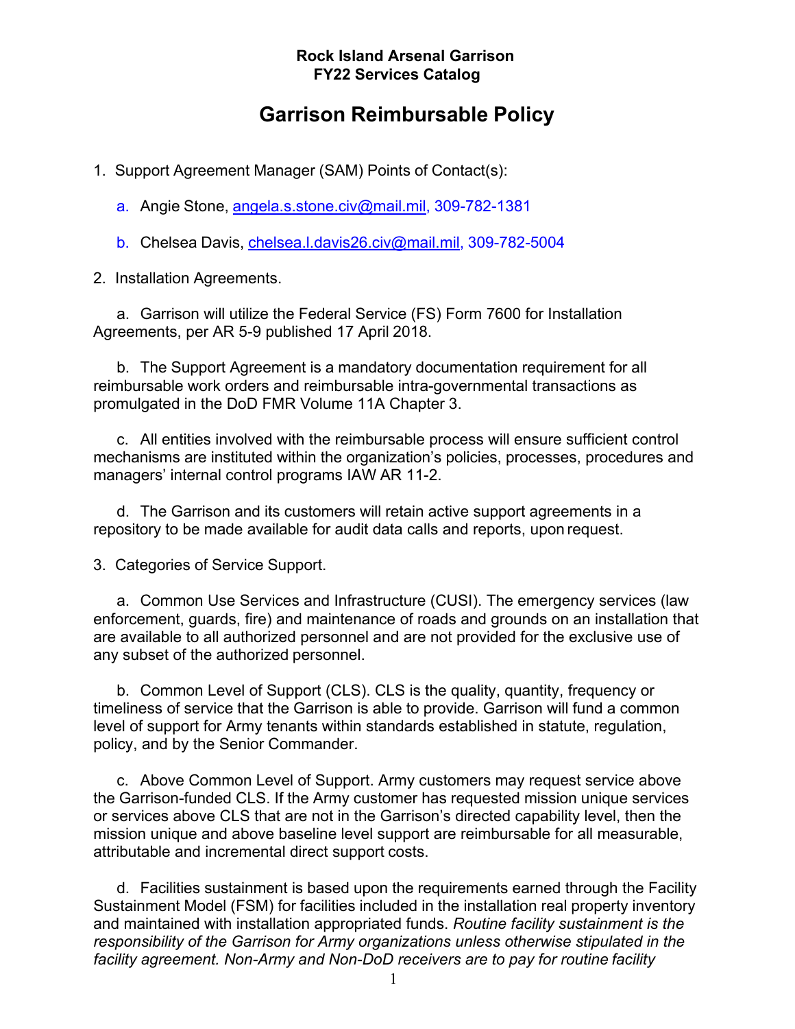**Rock Island Arsenal Garrison**
**FY22 Services Catalog**

# Garrison Reimbursable Policy

1. Support Agreement Manager (SAM) Points of Contact(s):

   a. Angie Stone, angela.s.stone.civ@mail.mil, 309-782-1381

   b. Chelsea Davis, chelsea.l.davis26.civ@mail.mil, 309-782-5004

2. Installation Agreements.

   a. Garrison will utilize the Federal Service (FS) Form 7600 for Installation Agreements, per AR 5-9 published 17 April 2018.

   b. The Support Agreement is a mandatory documentation requirement for all reimbursable work orders and reimbursable intra-governmental transactions as promulgated in the DoD FMR Volume 11A Chapter 3.

   c. All entities involved with the reimbursable process will ensure sufficient control mechanisms are instituted within the organization's policies, processes, procedures and managers' internal control programs IAW AR 11-2.

   d. The Garrison and its customers will retain active support agreements in a repository to be made available for audit data calls and reports, upon request.

3. Categories of Service Support.

   a. Common Use Services and Infrastructure (CUSI). The emergency services (law enforcement, guards, fire) and maintenance of roads and grounds on an installation that are available to all authorized personnel and are not provided for the exclusive use of any subset of the authorized personnel.

   b. Common Level of Support (CLS). CLS is the quality, quantity, frequency or timeliness of service that the Garrison is able to provide. Garrison will fund a common level of support for Army tenants within standards established in statute, regulation, policy, and by the Senior Commander.

   c. Above Common Level of Support. Army customers may request service above the Garrison-funded CLS. If the Army customer has requested mission unique services or services above CLS that are not in the Garrison's directed capability level, then the mission unique and above baseline level support are reimbursable for all measurable, attributable and incremental direct support costs.

   d. Facilities sustainment is based upon the requirements earned through the Facility Sustainment Model (FSM) for facilities included in the installation real property inventory and maintained with installation appropriated funds. *Routine facility sustainment is the responsibility of the Garrison for Army organizations unless otherwise stipulated in the facility agreement. Non-Army and Non-DoD receivers are to pay for routine facility*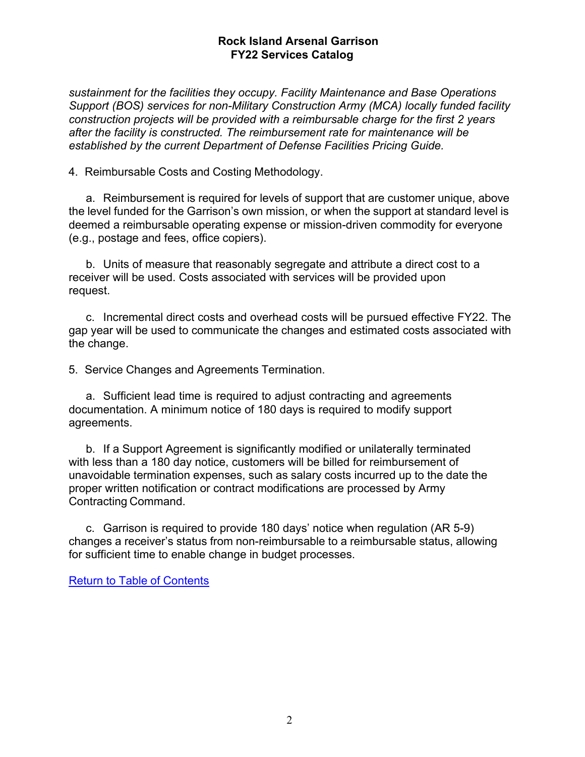*sustainment for the facilities they occupy. Facility Maintenance and Base Operations Support (BOS) services for non-Military Construction Army (MCA) locally funded facility construction projects will be provided with a reimbursable charge for the first 2 years after the facility is constructed. The reimbursement rate for maintenance will be established by the current Department of Defense Facilities Pricing Guide.*

4. Reimbursable Costs and Costing Methodology.

a. Reimbursement is required for levels of support that are customer unique, above the level funded for the Garrison's own mission, or when the support at standard level is deemed a reimbursable operating expense or mission-driven commodity for everyone (e.g., postage and fees, office copiers).

b. Units of measure that reasonably segregate and attribute a direct cost to a receiver will be used. Costs associated with services will be provided upon request.

c. Incremental direct costs and overhead costs will be pursued effective FY22. The gap year will be used to communicate the changes and estimated costs associated with the change.

5. Service Changes and Agreements Termination.

a. Sufficient lead time is required to adjust contracting and agreements documentation. A minimum notice of 180 days is required to modify support agreements.

b. If a Support Agreement is significantly modified or unilaterally terminated with less than a 180 day notice, customers will be billed for reimbursement of unavoidable termination expenses, such as salary costs incurred up to the date the proper written notification or contract modifications are processed by Army Contracting Command.

c. Garrison is required to provide 180 days' notice when regulation (AR 5-9) changes a receiver's status from non-reimbursable to a reimbursable status, allowing for sufficient time to enable change in budget processes.

Return to Table of Contents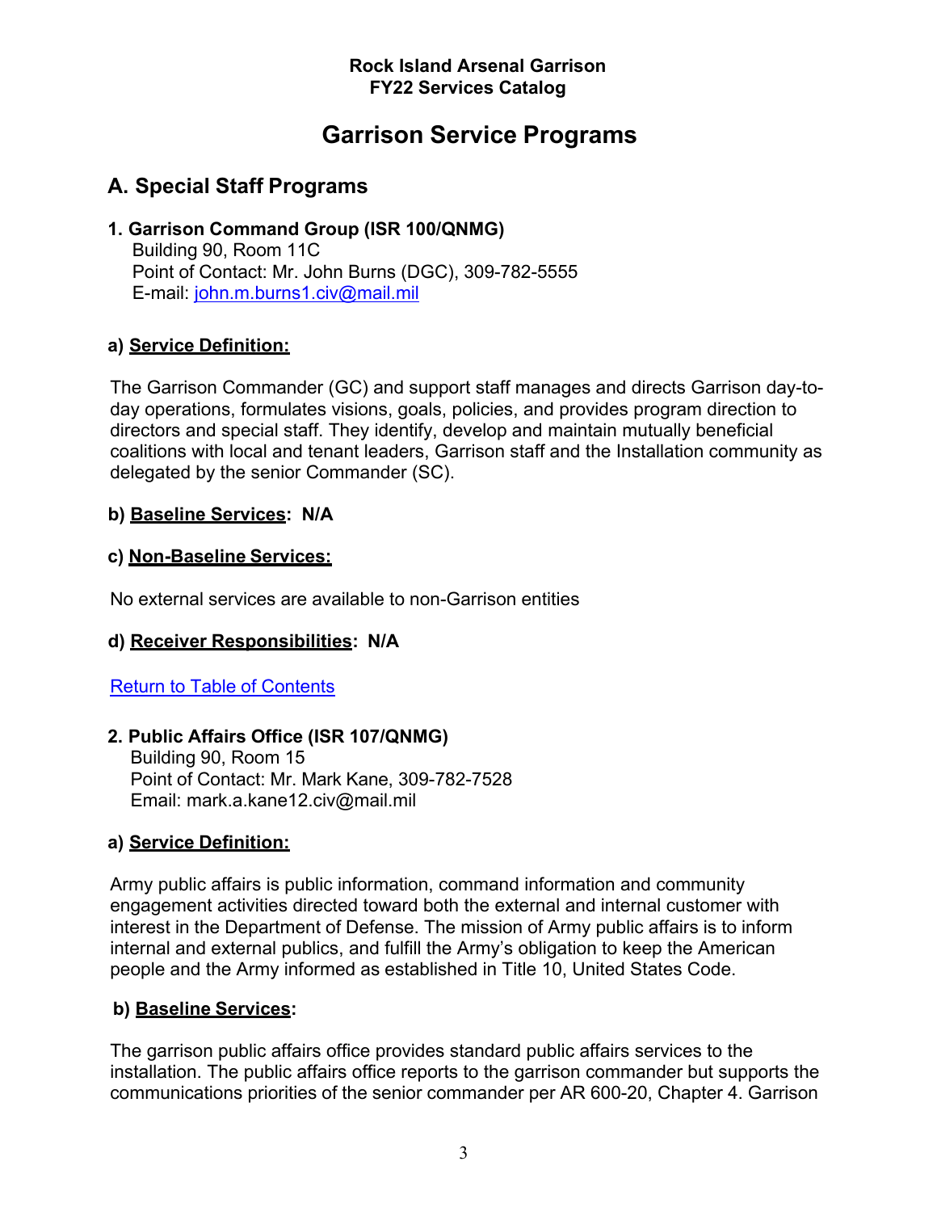**Rock Island Arsenal Garrison**
**FY22 Services Catalog**

# Garrison Service Programs

## A. Special Staff Programs

### 1. Garrison Command Group (ISR 100/QNMG)

Building 90, Room 11C
Point of Contact: Mr. John Burns (DGC), 309-782-5555
E-mail: [john.m.burns1.civ@mail.mil](mailto:john.m.burns1.civ@mail.mil)

**a) Service Definition:**

The Garrison Commander (GC) and support staff manages and directs Garrison day-to-day operations, formulates visions, goals, policies, and provides program direction to directors and special staff. They identify, develop and maintain mutually beneficial coalitions with local and tenant leaders, Garrison staff and the Installation community as delegated by the senior Commander (SC).

**b) Baseline Services: N/A**

**c) Non-Baseline Services:**

No external services are available to non-Garrison entities

**d) Receiver Responsibilities: N/A**

Return to Table of Contents

### 2. Public Affairs Office (ISR 107/QNMG)

Building 90, Room 15
Point of Contact: Mr. Mark Kane, 309-782-7528
Email: mark.a.kane12.civ@mail.mil

**a) Service Definition:**

Army public affairs is public information, command information and community engagement activities directed toward both the external and internal customer with interest in the Department of Defense. The mission of Army public affairs is to inform internal and external publics, and fulfill the Army's obligation to keep the American people and the Army informed as established in Title 10, United States Code.

**b) Baseline Services:**

The garrison public affairs office provides standard public affairs services to the installation. The public affairs office reports to the garrison commander but supports the communications priorities of the senior commander per AR 600-20, Chapter 4. Garrison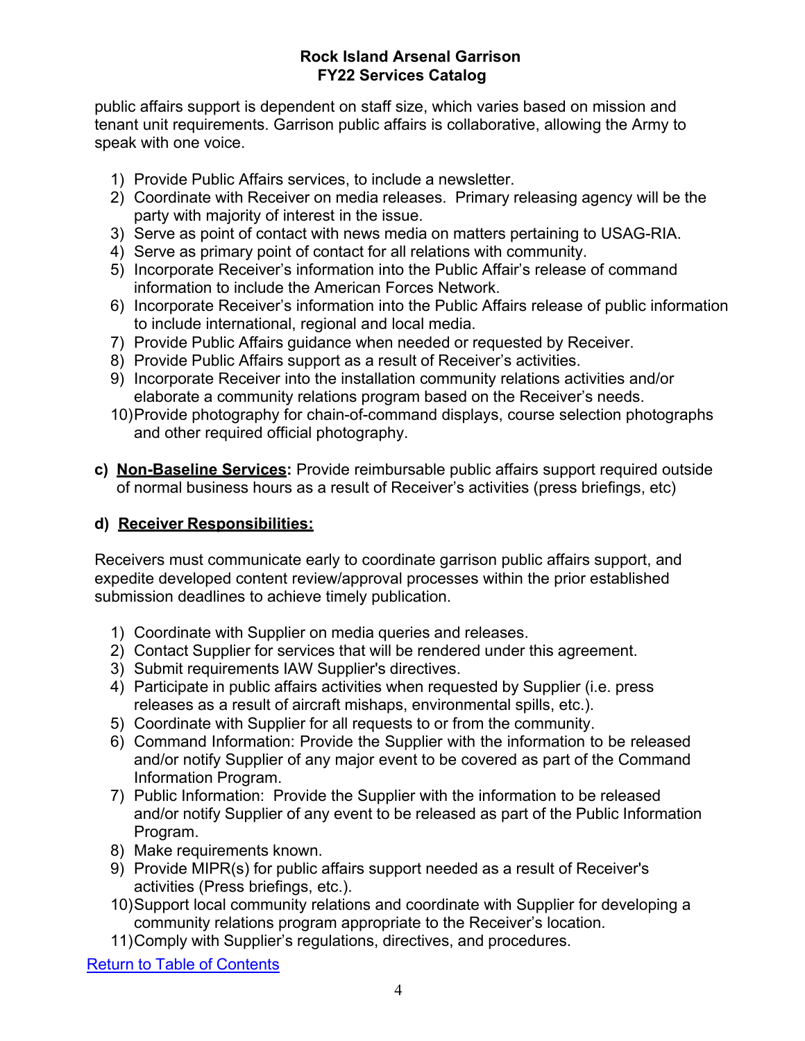public affairs support is dependent on staff size, which varies based on mission and tenant unit requirements. Garrison public affairs is collaborative, allowing the Army to speak with one voice.

1) Provide Public Affairs services, to include a newsletter.
2) Coordinate with Receiver on media releases. Primary releasing agency will be the party with majority of interest in the issue.
3) Serve as point of contact with news media on matters pertaining to USAG-RIA.
4) Serve as primary point of contact for all relations with community.
5) Incorporate Receiver's information into the Public Affair's release of command information to include the American Forces Network.
6) Incorporate Receiver's information into the Public Affairs release of public information to include international, regional and local media.
7) Provide Public Affairs guidance when needed or requested by Receiver.
8) Provide Public Affairs support as a result of Receiver's activities.
9) Incorporate Receiver into the installation community relations activities and/or elaborate a community relations program based on the Receiver's needs.
10) Provide photography for chain-of-command displays, course selection photographs and other required official photography.

**c) <u>Non-Baseline Services</u>:** Provide reimbursable public affairs support required outside of normal business hours as a result of Receiver's activities (press briefings, etc)

**d) <u>Receiver Responsibilities:</u>**

Receivers must communicate early to coordinate garrison public affairs support, and expedite developed content review/approval processes within the prior established submission deadlines to achieve timely publication.

1) Coordinate with Supplier on media queries and releases.
2) Contact Supplier for services that will be rendered under this agreement.
3) Submit requirements IAW Supplier's directives.
4) Participate in public affairs activities when requested by Supplier (i.e. press releases as a result of aircraft mishaps, environmental spills, etc.).
5) Coordinate with Supplier for all requests to or from the community.
6) Command Information: Provide the Supplier with the information to be released and/or notify Supplier of any major event to be covered as part of the Command Information Program.
7) Public Information: Provide the Supplier with the information to be released and/or notify Supplier of any event to be released as part of the Public Information Program.
8) Make requirements known.
9) Provide MIPR(s) for public affairs support needed as a result of Receiver's activities (Press briefings, etc.).
10) Support local community relations and coordinate with Supplier for developing a community relations program appropriate to the Receiver's location.
11) Comply with Supplier's regulations, directives, and procedures.

Return to Table of Contents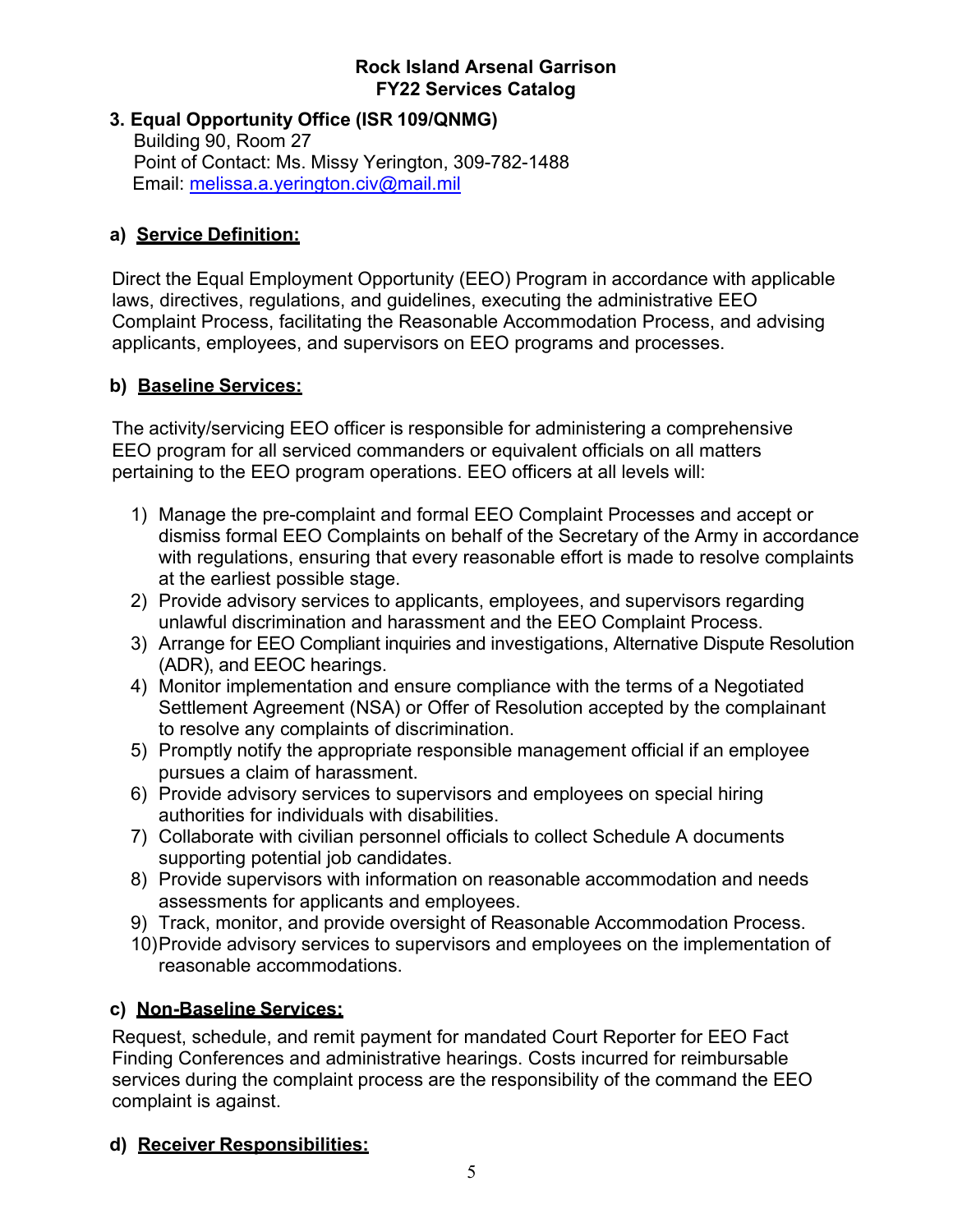## 3. Equal Opportunity Office (ISR 109/QNMG)

Building 90, Room 27
Point of Contact: Ms. Missy Yerington, 309-782-1488
Email: melissa.a.yerington.civ@mail.mil

### a) Service Definition:

Direct the Equal Employment Opportunity (EEO) Program in accordance with applicable laws, directives, regulations, and guidelines, executing the administrative EEO Complaint Process, facilitating the Reasonable Accommodation Process, and advising applicants, employees, and supervisors on EEO programs and processes.

### b) Baseline Services:

The activity/servicing EEO officer is responsible for administering a comprehensive EEO program for all serviced commanders or equivalent officials on all matters pertaining to the EEO program operations. EEO officers at all levels will:

1) Manage the pre-complaint and formal EEO Complaint Processes and accept or dismiss formal EEO Complaints on behalf of the Secretary of the Army in accordance with regulations, ensuring that every reasonable effort is made to resolve complaints at the earliest possible stage.
2) Provide advisory services to applicants, employees, and supervisors regarding unlawful discrimination and harassment and the EEO Complaint Process.
3) Arrange for EEO Compliant inquiries and investigations, Alternative Dispute Resolution (ADR), and EEOC hearings.
4) Monitor implementation and ensure compliance with the terms of a Negotiated Settlement Agreement (NSA) or Offer of Resolution accepted by the complainant to resolve any complaints of discrimination.
5) Promptly notify the appropriate responsible management official if an employee pursues a claim of harassment.
6) Provide advisory services to supervisors and employees on special hiring authorities for individuals with disabilities.
7) Collaborate with civilian personnel officials to collect Schedule A documents supporting potential job candidates.
8) Provide supervisors with information on reasonable accommodation and needs assessments for applicants and employees.
9) Track, monitor, and provide oversight of Reasonable Accommodation Process.
10) Provide advisory services to supervisors and employees on the implementation of reasonable accommodations.

### c) Non-Baseline Services:

Request, schedule, and remit payment for mandated Court Reporter for EEO Fact Finding Conferences and administrative hearings. Costs incurred for reimbursable services during the complaint process are the responsibility of the command the EEO complaint is against.

### d) Receiver Responsibilities: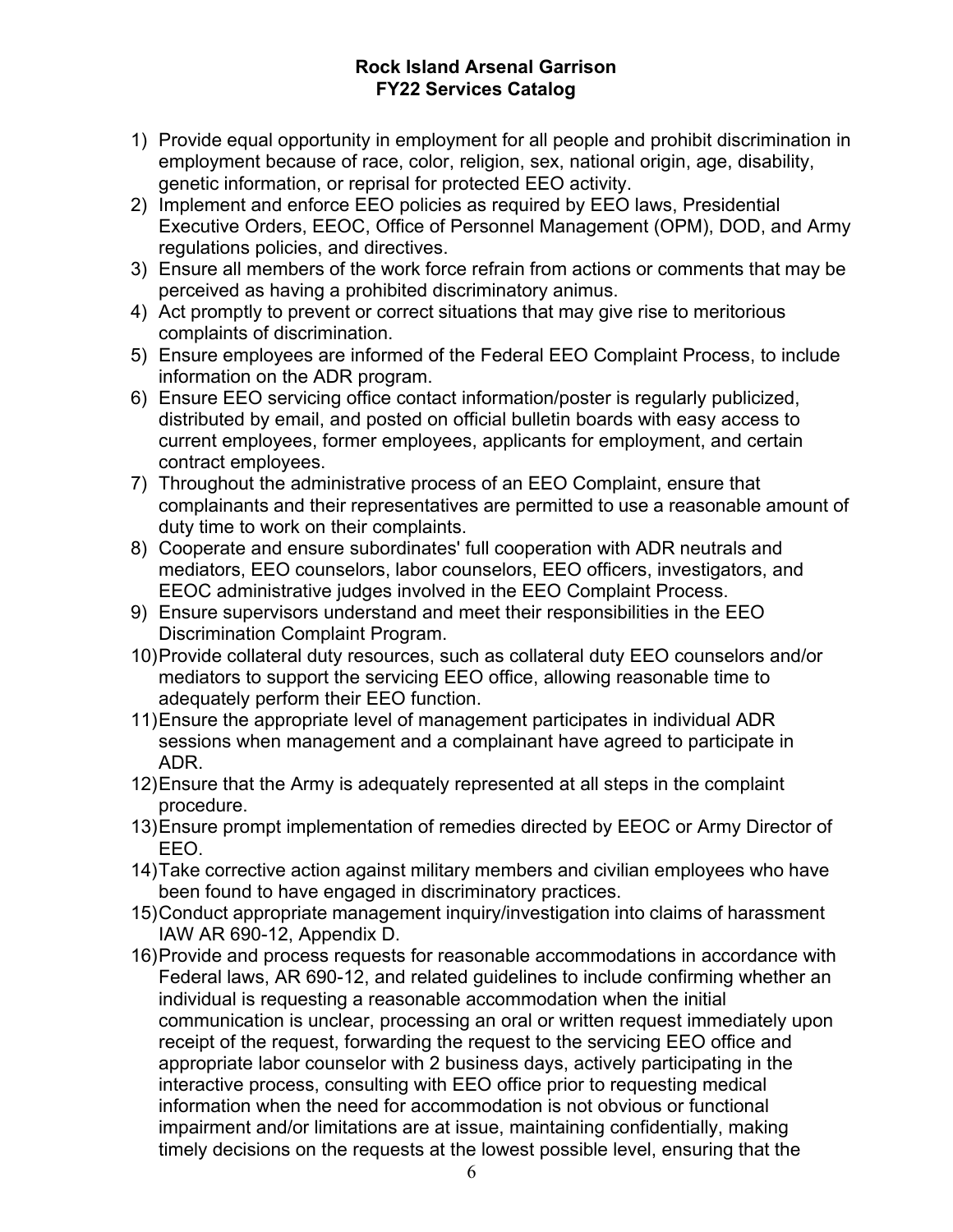1) Provide equal opportunity in employment for all people and prohibit discrimination in employment because of race, color, religion, sex, national origin, age, disability, genetic information, or reprisal for protected EEO activity.
2) Implement and enforce EEO policies as required by EEO laws, Presidential Executive Orders, EEOC, Office of Personnel Management (OPM), DOD, and Army regulations policies, and directives.
3) Ensure all members of the work force refrain from actions or comments that may be perceived as having a prohibited discriminatory animus.
4) Act promptly to prevent or correct situations that may give rise to meritorious complaints of discrimination.
5) Ensure employees are informed of the Federal EEO Complaint Process, to include information on the ADR program.
6) Ensure EEO servicing office contact information/poster is regularly publicized, distributed by email, and posted on official bulletin boards with easy access to current employees, former employees, applicants for employment, and certain contract employees.
7) Throughout the administrative process of an EEO Complaint, ensure that complainants and their representatives are permitted to use a reasonable amount of duty time to work on their complaints.
8) Cooperate and ensure subordinates' full cooperation with ADR neutrals and mediators, EEO counselors, labor counselors, EEO officers, investigators, and EEOC administrative judges involved in the EEO Complaint Process.
9) Ensure supervisors understand and meet their responsibilities in the EEO Discrimination Complaint Program.
10) Provide collateral duty resources, such as collateral duty EEO counselors and/or mediators to support the servicing EEO office, allowing reasonable time to adequately perform their EEO function.
11) Ensure the appropriate level of management participates in individual ADR sessions when management and a complainant have agreed to participate in ADR.
12) Ensure that the Army is adequately represented at all steps in the complaint procedure.
13) Ensure prompt implementation of remedies directed by EEOC or Army Director of EEO.
14) Take corrective action against military members and civilian employees who have been found to have engaged in discriminatory practices.
15) Conduct appropriate management inquiry/investigation into claims of harassment IAW AR 690-12, Appendix D.
16) Provide and process requests for reasonable accommodations in accordance with Federal laws, AR 690-12, and related guidelines to include confirming whether an individual is requesting a reasonable accommodation when the initial communication is unclear, processing an oral or written request immediately upon receipt of the request, forwarding the request to the servicing EEO office and appropriate labor counselor with 2 business days, actively participating in the interactive process, consulting with EEO office prior to requesting medical information when the need for accommodation is not obvious or functional impairment and/or limitations are at issue, maintaining confidentially, making timely decisions on the requests at the lowest possible level, ensuring that the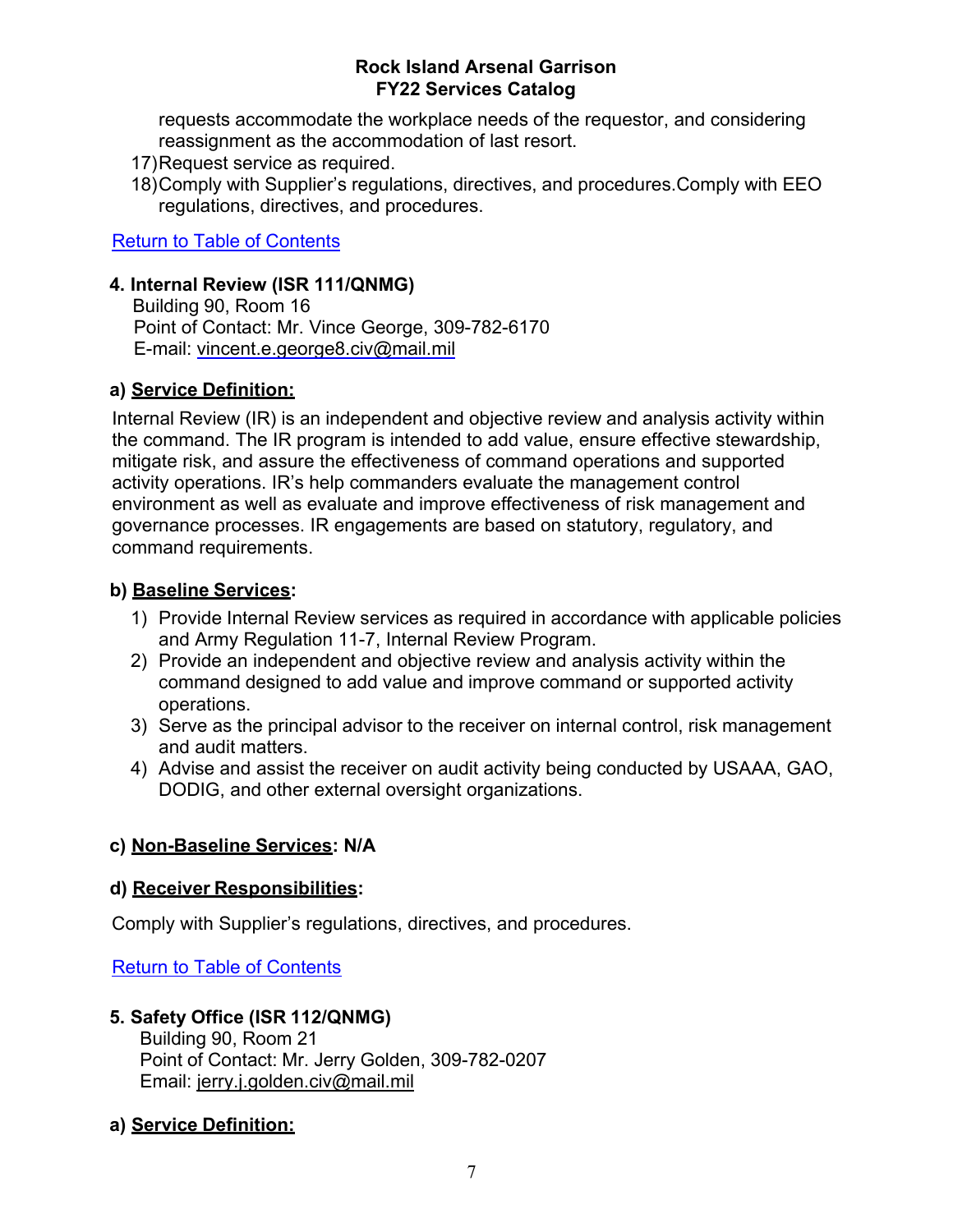requests accommodate the workplace needs of the requestor, and considering reassignment as the accommodation of last resort.

17) Request service as required.
18) Comply with Supplier's regulations, directives, and procedures.Comply with EEO regulations, directives, and procedures.

Return to Table of Contents

### 4. Internal Review (ISR 111/QNMG)

Building 90, Room 16
Point of Contact: Mr. Vince George, 309-782-6170
E-mail: vincent.e.george8.civ@mail.mil

#### a) Service Definition:

Internal Review (IR) is an independent and objective review and analysis activity within the command. The IR program is intended to add value, ensure effective stewardship, mitigate risk, and assure the effectiveness of command operations and supported activity operations. IR's help commanders evaluate the management control environment as well as evaluate and improve effectiveness of risk management and governance processes. IR engagements are based on statutory, regulatory, and command requirements.

#### b) Baseline Services:

1) Provide Internal Review services as required in accordance with applicable policies and Army Regulation 11-7, Internal Review Program.
2) Provide an independent and objective review and analysis activity within the command designed to add value and improve command or supported activity operations.
3) Serve as the principal advisor to the receiver on internal control, risk management and audit matters.
4) Advise and assist the receiver on audit activity being conducted by USAAA, GAO, DODIG, and other external oversight organizations.

#### c) Non-Baseline Services: N/A

#### d) Receiver Responsibilities:

Comply with Supplier's regulations, directives, and procedures.

Return to Table of Contents

### 5. Safety Office (ISR 112/QNMG)

Building 90, Room 21
Point of Contact: Mr. Jerry Golden, 309-782-0207
Email: jerry.j.golden.civ@mail.mil

#### a) Service Definition: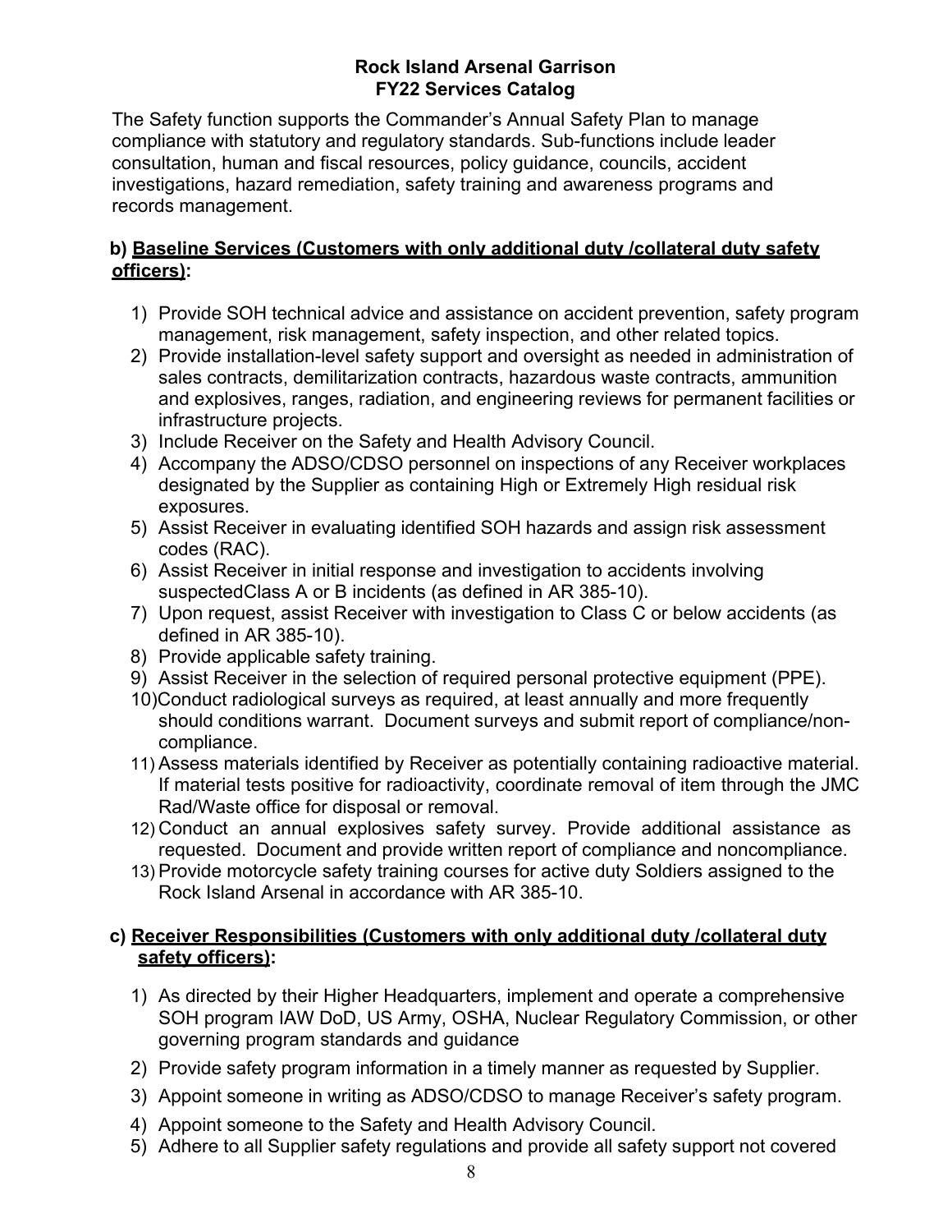The Safety function supports the Commander's Annual Safety Plan to manage compliance with statutory and regulatory standards. Sub-functions include leader consultation, human and fiscal resources, policy guidance, councils, accident investigations, hazard remediation, safety training and awareness programs and records management.

**b) <u>Baseline Services (Customers with only additional duty /collateral duty safety officers)</u>:**

1) Provide SOH technical advice and assistance on accident prevention, safety program management, risk management, safety inspection, and other related topics.
2) Provide installation-level safety support and oversight as needed in administration of sales contracts, demilitarization contracts, hazardous waste contracts, ammunition and explosives, ranges, radiation, and engineering reviews for permanent facilities or infrastructure projects.
3) Include Receiver on the Safety and Health Advisory Council.
4) Accompany the ADSO/CDSO personnel on inspections of any Receiver workplaces designated by the Supplier as containing High or Extremely High residual risk exposures.
5) Assist Receiver in evaluating identified SOH hazards and assign risk assessment codes (RAC).
6) Assist Receiver in initial response and investigation to accidents involving suspectedClass A or B incidents (as defined in AR 385-10).
7) Upon request, assist Receiver with investigation to Class C or below accidents (as defined in AR 385-10).
8) Provide applicable safety training.
9) Assist Receiver in the selection of required personal protective equipment (PPE).
10) Conduct radiological surveys as required, at least annually and more frequently should conditions warrant. Document surveys and submit report of compliance/non-compliance.
11) Assess materials identified by Receiver as potentially containing radioactive material. If material tests positive for radioactivity, coordinate removal of item through the JMC Rad/Waste office for disposal or removal.
12) Conduct an annual explosives safety survey. Provide additional assistance as requested. Document and provide written report of compliance and noncompliance.
13) Provide motorcycle safety training courses for active duty Soldiers assigned to the Rock Island Arsenal in accordance with AR 385-10.

**c) <u>Receiver Responsibilities (Customers with only additional duty /collateral duty safety officers)</u>:**

1) As directed by their Higher Headquarters, implement and operate a comprehensive SOH program IAW DoD, US Army, OSHA, Nuclear Regulatory Commission, or other governing program standards and guidance
2) Provide safety program information in a timely manner as requested by Supplier.
3) Appoint someone in writing as ADSO/CDSO to manage Receiver's safety program.
4) Appoint someone to the Safety and Health Advisory Council.
5) Adhere to all Supplier safety regulations and provide all safety support not covered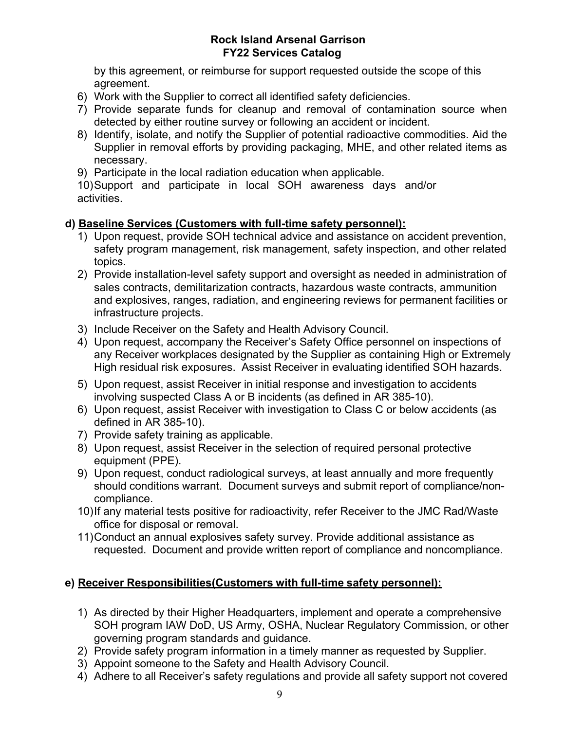by this agreement, or reimburse for support requested outside the scope of this agreement.

6) Work with the Supplier to correct all identified safety deficiencies.
7) Provide separate funds for cleanup and removal of contamination source when detected by either routine survey or following an accident or incident.
8) Identify, isolate, and notify the Supplier of potential radioactive commodities. Aid the Supplier in removal efforts by providing packaging, MHE, and other related items as necessary.
9) Participate in the local radiation education when applicable.
10) Support and participate in local SOH awareness days and/or activities.

**d) <u>Baseline Services (Customers with full-time safety personnel):</u>**

1) Upon request, provide SOH technical advice and assistance on accident prevention, safety program management, risk management, safety inspection, and other related topics.
2) Provide installation-level safety support and oversight as needed in administration of sales contracts, demilitarization contracts, hazardous waste contracts, ammunition and explosives, ranges, radiation, and engineering reviews for permanent facilities or infrastructure projects.
3) Include Receiver on the Safety and Health Advisory Council.
4) Upon request, accompany the Receiver's Safety Office personnel on inspections of any Receiver workplaces designated by the Supplier as containing High or Extremely High residual risk exposures. Assist Receiver in evaluating identified SOH hazards.
5) Upon request, assist Receiver in initial response and investigation to accidents involving suspected Class A or B incidents (as defined in AR 385-10).
6) Upon request, assist Receiver with investigation to Class C or below accidents (as defined in AR 385-10).
7) Provide safety training as applicable.
8) Upon request, assist Receiver in the selection of required personal protective equipment (PPE).
9) Upon request, conduct radiological surveys, at least annually and more frequently should conditions warrant. Document surveys and submit report of compliance/non-compliance.
10) If any material tests positive for radioactivity, refer Receiver to the JMC Rad/Waste office for disposal or removal.
11) Conduct an annual explosives safety survey. Provide additional assistance as requested. Document and provide written report of compliance and noncompliance.

**e) <u>Receiver Responsibilities(Customers with full-time safety personnel):</u>**

1) As directed by their Higher Headquarters, implement and operate a comprehensive SOH program IAW DoD, US Army, OSHA, Nuclear Regulatory Commission, or other governing program standards and guidance.
2) Provide safety program information in a timely manner as requested by Supplier.
3) Appoint someone to the Safety and Health Advisory Council.
4) Adhere to all Receiver's safety regulations and provide all safety support not covered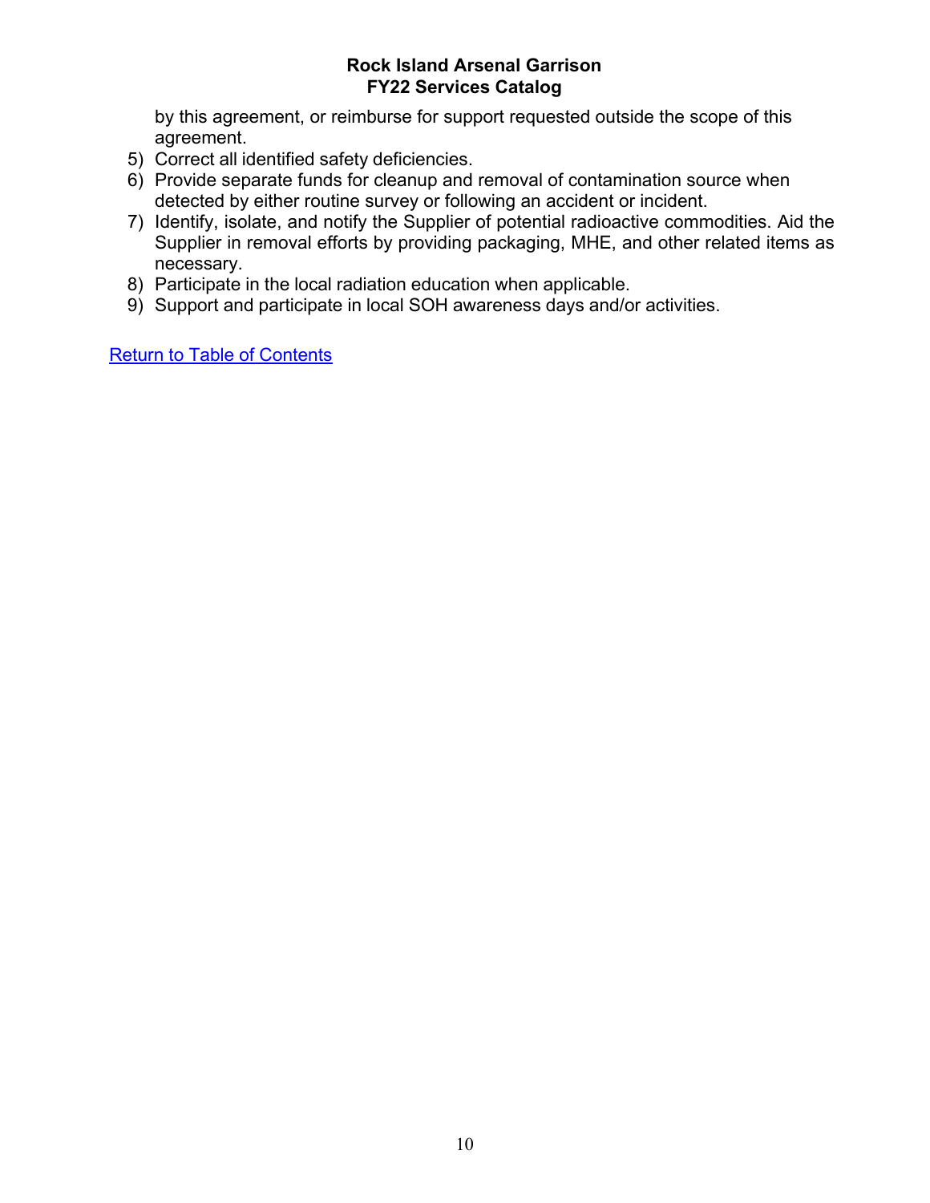by this agreement, or reimburse for support requested outside the scope of this agreement.

5) Correct all identified safety deficiencies.
6) Provide separate funds for cleanup and removal of contamination source when detected by either routine survey or following an accident or incident.
7) Identify, isolate, and notify the Supplier of potential radioactive commodities. Aid the Supplier in removal efforts by providing packaging, MHE, and other related items as necessary.
8) Participate in the local radiation education when applicable.
9) Support and participate in local SOH awareness days and/or activities.

Return to Table of Contents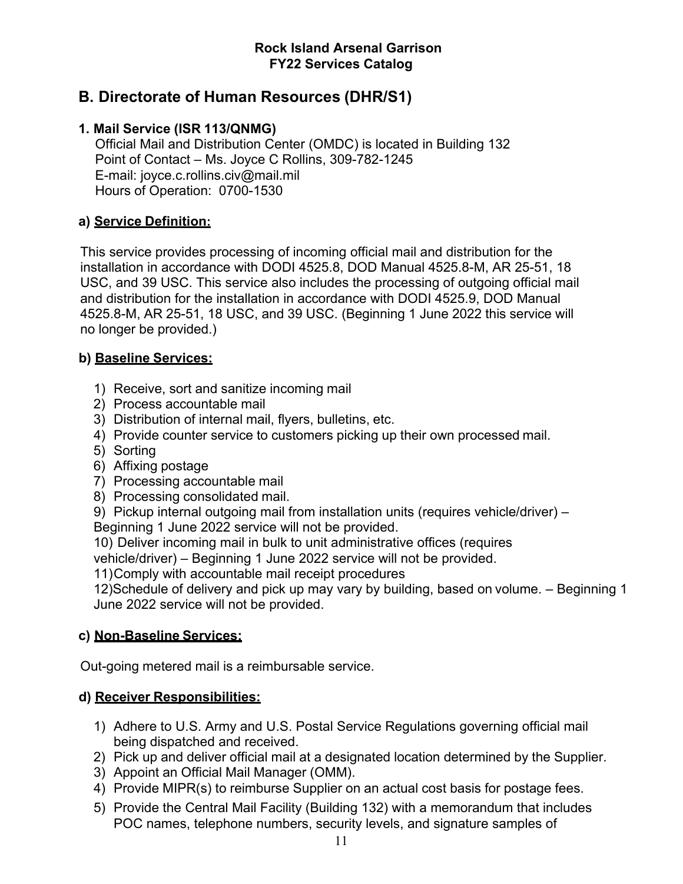## B. Directorate of Human Resources (DHR/S1)

### 1. Mail Service (ISR 113/QNMG)

Official Mail and Distribution Center (OMDC) is located in Building 132
Point of Contact – Ms. Joyce C Rollins, 309-782-1245
E-mail: joyce.c.rollins.civ@mail.mil
Hours of Operation: 0700-1530

#### a) Service Definition:

This service provides processing of incoming official mail and distribution for the installation in accordance with DODI 4525.8, DOD Manual 4525.8-M, AR 25-51, 18 USC, and 39 USC. This service also includes the processing of outgoing official mail and distribution for the installation in accordance with DODI 4525.9, DOD Manual 4525.8-M, AR 25-51, 18 USC, and 39 USC. (Beginning 1 June 2022 this service will no longer be provided.)

#### b) Baseline Services:

1) Receive, sort and sanitize incoming mail
2) Process accountable mail
3) Distribution of internal mail, flyers, bulletins, etc.
4) Provide counter service to customers picking up their own processed mail.
5) Sorting
6) Affixing postage
7) Processing accountable mail
8) Processing consolidated mail.
9) Pickup internal outgoing mail from installation units (requires vehicle/driver) – Beginning 1 June 2022 service will not be provided.
10) Deliver incoming mail in bulk to unit administrative offices (requires vehicle/driver) – Beginning 1 June 2022 service will not be provided.
11) Comply with accountable mail receipt procedures
12) Schedule of delivery and pick up may vary by building, based on volume. – Beginning 1 June 2022 service will not be provided.

#### c) Non-Baseline Services:

Out-going metered mail is a reimbursable service.

#### d) Receiver Responsibilities:

1) Adhere to U.S. Army and U.S. Postal Service Regulations governing official mail being dispatched and received.
2) Pick up and deliver official mail at a designated location determined by the Supplier.
3) Appoint an Official Mail Manager (OMM).
4) Provide MIPR(s) to reimburse Supplier on an actual cost basis for postage fees.
5) Provide the Central Mail Facility (Building 132) with a memorandum that includes POC names, telephone numbers, security levels, and signature samples of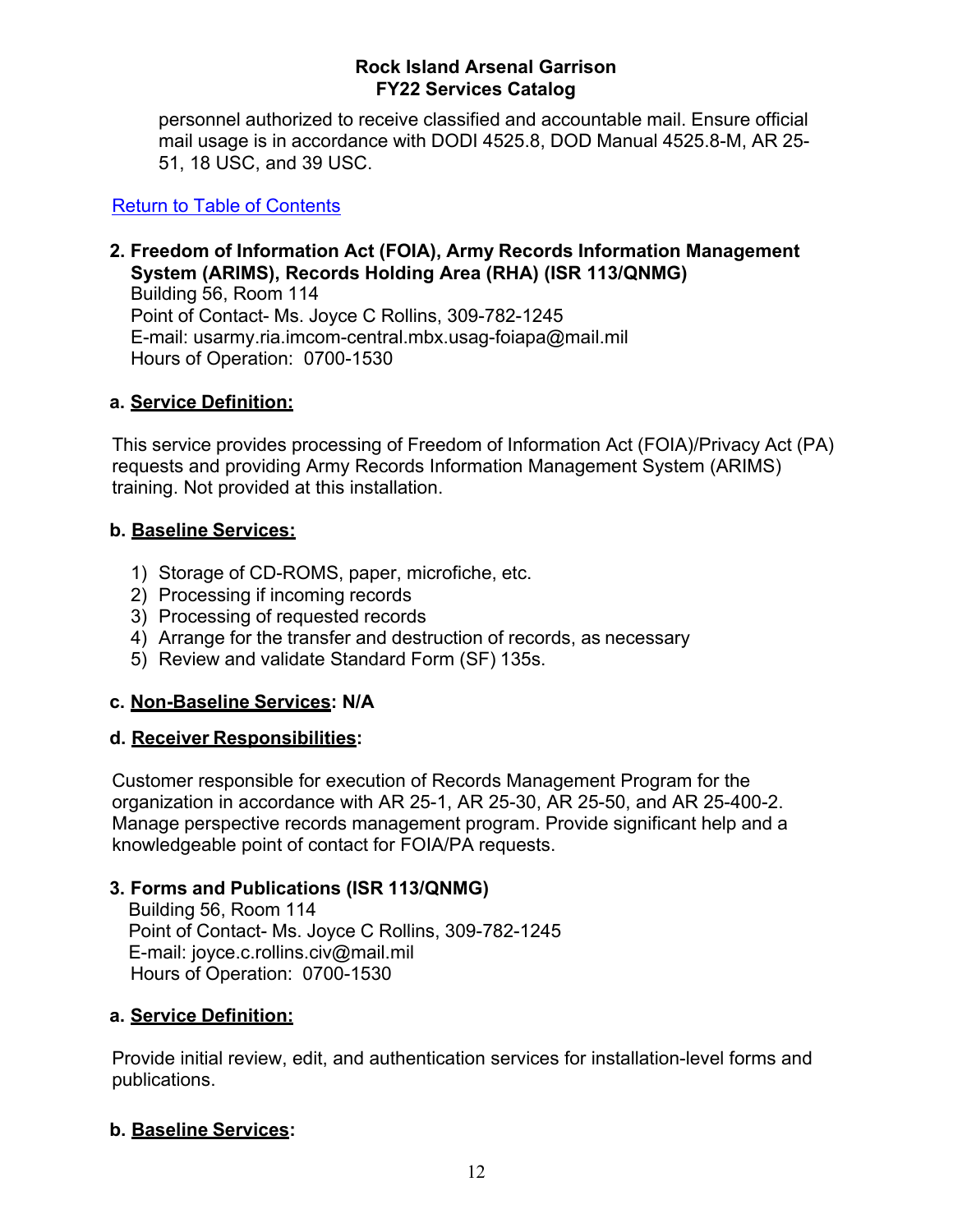personnel authorized to receive classified and accountable mail. Ensure official mail usage is in accordance with DODI 4525.8, DOD Manual 4525.8-M, AR 25-51, 18 USC, and 39 USC.

[Return to Table of Contents]

## 2. Freedom of Information Act (FOIA), Army Records Information Management System (ARIMS), Records Holding Area (RHA) (ISR 113/QNMG)

Building 56, Room 114
Point of Contact- Ms. Joyce C Rollins, 309-782-1245
E-mail: usarmy.ria.imcom-central.mbx.usag-foiapa@mail.mil
Hours of Operation: 0700-1530

**a. Service Definition:**

This service provides processing of Freedom of Information Act (FOIA)/Privacy Act (PA) requests and providing Army Records Information Management System (ARIMS) training. Not provided at this installation.

**b. Baseline Services:**

1) Storage of CD-ROMS, paper, microfiche, etc.
2) Processing if incoming records
3) Processing of requested records
4) Arrange for the transfer and destruction of records, as necessary
5) Review and validate Standard Form (SF) 135s.

**c. Non-Baseline Services: N/A**

**d. Receiver Responsibilities:**

Customer responsible for execution of Records Management Program for the organization in accordance with AR 25-1, AR 25-30, AR 25-50, and AR 25-400-2. Manage perspective records management program. Provide significant help and a knowledgeable point of contact for FOIA/PA requests.

## 3. Forms and Publications (ISR 113/QNMG)

Building 56, Room 114
Point of Contact- Ms. Joyce C Rollins, 309-782-1245
E-mail: joyce.c.rollins.civ@mail.mil
Hours of Operation: 0700-1530

**a. Service Definition:**

Provide initial review, edit, and authentication services for installation-level forms and publications.

**b. Baseline Services:**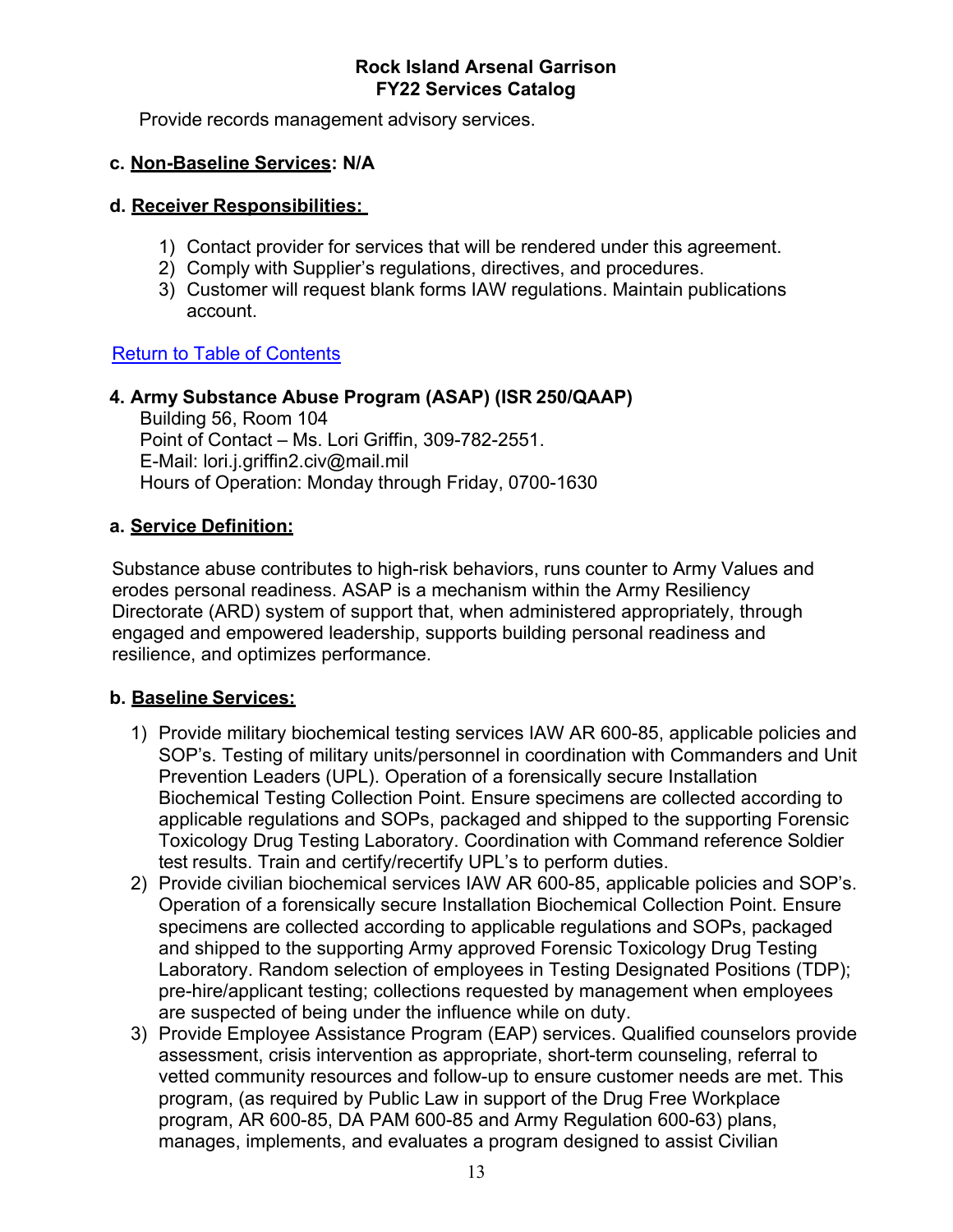Provide records management advisory services.

**c. Non-Baseline Services: N/A**

**d. Receiver Responsibilities:**

1) Contact provider for services that will be rendered under this agreement.
2) Comply with Supplier's regulations, directives, and procedures.
3) Customer will request blank forms IAW regulations. Maintain publications account.

Return to Table of Contents

### 4. Army Substance Abuse Program (ASAP) (ISR 250/QAAP)

Building 56, Room 104
Point of Contact – Ms. Lori Griffin, 309-782-2551.
E-Mail: lori.j.griffin2.civ@mail.mil
Hours of Operation: Monday through Friday, 0700-1630

**a. Service Definition:**

Substance abuse contributes to high-risk behaviors, runs counter to Army Values and erodes personal readiness. ASAP is a mechanism within the Army Resiliency Directorate (ARD) system of support that, when administered appropriately, through engaged and empowered leadership, supports building personal readiness and resilience, and optimizes performance.

**b. Baseline Services:**

1) Provide military biochemical testing services IAW AR 600-85, applicable policies and SOP's. Testing of military units/personnel in coordination with Commanders and Unit Prevention Leaders (UPL). Operation of a forensically secure Installation Biochemical Testing Collection Point. Ensure specimens are collected according to applicable regulations and SOPs, packaged and shipped to the supporting Forensic Toxicology Drug Testing Laboratory. Coordination with Command reference Soldier test results. Train and certify/recertify UPL's to perform duties.
2) Provide civilian biochemical services IAW AR 600-85, applicable policies and SOP's. Operation of a forensically secure Installation Biochemical Collection Point. Ensure specimens are collected according to applicable regulations and SOPs, packaged and shipped to the supporting Army approved Forensic Toxicology Drug Testing Laboratory. Random selection of employees in Testing Designated Positions (TDP); pre-hire/applicant testing; collections requested by management when employees are suspected of being under the influence while on duty.
3) Provide Employee Assistance Program (EAP) services. Qualified counselors provide assessment, crisis intervention as appropriate, short-term counseling, referral to vetted community resources and follow-up to ensure customer needs are met. This program, (as required by Public Law in support of the Drug Free Workplace program, AR 600-85, DA PAM 600-85 and Army Regulation 600-63) plans, manages, implements, and evaluates a program designed to assist Civilian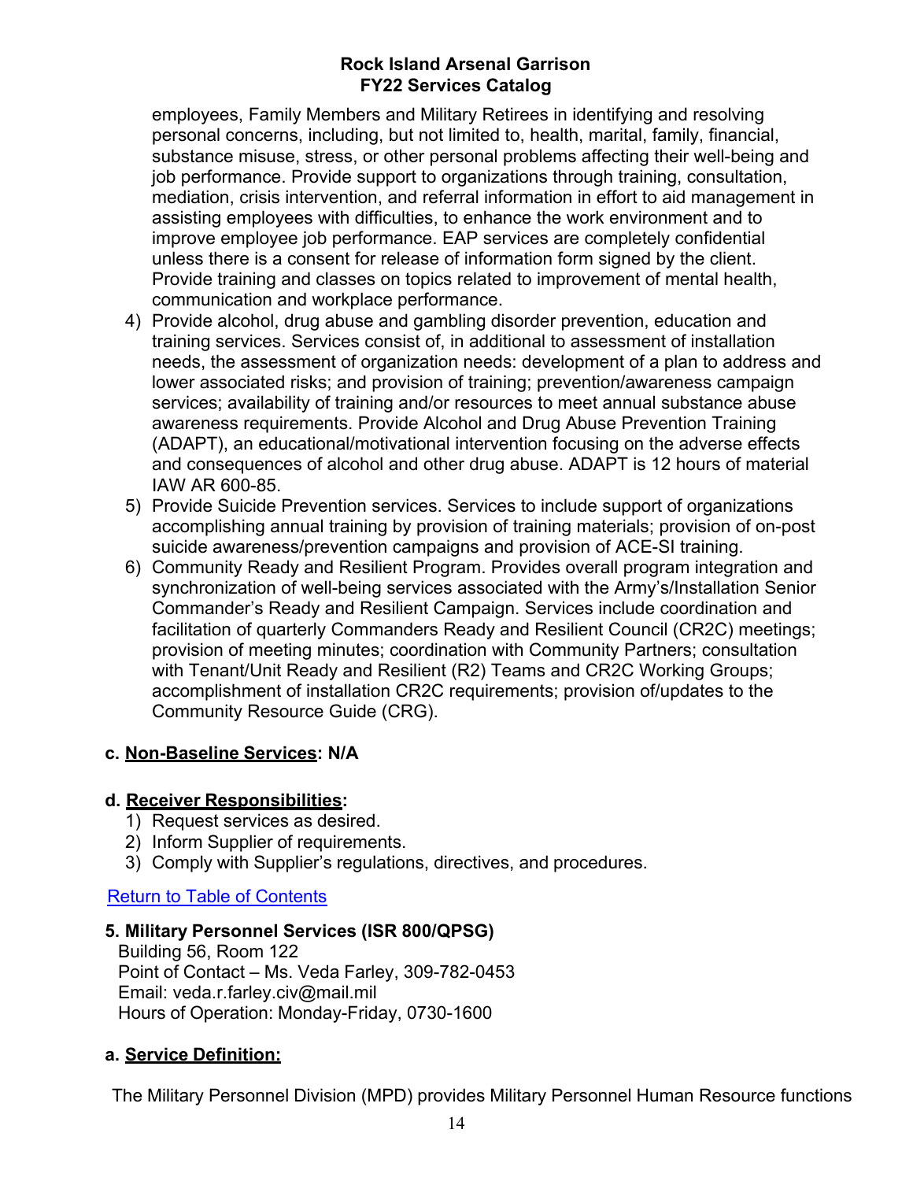employees, Family Members and Military Retirees in identifying and resolving personal concerns, including, but not limited to, health, marital, family, financial, substance misuse, stress, or other personal problems affecting their well-being and job performance. Provide support to organizations through training, consultation, mediation, crisis intervention, and referral information in effort to aid management in assisting employees with difficulties, to enhance the work environment and to improve employee job performance. EAP services are completely confidential unless there is a consent for release of information form signed by the client. Provide training and classes on topics related to improvement of mental health, communication and workplace performance.

4) Provide alcohol, drug abuse and gambling disorder prevention, education and training services. Services consist of, in additional to assessment of installation needs, the assessment of organization needs: development of a plan to address and lower associated risks; and provision of training; prevention/awareness campaign services; availability of training and/or resources to meet annual substance abuse awareness requirements. Provide Alcohol and Drug Abuse Prevention Training (ADAPT), an educational/motivational intervention focusing on the adverse effects and consequences of alcohol and other drug abuse. ADAPT is 12 hours of material IAW AR 600-85.
5) Provide Suicide Prevention services. Services to include support of organizations accomplishing annual training by provision of training materials; provision of on-post suicide awareness/prevention campaigns and provision of ACE-SI training.
6) Community Ready and Resilient Program. Provides overall program integration and synchronization of well-being services associated with the Army's/Installation Senior Commander's Ready and Resilient Campaign. Services include coordination and facilitation of quarterly Commanders Ready and Resilient Council (CR2C) meetings; provision of meeting minutes; coordination with Community Partners; consultation with Tenant/Unit Ready and Resilient (R2) Teams and CR2C Working Groups; accomplishment of installation CR2C requirements; provision of/updates to the Community Resource Guide (CRG).

**c. <u>Non-Baseline Services</u>: N/A**

**d. <u>Receiver Responsibilities</u>:**

1) Request services as desired.
2) Inform Supplier of requirements.
3) Comply with Supplier's regulations, directives, and procedures.

[Return to Table of Contents]

### 5. Military Personnel Services (ISR 800/QPSG)

Building 56, Room 122
Point of Contact – Ms. Veda Farley, 309-782-0453
Email: veda.r.farley.civ@mail.mil
Hours of Operation: Monday-Friday, 0730-1600

**a. <u>Service Definition:</u>**

The Military Personnel Division (MPD) provides Military Personnel Human Resource functions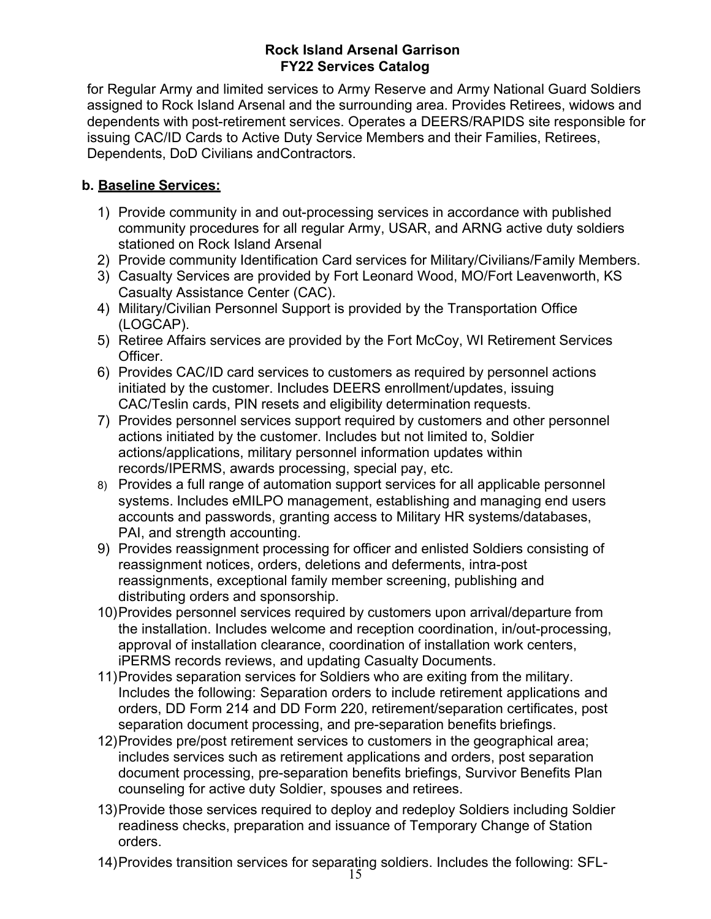for Regular Army and limited services to Army Reserve and Army National Guard Soldiers assigned to Rock Island Arsenal and the surrounding area. Provides Retirees, widows and dependents with post-retirement services. Operates a DEERS/RAPIDS site responsible for issuing CAC/ID Cards to Active Duty Service Members and their Families, Retirees, Dependents, DoD Civilians andContractors.

**b. Baseline Services:**

1) Provide community in and out-processing services in accordance with published community procedures for all regular Army, USAR, and ARNG active duty soldiers stationed on Rock Island Arsenal
2) Provide community Identification Card services for Military/Civilians/Family Members.
3) Casualty Services are provided by Fort Leonard Wood, MO/Fort Leavenworth, KS Casualty Assistance Center (CAC).
4) Military/Civilian Personnel Support is provided by the Transportation Office (LOGCAP).
5) Retiree Affairs services are provided by the Fort McCoy, WI Retirement Services Officer.
6) Provides CAC/ID card services to customers as required by personnel actions initiated by the customer. Includes DEERS enrollment/updates, issuing CAC/Teslin cards, PIN resets and eligibility determination requests.
7) Provides personnel services support required by customers and other personnel actions initiated by the customer. Includes but not limited to, Soldier actions/applications, military personnel information updates within records/IPERMS, awards processing, special pay, etc.
8) Provides a full range of automation support services for all applicable personnel systems. Includes eMILPO management, establishing and managing end users accounts and passwords, granting access to Military HR systems/databases, PAI, and strength accounting.
9) Provides reassignment processing for officer and enlisted Soldiers consisting of reassignment notices, orders, deletions and deferments, intra-post reassignments, exceptional family member screening, publishing and distributing orders and sponsorship.
10) Provides personnel services required by customers upon arrival/departure from the installation. Includes welcome and reception coordination, in/out-processing, approval of installation clearance, coordination of installation work centers, iPERMS records reviews, and updating Casualty Documents.
11) Provides separation services for Soldiers who are exiting from the military. Includes the following: Separation orders to include retirement applications and orders, DD Form 214 and DD Form 220, retirement/separation certificates, post separation document processing, and pre-separation benefits briefings.
12) Provides pre/post retirement services to customers in the geographical area; includes services such as retirement applications and orders, post separation document processing, pre-separation benefits briefings, Survivor Benefits Plan counseling for active duty Soldier, spouses and retirees.
13) Provide those services required to deploy and redeploy Soldiers including Soldier readiness checks, preparation and issuance of Temporary Change of Station orders.
14) Provides transition services for separating soldiers. Includes the following: SFL-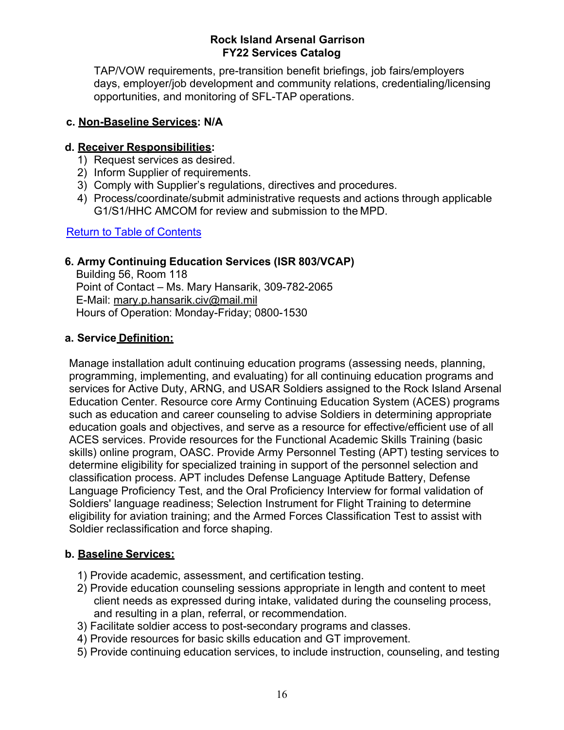TAP/VOW requirements, pre-transition benefit briefings, job fairs/employers days, employer/job development and community relations, credentialing/licensing opportunities, and monitoring of SFL-TAP operations.

**c. <u>Non-Baseline Services</u>: N/A**

**d. <u>Receiver Responsibilities</u>:**

1) Request services as desired.
2) Inform Supplier of requirements.
3) Comply with Supplier's regulations, directives and procedures.
4) Process/coordinate/submit administrative requests and actions through applicable G1/S1/HHC AMCOM for review and submission to the MPD.

Return to Table of Contents

### 6. Army Continuing Education Services (ISR 803/VCAP)

Building 56, Room 118
Point of Contact – Ms. Mary Hansarik, 309-782-2065
E-Mail: mary.p.hansarik.civ@mail.mil
Hours of Operation: Monday-Friday; 0800-1530

**a. Service <u>Definition:</u>**

Manage installation adult continuing education programs (assessing needs, planning, programming, implementing, and evaluating) for all continuing education programs and services for Active Duty, ARNG, and USAR Soldiers assigned to the Rock Island Arsenal Education Center. Resource core Army Continuing Education System (ACES) programs such as education and career counseling to advise Soldiers in determining appropriate education goals and objectives, and serve as a resource for effective/efficient use of all ACES services. Provide resources for the Functional Academic Skills Training (basic skills) online program, OASC. Provide Army Personnel Testing (APT) testing services to determine eligibility for specialized training in support of the personnel selection and classification process. APT includes Defense Language Aptitude Battery, Defense Language Proficiency Test, and the Oral Proficiency Interview for formal validation of Soldiers' language readiness; Selection Instrument for Flight Training to determine eligibility for aviation training; and the Armed Forces Classification Test to assist with Soldier reclassification and force shaping.

**b. <u>Baseline Services:</u>**

1) Provide academic, assessment, and certification testing.
2) Provide education counseling sessions appropriate in length and content to meet client needs as expressed during intake, validated during the counseling process, and resulting in a plan, referral, or recommendation.
3) Facilitate soldier access to post-secondary programs and classes.
4) Provide resources for basic skills education and GT improvement.
5) Provide continuing education services, to include instruction, counseling, and testing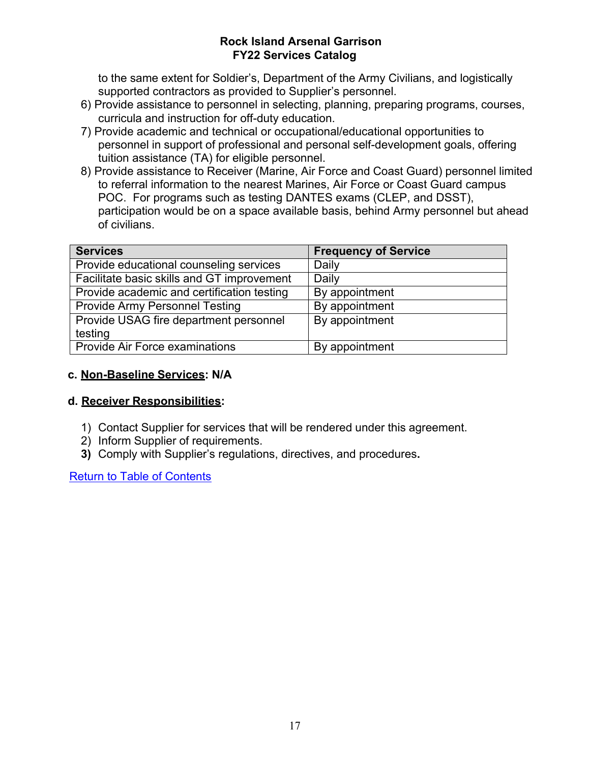to the same extent for Soldier's, Department of the Army Civilians, and logistically supported contractors as provided to Supplier's personnel.

6) Provide assistance to personnel in selecting, planning, preparing programs, courses, curricula and instruction for off-duty education.
7) Provide academic and technical or occupational/educational opportunities to personnel in support of professional and personal self-development goals, offering tuition assistance (TA) for eligible personnel.
8) Provide assistance to Receiver (Marine, Air Force and Coast Guard) personnel limited to referral information to the nearest Marines, Air Force or Coast Guard campus POC. For programs such as testing DANTES exams (CLEP, and DSST), participation would be on a space available basis, behind Army personnel but ahead of civilians.

| Services | Frequency of Service |
|---|---|
| Provide educational counseling services | Daily |
| Facilitate basic skills and GT improvement | Daily |
| Provide academic and certification testing | By appointment |
| Provide Army Personnel Testing | By appointment |
| Provide USAG fire department personnel testing | By appointment |
| Provide Air Force examinations | By appointment |

**c. <u>Non-Baseline Services</u>: N/A**

**d. <u>Receiver Responsibilities</u>:**

1) Contact Supplier for services that will be rendered under this agreement.
2) Inform Supplier of requirements.
3) Comply with Supplier's regulations, directives, and procedures.

Return to Table of Contents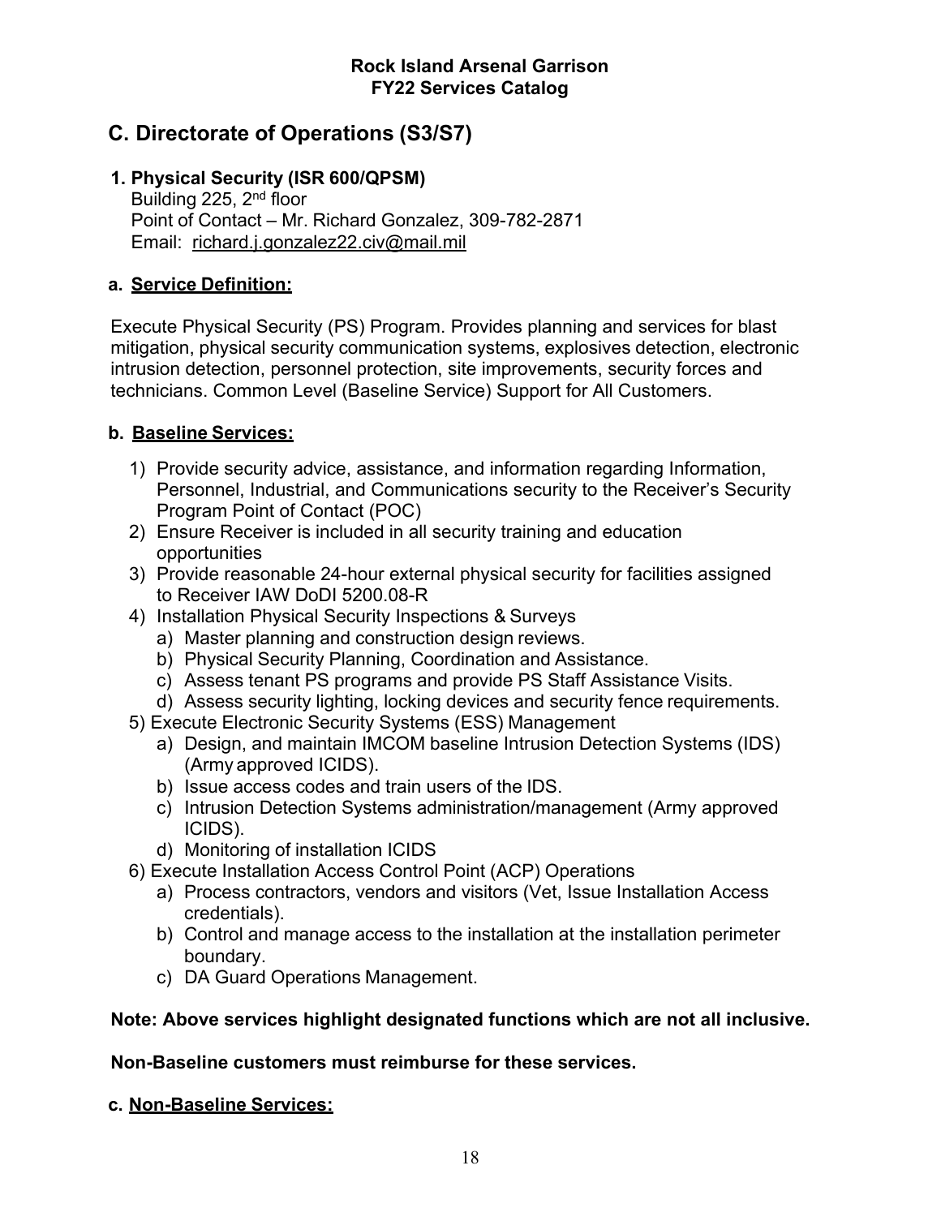## C. Directorate of Operations (S3/S7)

### 1. Physical Security (ISR 600/QPSM)

Building 225, 2nd floor
Point of Contact – Mr. Richard Gonzalez, 309-782-2871
Email: richard.j.gonzalez22.civ@mail.mil

#### a. Service Definition:

Execute Physical Security (PS) Program. Provides planning and services for blast mitigation, physical security communication systems, explosives detection, electronic intrusion detection, personnel protection, site improvements, security forces and technicians. Common Level (Baseline Service) Support for All Customers.

#### b. Baseline Services:

1) Provide security advice, assistance, and information regarding Information, Personnel, Industrial, and Communications security to the Receiver's Security Program Point of Contact (POC)
2) Ensure Receiver is included in all security training and education opportunities
3) Provide reasonable 24-hour external physical security for facilities assigned to Receiver IAW DoDI 5200.08-R
4) Installation Physical Security Inspections & Surveys
   a) Master planning and construction design reviews.
   b) Physical Security Planning, Coordination and Assistance.
   c) Assess tenant PS programs and provide PS Staff Assistance Visits.
   d) Assess security lighting, locking devices and security fence requirements.
5) Execute Electronic Security Systems (ESS) Management
   a) Design, and maintain IMCOM baseline Intrusion Detection Systems (IDS) (Army approved ICIDS).
   b) Issue access codes and train users of the IDS.
   c) Intrusion Detection Systems administration/management (Army approved ICIDS).
   d) Monitoring of installation ICIDS
6) Execute Installation Access Control Point (ACP) Operations
   a) Process contractors, vendors and visitors (Vet, Issue Installation Access credentials).
   b) Control and manage access to the installation at the installation perimeter boundary.
   c) DA Guard Operations Management.

**Note: Above services highlight designated functions which are not all inclusive.**

**Non-Baseline customers must reimburse for these services.**

#### c. Non-Baseline Services: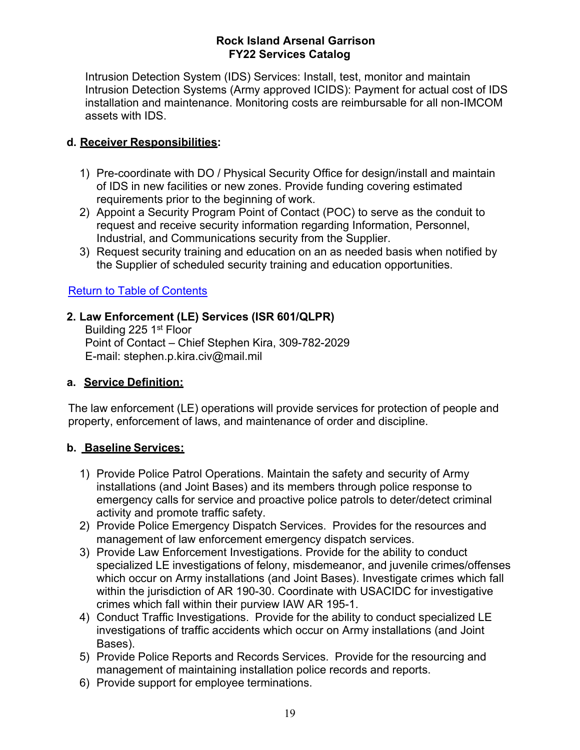Intrusion Detection System (IDS) Services: Install, test, monitor and maintain Intrusion Detection Systems (Army approved ICIDS): Payment for actual cost of IDS installation and maintenance. Monitoring costs are reimbursable for all non-IMCOM assets with IDS.

**d. Receiver Responsibilities:**

1) Pre-coordinate with DO / Physical Security Office for design/install and maintain of IDS in new facilities or new zones. Provide funding covering estimated requirements prior to the beginning of work.
2) Appoint a Security Program Point of Contact (POC) to serve as the conduit to request and receive security information regarding Information, Personnel, Industrial, and Communications security from the Supplier.
3) Request security training and education on an as needed basis when notified by the Supplier of scheduled security training and education opportunities.

Return to Table of Contents

## 2. Law Enforcement (LE) Services (ISR 601/QLPR)

Building 225 1st Floor
Point of Contact – Chief Stephen Kira, 309-782-2029
E-mail: stephen.p.kira.civ@mail.mil

**a. Service Definition:**

The law enforcement (LE) operations will provide services for protection of people and property, enforcement of laws, and maintenance of order and discipline.

**b. Baseline Services:**

1) Provide Police Patrol Operations. Maintain the safety and security of Army installations (and Joint Bases) and its members through police response to emergency calls for service and proactive police patrols to deter/detect criminal activity and promote traffic safety.
2) Provide Police Emergency Dispatch Services. Provides for the resources and management of law enforcement emergency dispatch services.
3) Provide Law Enforcement Investigations. Provide for the ability to conduct specialized LE investigations of felony, misdemeanor, and juvenile crimes/offenses which occur on Army installations (and Joint Bases). Investigate crimes which fall within the jurisdiction of AR 190-30. Coordinate with USACIDC for investigative crimes which fall within their purview IAW AR 195-1.
4) Conduct Traffic Investigations. Provide for the ability to conduct specialized LE investigations of traffic accidents which occur on Army installations (and Joint Bases).
5) Provide Police Reports and Records Services. Provide for the resourcing and management of maintaining installation police records and reports.
6) Provide support for employee terminations.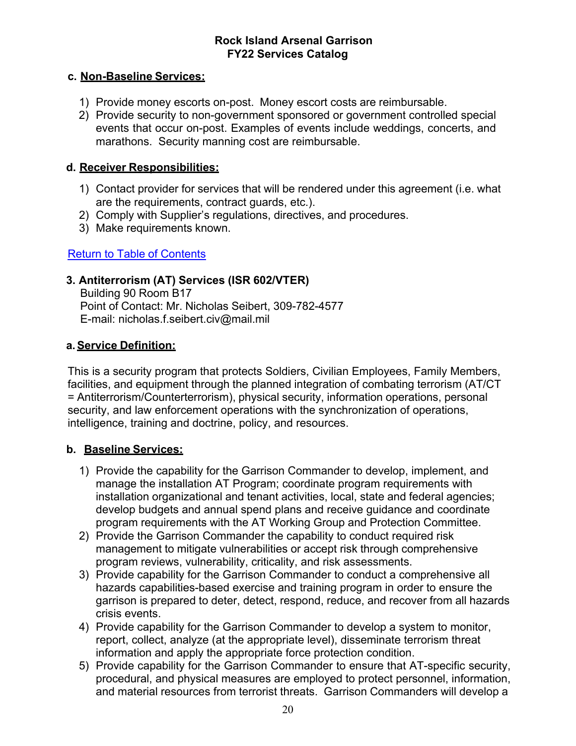**c. Non-Baseline Services:**

1) Provide money escorts on-post. Money escort costs are reimbursable.
2) Provide security to non-government sponsored or government controlled special events that occur on-post. Examples of events include weddings, concerts, and marathons. Security manning cost are reimbursable.

**d. Receiver Responsibilities:**

1) Contact provider for services that will be rendered under this agreement (i.e. what are the requirements, contract guards, etc.).
2) Comply with Supplier's regulations, directives, and procedures.
3) Make requirements known.

Return to Table of Contents

### 3. Antiterrorism (AT) Services (ISR 602/VTER)

Building 90 Room B17
Point of Contact: Mr. Nicholas Seibert, 309-782-4577
E-mail: nicholas.f.seibert.civ@mail.mil

**a. Service Definition:**

This is a security program that protects Soldiers, Civilian Employees, Family Members, facilities, and equipment through the planned integration of combating terrorism (AT/CT = Antiterrorism/Counterterrorism), physical security, information operations, personal security, and law enforcement operations with the synchronization of operations, intelligence, training and doctrine, policy, and resources.

**b. Baseline Services:**

1) Provide the capability for the Garrison Commander to develop, implement, and manage the installation AT Program; coordinate program requirements with installation organizational and tenant activities, local, state and federal agencies; develop budgets and annual spend plans and receive guidance and coordinate program requirements with the AT Working Group and Protection Committee.
2) Provide the Garrison Commander the capability to conduct required risk management to mitigate vulnerabilities or accept risk through comprehensive program reviews, vulnerability, criticality, and risk assessments.
3) Provide capability for the Garrison Commander to conduct a comprehensive all hazards capabilities-based exercise and training program in order to ensure the garrison is prepared to deter, detect, respond, reduce, and recover from all hazards crisis events.
4) Provide capability for the Garrison Commander to develop a system to monitor, report, collect, analyze (at the appropriate level), disseminate terrorism threat information and apply the appropriate force protection condition.
5) Provide capability for the Garrison Commander to ensure that AT-specific security, procedural, and physical measures are employed to protect personnel, information, and material resources from terrorist threats. Garrison Commanders will develop a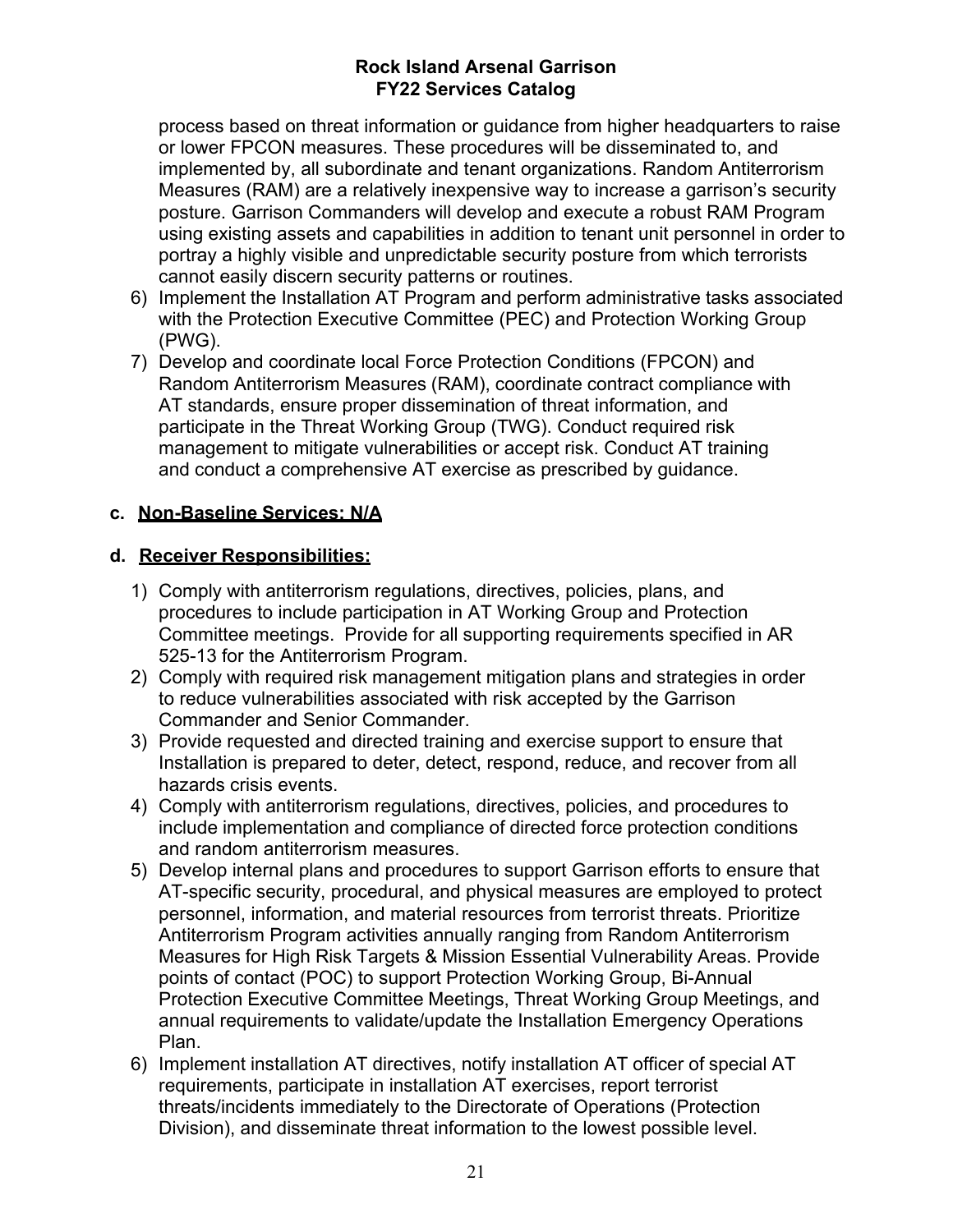process based on threat information or guidance from higher headquarters to raise or lower FPCON measures. These procedures will be disseminated to, and implemented by, all subordinate and tenant organizations. Random Antiterrorism Measures (RAM) are a relatively inexpensive way to increase a garrison's security posture. Garrison Commanders will develop and execute a robust RAM Program using existing assets and capabilities in addition to tenant unit personnel in order to portray a highly visible and unpredictable security posture from which terrorists cannot easily discern security patterns or routines.

6) Implement the Installation AT Program and perform administrative tasks associated with the Protection Executive Committee (PEC) and Protection Working Group (PWG).
7) Develop and coordinate local Force Protection Conditions (FPCON) and Random Antiterrorism Measures (RAM), coordinate contract compliance with AT standards, ensure proper dissemination of threat information, and participate in the Threat Working Group (TWG). Conduct required risk management to mitigate vulnerabilities or accept risk. Conduct AT training and conduct a comprehensive AT exercise as prescribed by guidance.

**c. Non-Baseline Services: N/A**

**d. Receiver Responsibilities:**

1) Comply with antiterrorism regulations, directives, policies, plans, and procedures to include participation in AT Working Group and Protection Committee meetings. Provide for all supporting requirements specified in AR 525-13 for the Antiterrorism Program.
2) Comply with required risk management mitigation plans and strategies in order to reduce vulnerabilities associated with risk accepted by the Garrison Commander and Senior Commander.
3) Provide requested and directed training and exercise support to ensure that Installation is prepared to deter, detect, respond, reduce, and recover from all hazards crisis events.
4) Comply with antiterrorism regulations, directives, policies, and procedures to include implementation and compliance of directed force protection conditions and random antiterrorism measures.
5) Develop internal plans and procedures to support Garrison efforts to ensure that AT-specific security, procedural, and physical measures are employed to protect personnel, information, and material resources from terrorist threats. Prioritize Antiterrorism Program activities annually ranging from Random Antiterrorism Measures for High Risk Targets & Mission Essential Vulnerability Areas. Provide points of contact (POC) to support Protection Working Group, Bi-Annual Protection Executive Committee Meetings, Threat Working Group Meetings, and annual requirements to validate/update the Installation Emergency Operations Plan.
6) Implement installation AT directives, notify installation AT officer of special AT requirements, participate in installation AT exercises, report terrorist threats/incidents immediately to the Directorate of Operations (Protection Division), and disseminate threat information to the lowest possible level.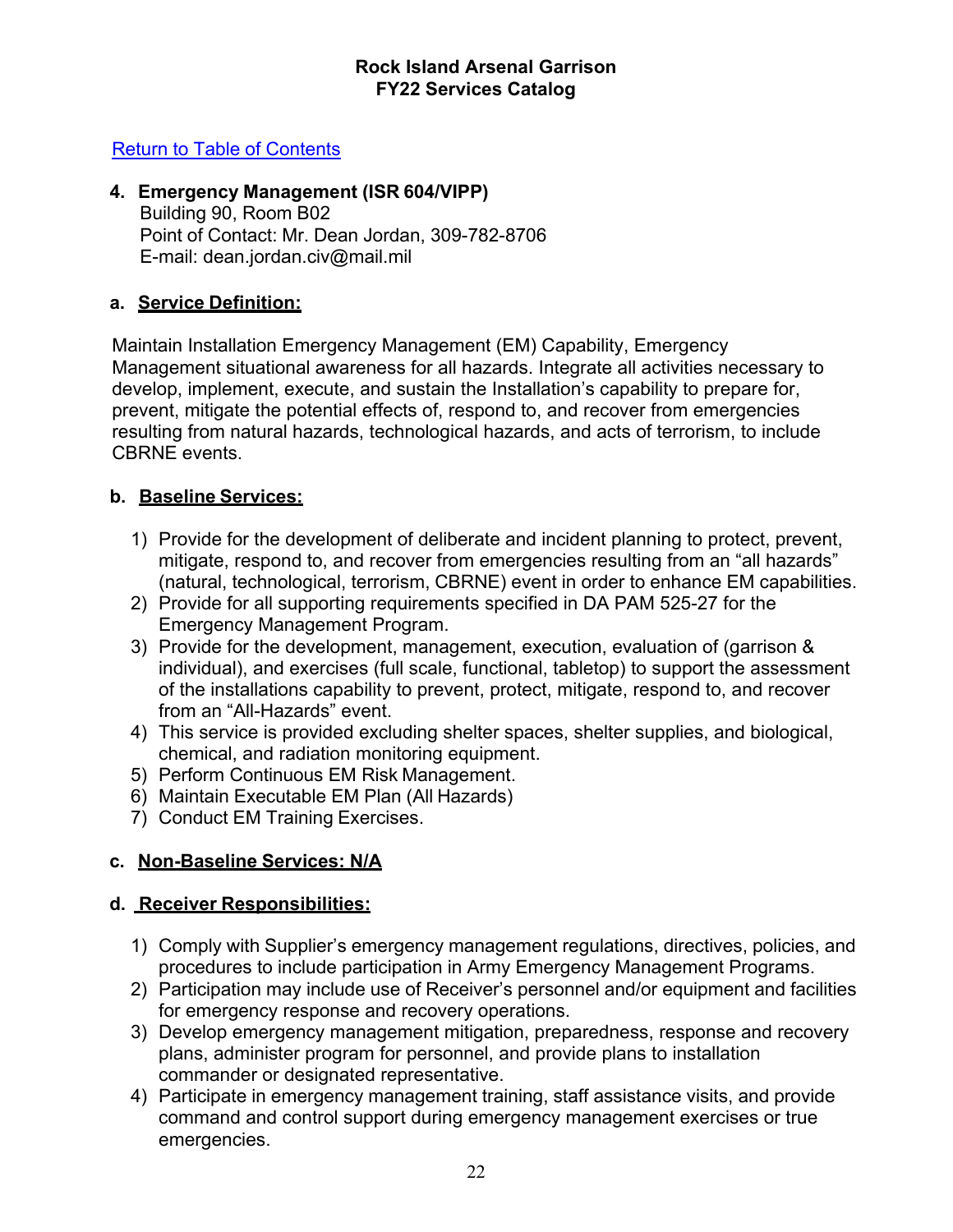Return to Table of Contents

## 4. Emergency Management (ISR 604/VIPP)

Building 90, Room B02
Point of Contact: Mr. Dean Jordan, 309-782-8706
E-mail: dean.jordan.civ@mail.mil

### a. Service Definition:

Maintain Installation Emergency Management (EM) Capability, Emergency Management situational awareness for all hazards. Integrate all activities necessary to develop, implement, execute, and sustain the Installation's capability to prepare for, prevent, mitigate the potential effects of, respond to, and recover from emergencies resulting from natural hazards, technological hazards, and acts of terrorism, to include CBRNE events.

### b. Baseline Services:

1) Provide for the development of deliberate and incident planning to protect, prevent, mitigate, respond to, and recover from emergencies resulting from an "all hazards" (natural, technological, terrorism, CBRNE) event in order to enhance EM capabilities.
2) Provide for all supporting requirements specified in DA PAM 525-27 for the Emergency Management Program.
3) Provide for the development, management, execution, evaluation of (garrison & individual), and exercises (full scale, functional, tabletop) to support the assessment of the installations capability to prevent, protect, mitigate, respond to, and recover from an "All-Hazards" event.
4) This service is provided excluding shelter spaces, shelter supplies, and biological, chemical, and radiation monitoring equipment.
5) Perform Continuous EM Risk Management.
6) Maintain Executable EM Plan (All Hazards)
7) Conduct EM Training Exercises.

### c. Non-Baseline Services: N/A

### d. Receiver Responsibilities:

1) Comply with Supplier's emergency management regulations, directives, policies, and procedures to include participation in Army Emergency Management Programs.
2) Participation may include use of Receiver's personnel and/or equipment and facilities for emergency response and recovery operations.
3) Develop emergency management mitigation, preparedness, response and recovery plans, administer program for personnel, and provide plans to installation commander or designated representative.
4) Participate in emergency management training, staff assistance visits, and provide command and control support during emergency management exercises or true emergencies.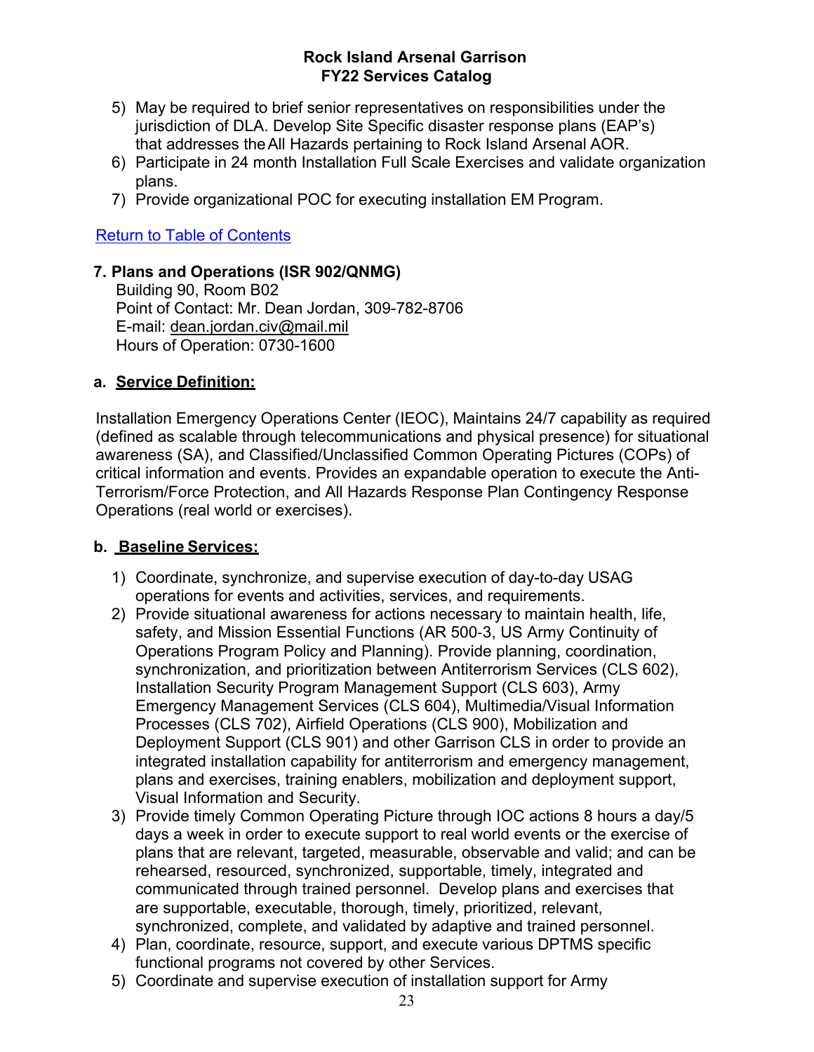5) May be required to brief senior representatives on responsibilities under the jurisdiction of DLA. Develop Site Specific disaster response plans (EAP's) that addresses the All Hazards pertaining to Rock Island Arsenal AOR.
6) Participate in 24 month Installation Full Scale Exercises and validate organization plans.
7) Provide organizational POC for executing installation EM Program.

Return to Table of Contents

### 7. Plans and Operations (ISR 902/QNMG)

Building 90, Room B02
Point of Contact: Mr. Dean Jordan, 309-782-8706
E-mail: dean.jordan.civ@mail.mil
Hours of Operation: 0730-1600

#### a. Service Definition:

Installation Emergency Operations Center (IEOC), Maintains 24/7 capability as required (defined as scalable through telecommunications and physical presence) for situational awareness (SA), and Classified/Unclassified Common Operating Pictures (COPs) of critical information and events. Provides an expandable operation to execute the Anti-Terrorism/Force Protection, and All Hazards Response Plan Contingency Response Operations (real world or exercises).

#### b. Baseline Services:

1) Coordinate, synchronize, and supervise execution of day-to-day USAG operations for events and activities, services, and requirements.
2) Provide situational awareness for actions necessary to maintain health, life, safety, and Mission Essential Functions (AR 500-3, US Army Continuity of Operations Program Policy and Planning). Provide planning, coordination, synchronization, and prioritization between Antiterrorism Services (CLS 602), Installation Security Program Management Support (CLS 603), Army Emergency Management Services (CLS 604), Multimedia/Visual Information Processes (CLS 702), Airfield Operations (CLS 900), Mobilization and Deployment Support (CLS 901) and other Garrison CLS in order to provide an integrated installation capability for antiterrorism and emergency management, plans and exercises, training enablers, mobilization and deployment support, Visual Information and Security.
3) Provide timely Common Operating Picture through IOC actions 8 hours a day/5 days a week in order to execute support to real world events or the exercise of plans that are relevant, targeted, measurable, observable and valid; and can be rehearsed, resourced, synchronized, supportable, timely, integrated and communicated through trained personnel. Develop plans and exercises that are supportable, executable, thorough, timely, prioritized, relevant, synchronized, complete, and validated by adaptive and trained personnel.
4) Plan, coordinate, resource, support, and execute various DPTMS specific functional programs not covered by other Services.
5) Coordinate and supervise execution of installation support for Army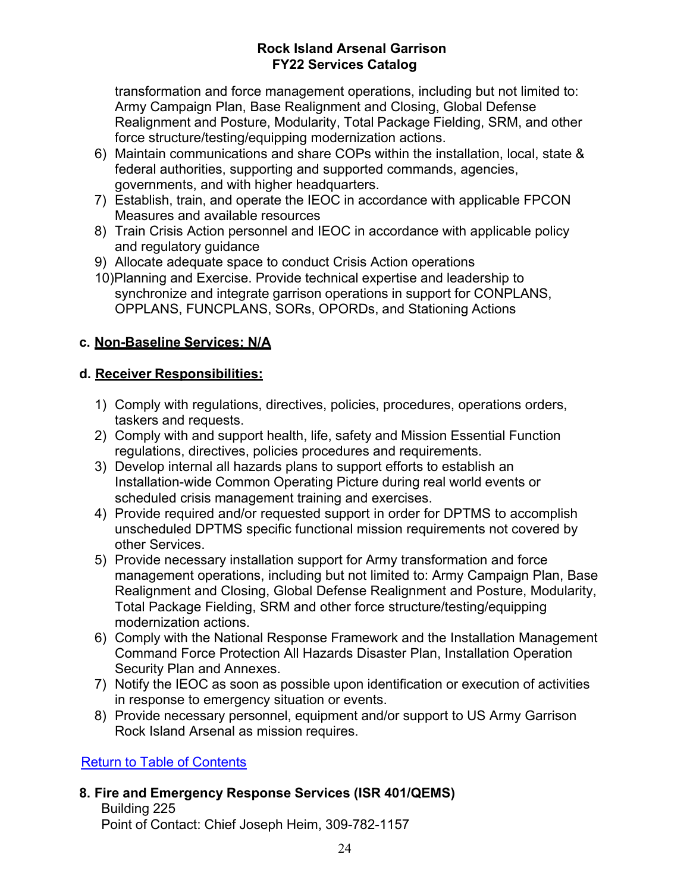transformation and force management operations, including but not limited to: Army Campaign Plan, Base Realignment and Closing, Global Defense Realignment and Posture, Modularity, Total Package Fielding, SRM, and other force structure/testing/equipping modernization actions.

6) Maintain communications and share COPs within the installation, local, state & federal authorities, supporting and supported commands, agencies, governments, and with higher headquarters.
7) Establish, train, and operate the IEOC in accordance with applicable FPCON Measures and available resources
8) Train Crisis Action personnel and IEOC in accordance with applicable policy and regulatory guidance
9) Allocate adequate space to conduct Crisis Action operations
10) Planning and Exercise. Provide technical expertise and leadership to synchronize and integrate garrison operations in support for CONPLANS, OPPLANS, FUNCPLANS, SORs, OPORDs, and Stationing Actions

**c. Non-Baseline Services: N/A**

**d. Receiver Responsibilities:**

1) Comply with regulations, directives, policies, procedures, operations orders, taskers and requests.
2) Comply with and support health, life, safety and Mission Essential Function regulations, directives, policies procedures and requirements.
3) Develop internal all hazards plans to support efforts to establish an Installation-wide Common Operating Picture during real world events or scheduled crisis management training and exercises.
4) Provide required and/or requested support in order for DPTMS to accomplish unscheduled DPTMS specific functional mission requirements not covered by other Services.
5) Provide necessary installation support for Army transformation and force management operations, including but not limited to: Army Campaign Plan, Base Realignment and Closing, Global Defense Realignment and Posture, Modularity, Total Package Fielding, SRM and other force structure/testing/equipping modernization actions.
6) Comply with the National Response Framework and the Installation Management Command Force Protection All Hazards Disaster Plan, Installation Operation Security Plan and Annexes.
7) Notify the IEOC as soon as possible upon identification or execution of activities in response to emergency situation or events.
8) Provide necessary personnel, equipment and/or support to US Army Garrison Rock Island Arsenal as mission requires.

Return to Table of Contents

**8. Fire and Emergency Response Services (ISR 401/QEMS)**

Building 225

Point of Contact: Chief Joseph Heim, 309-782-1157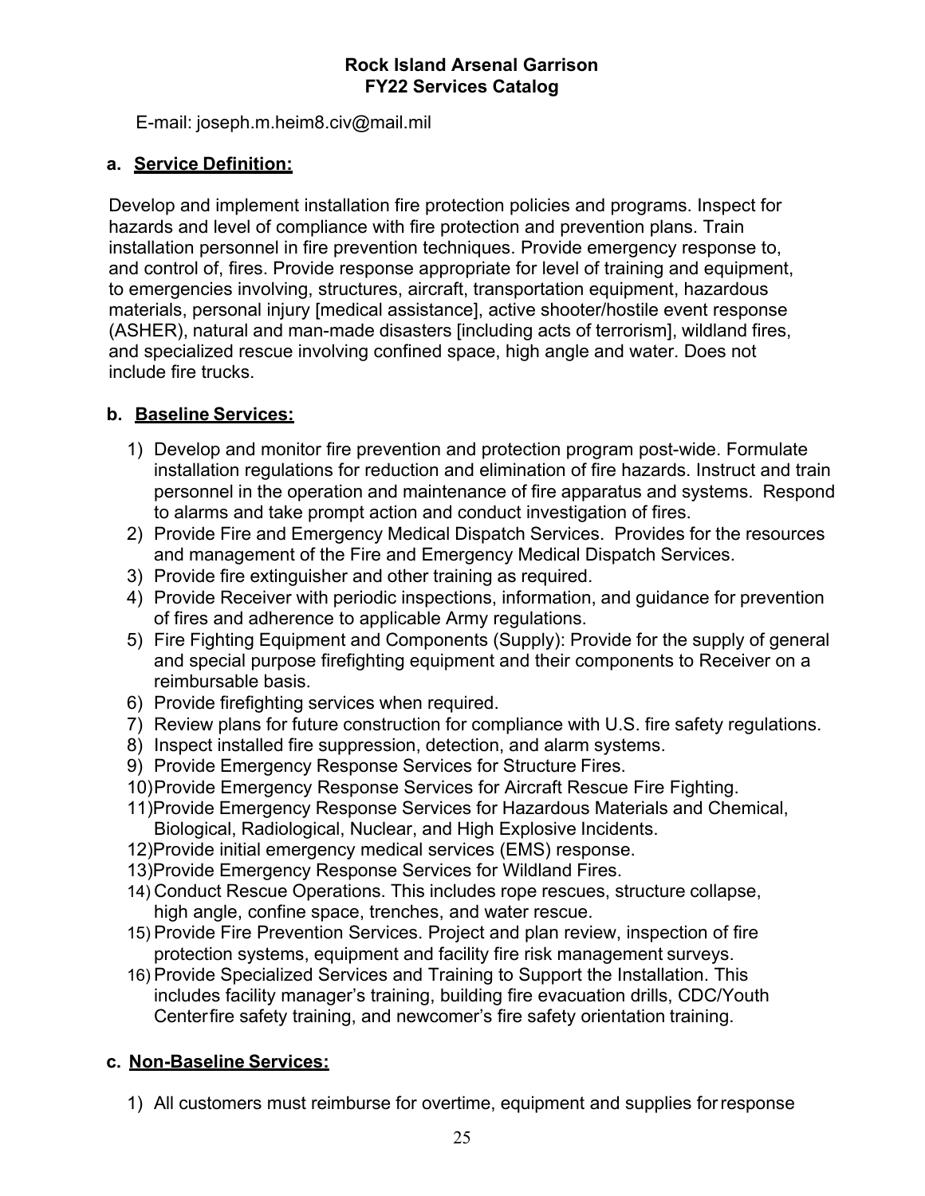E-mail: joseph.m.heim8.civ@mail.mil

**a. Service Definition:**

Develop and implement installation fire protection policies and programs. Inspect for hazards and level of compliance with fire protection and prevention plans. Train installation personnel in fire prevention techniques. Provide emergency response to, and control of, fires. Provide response appropriate for level of training and equipment, to emergencies involving, structures, aircraft, transportation equipment, hazardous materials, personal injury [medical assistance], active shooter/hostile event response (ASHER), natural and man-made disasters [including acts of terrorism], wildland fires, and specialized rescue involving confined space, high angle and water. Does not include fire trucks.

**b. Baseline Services:**

1) Develop and monitor fire prevention and protection program post-wide. Formulate installation regulations for reduction and elimination of fire hazards. Instruct and train personnel in the operation and maintenance of fire apparatus and systems. Respond to alarms and take prompt action and conduct investigation of fires.
2) Provide Fire and Emergency Medical Dispatch Services. Provides for the resources and management of the Fire and Emergency Medical Dispatch Services.
3) Provide fire extinguisher and other training as required.
4) Provide Receiver with periodic inspections, information, and guidance for prevention of fires and adherence to applicable Army regulations.
5) Fire Fighting Equipment and Components (Supply): Provide for the supply of general and special purpose firefighting equipment and their components to Receiver on a reimbursable basis.
6) Provide firefighting services when required.
7) Review plans for future construction for compliance with U.S. fire safety regulations.
8) Inspect installed fire suppression, detection, and alarm systems.
9) Provide Emergency Response Services for Structure Fires.
10) Provide Emergency Response Services for Aircraft Rescue Fire Fighting.
11) Provide Emergency Response Services for Hazardous Materials and Chemical, Biological, Radiological, Nuclear, and High Explosive Incidents.
12) Provide initial emergency medical services (EMS) response.
13) Provide Emergency Response Services for Wildland Fires.
14) Conduct Rescue Operations. This includes rope rescues, structure collapse, high angle, confine space, trenches, and water rescue.
15) Provide Fire Prevention Services. Project and plan review, inspection of fire protection systems, equipment and facility fire risk management surveys.
16) Provide Specialized Services and Training to Support the Installation. This includes facility manager's training, building fire evacuation drills, CDC/Youth Center fire safety training, and newcomer's fire safety orientation training.

**c. Non-Baseline Services:**

1) All customers must reimburse for overtime, equipment and supplies for response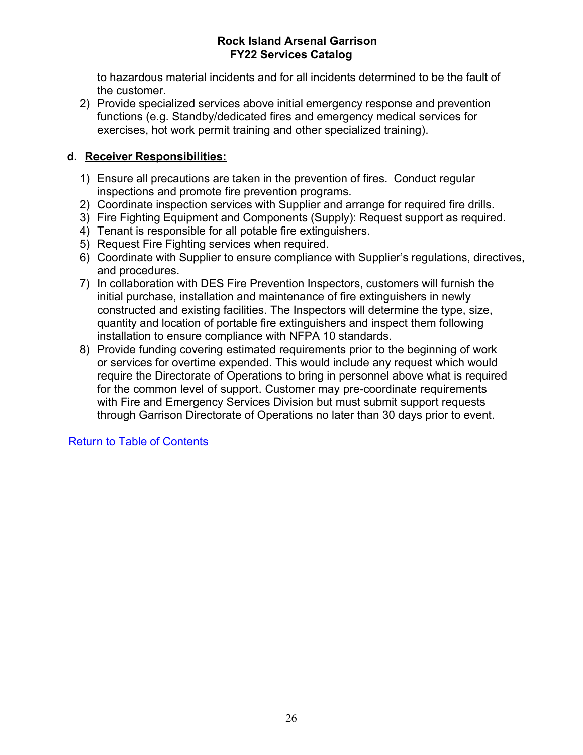to hazardous material incidents and for all incidents determined to be the fault of the customer.

2) Provide specialized services above initial emergency response and prevention functions (e.g. Standby/dedicated fires and emergency medical services for exercises, hot work permit training and other specialized training).

**d. Receiver Responsibilities:**

1) Ensure all precautions are taken in the prevention of fires. Conduct regular inspections and promote fire prevention programs.
2) Coordinate inspection services with Supplier and arrange for required fire drills.
3) Fire Fighting Equipment and Components (Supply): Request support as required.
4) Tenant is responsible for all potable fire extinguishers.
5) Request Fire Fighting services when required.
6) Coordinate with Supplier to ensure compliance with Supplier's regulations, directives, and procedures.
7) In collaboration with DES Fire Prevention Inspectors, customers will furnish the initial purchase, installation and maintenance of fire extinguishers in newly constructed and existing facilities. The Inspectors will determine the type, size, quantity and location of portable fire extinguishers and inspect them following installation to ensure compliance with NFPA 10 standards.
8) Provide funding covering estimated requirements prior to the beginning of work or services for overtime expended. This would include any request which would require the Directorate of Operations to bring in personnel above what is required for the common level of support. Customer may pre-coordinate requirements with Fire and Emergency Services Division but must submit support requests through Garrison Directorate of Operations no later than 30 days prior to event.

Return to Table of Contents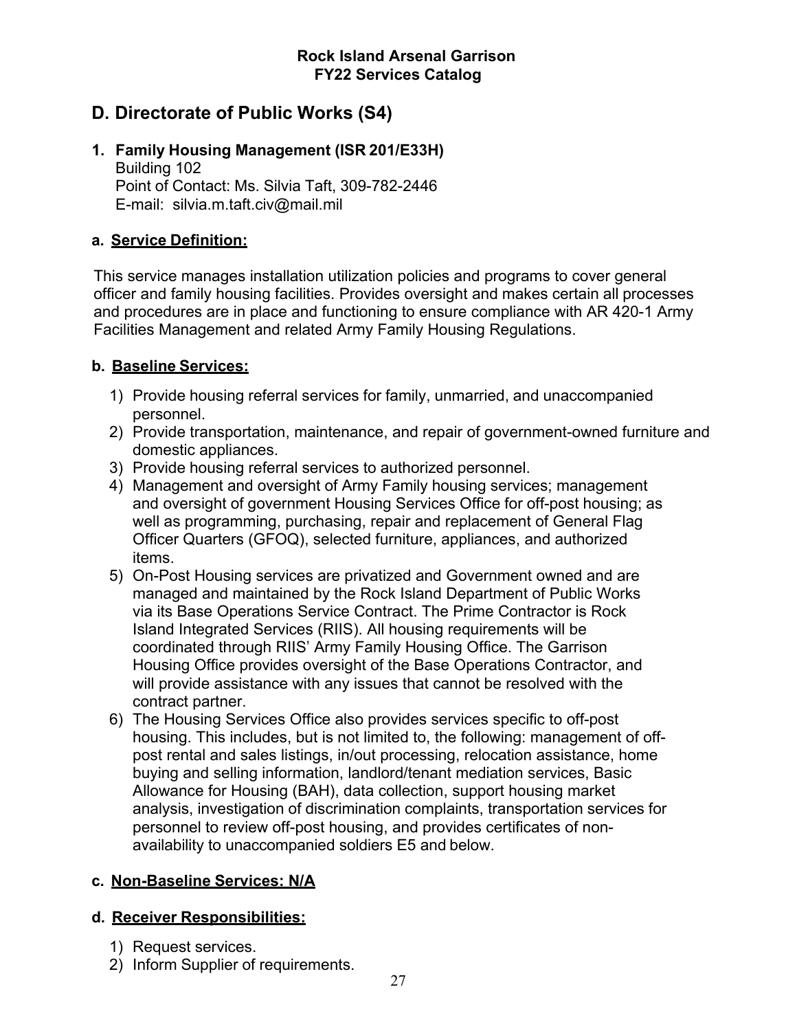## D. Directorate of Public Works (S4)

### 1. Family Housing Management (ISR 201/E33H)

Building 102
Point of Contact: Ms. Silvia Taft, 309-782-2446
E-mail: silvia.m.taft.civ@mail.mil

#### a. Service Definition:

This service manages installation utilization policies and programs to cover general officer and family housing facilities. Provides oversight and makes certain all processes and procedures are in place and functioning to ensure compliance with AR 420-1 Army Facilities Management and related Army Family Housing Regulations.

#### b. Baseline Services:

1) Provide housing referral services for family, unmarried, and unaccompanied personnel.
2) Provide transportation, maintenance, and repair of government-owned furniture and domestic appliances.
3) Provide housing referral services to authorized personnel.
4) Management and oversight of Army Family housing services; management and oversight of government Housing Services Office for off-post housing; as well as programming, purchasing, repair and replacement of General Flag Officer Quarters (GFOQ), selected furniture, appliances, and authorized items.
5) On-Post Housing services are privatized and Government owned and are managed and maintained by the Rock Island Department of Public Works via its Base Operations Service Contract. The Prime Contractor is Rock Island Integrated Services (RIIS). All housing requirements will be coordinated through RIIS' Army Family Housing Office. The Garrison Housing Office provides oversight of the Base Operations Contractor, and will provide assistance with any issues that cannot be resolved with the contract partner.
6) The Housing Services Office also provides services specific to off-post housing. This includes, but is not limited to, the following: management of off-post rental and sales listings, in/out processing, relocation assistance, home buying and selling information, landlord/tenant mediation services, Basic Allowance for Housing (BAH), data collection, support housing market analysis, investigation of discrimination complaints, transportation services for personnel to review off-post housing, and provides certificates of non-availability to unaccompanied soldiers E5 and below.

#### c. Non-Baseline Services: N/A

#### d. Receiver Responsibilities:

1) Request services.
2) Inform Supplier of requirements.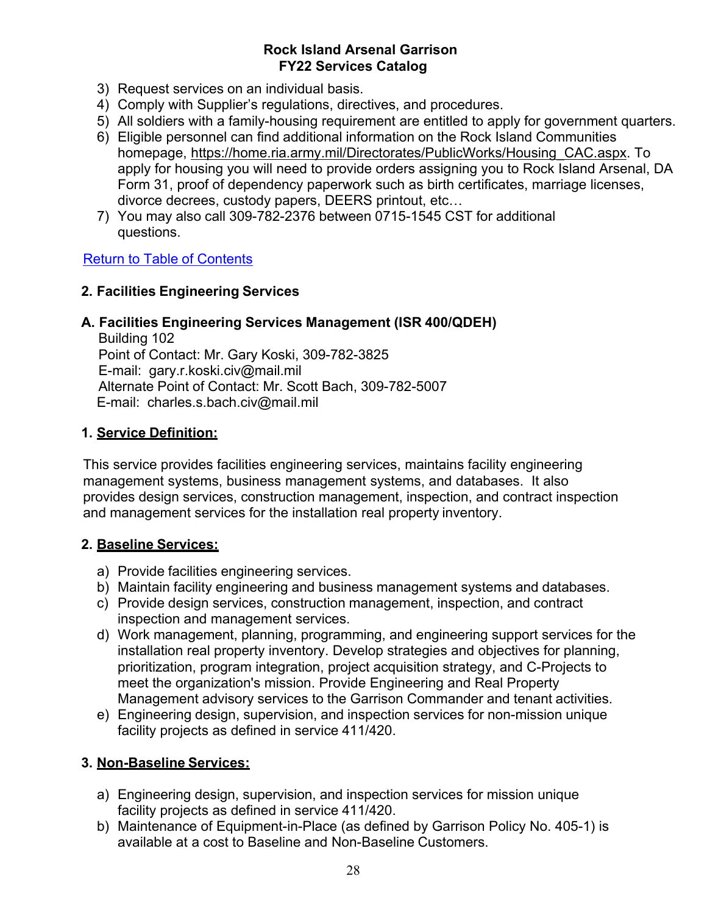3) Request services on an individual basis.
4) Comply with Supplier's regulations, directives, and procedures.
5) All soldiers with a family-housing requirement are entitled to apply for government quarters.
6) Eligible personnel can find additional information on the Rock Island Communities homepage, https://home.ria.army.mil/Directorates/PublicWorks/Housing_CAC.aspx. To apply for housing you will need to provide orders assigning you to Rock Island Arsenal, DA Form 31, proof of dependency paperwork such as birth certificates, marriage licenses, divorce decrees, custody papers, DEERS printout, etc…
7) You may also call 309-782-2376 between 0715-1545 CST for additional questions.

Return to Table of Contents

## 2. Facilities Engineering Services

### A. Facilities Engineering Services Management (ISR 400/QDEH)

Building 102
Point of Contact: Mr. Gary Koski, 309-782-3825
E-mail: gary.r.koski.civ@mail.mil
Alternate Point of Contact: Mr. Scott Bach, 309-782-5007
E-mail: charles.s.bach.civ@mail.mil

**1. Service Definition:**

This service provides facilities engineering services, maintains facility engineering management systems, business management systems, and databases. It also provides design services, construction management, inspection, and contract inspection and management services for the installation real property inventory.

**2. Baseline Services:**

a) Provide facilities engineering services.
b) Maintain facility engineering and business management systems and databases.
c) Provide design services, construction management, inspection, and contract inspection and management services.
d) Work management, planning, programming, and engineering support services for the installation real property inventory. Develop strategies and objectives for planning, prioritization, program integration, project acquisition strategy, and C-Projects to meet the organization's mission. Provide Engineering and Real Property Management advisory services to the Garrison Commander and tenant activities.
e) Engineering design, supervision, and inspection services for non-mission unique facility projects as defined in service 411/420.

**3. Non-Baseline Services:**

a) Engineering design, supervision, and inspection services for mission unique facility projects as defined in service 411/420.
b) Maintenance of Equipment-in-Place (as defined by Garrison Policy No. 405-1) is available at a cost to Baseline and Non-Baseline Customers.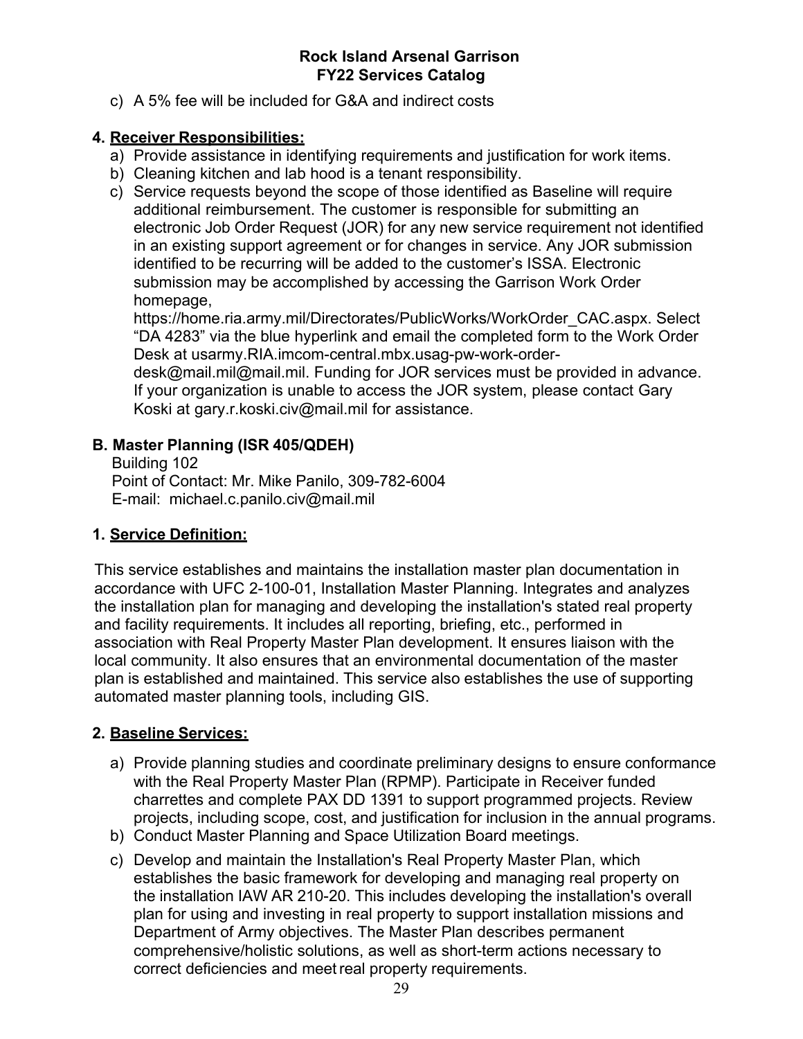c) A 5% fee will be included for G&A and indirect costs

**4. Receiver Responsibilities:**

a) Provide assistance in identifying requirements and justification for work items.
b) Cleaning kitchen and lab hood is a tenant responsibility.
c) Service requests beyond the scope of those identified as Baseline will require additional reimbursement. The customer is responsible for submitting an electronic Job Order Request (JOR) for any new service requirement not identified in an existing support agreement or for changes in service. Any JOR submission identified to be recurring will be added to the customer's ISSA. Electronic submission may be accomplished by accessing the Garrison Work Order homepage, https://home.ria.army.mil/Directorates/PublicWorks/WorkOrder_CAC.aspx. Select "DA 4283" via the blue hyperlink and email the completed form to the Work Order Desk at usarmy.RIA.imcom-central.mbx.usag-pw-work-order-desk@mail.mil@mail.mil. Funding for JOR services must be provided in advance. If your organization is unable to access the JOR system, please contact Gary Koski at gary.r.koski.civ@mail.mil for assistance.

## B. Master Planning (ISR 405/QDEH)

Building 102
Point of Contact: Mr. Mike Panilo, 309-782-6004
E-mail: michael.c.panilo.civ@mail.mil

**1. Service Definition:**

This service establishes and maintains the installation master plan documentation in accordance with UFC 2-100-01, Installation Master Planning. Integrates and analyzes the installation plan for managing and developing the installation's stated real property and facility requirements. It includes all reporting, briefing, etc., performed in association with Real Property Master Plan development. It ensures liaison with the local community. It also ensures that an environmental documentation of the master plan is established and maintained. This service also establishes the use of supporting automated master planning tools, including GIS.

**2. Baseline Services:**

a) Provide planning studies and coordinate preliminary designs to ensure conformance with the Real Property Master Plan (RPMP). Participate in Receiver funded charrettes and complete PAX DD 1391 to support programmed projects. Review projects, including scope, cost, and justification for inclusion in the annual programs.
b) Conduct Master Planning and Space Utilization Board meetings.
c) Develop and maintain the Installation's Real Property Master Plan, which establishes the basic framework for developing and managing real property on the installation IAW AR 210-20. This includes developing the installation's overall plan for using and investing in real property to support installation missions and Department of Army objectives. The Master Plan describes permanent comprehensive/holistic solutions, as well as short-term actions necessary to correct deficiencies and meet real property requirements.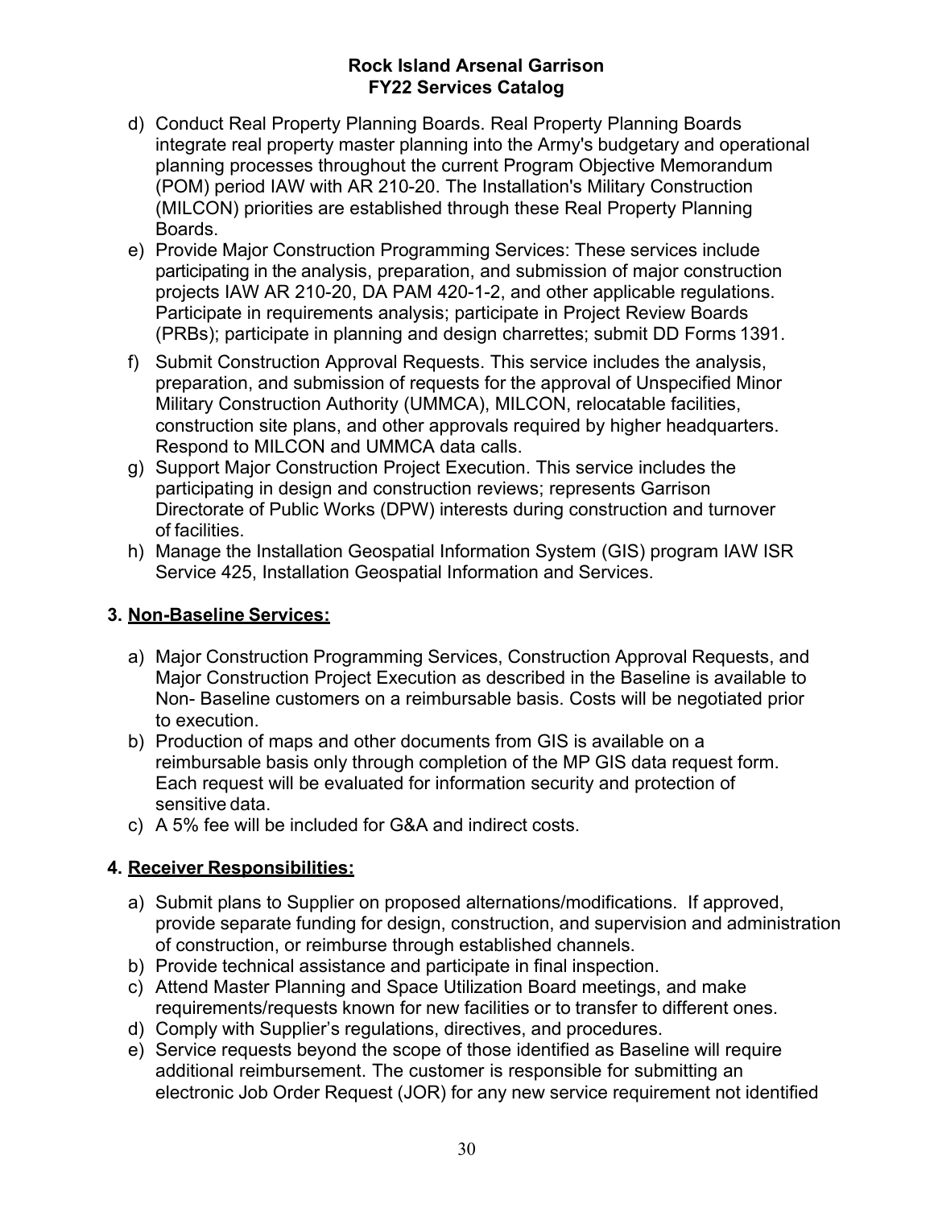d) Conduct Real Property Planning Boards. Real Property Planning Boards integrate real property master planning into the Army's budgetary and operational planning processes throughout the current Program Objective Memorandum (POM) period IAW with AR 210-20. The Installation's Military Construction (MILCON) priorities are established through these Real Property Planning Boards.

e) Provide Major Construction Programming Services: These services include participating in the analysis, preparation, and submission of major construction projects IAW AR 210-20, DA PAM 420-1-2, and other applicable regulations. Participate in requirements analysis; participate in Project Review Boards (PRBs); participate in planning and design charrettes; submit DD Forms 1391.

f) Submit Construction Approval Requests. This service includes the analysis, preparation, and submission of requests for the approval of Unspecified Minor Military Construction Authority (UMMCA), MILCON, relocatable facilities, construction site plans, and other approvals required by higher headquarters. Respond to MILCON and UMMCA data calls.

g) Support Major Construction Project Execution. This service includes the participating in design and construction reviews; represents Garrison Directorate of Public Works (DPW) interests during construction and turnover of facilities.

h) Manage the Installation Geospatial Information System (GIS) program IAW ISR Service 425, Installation Geospatial Information and Services.

## 3. Non-Baseline Services:

a) Major Construction Programming Services, Construction Approval Requests, and Major Construction Project Execution as described in the Baseline is available to Non- Baseline customers on a reimbursable basis. Costs will be negotiated prior to execution.

b) Production of maps and other documents from GIS is available on a reimbursable basis only through completion of the MP GIS data request form. Each request will be evaluated for information security and protection of sensitive data.

c) A 5% fee will be included for G&A and indirect costs.

## 4. Receiver Responsibilities:

a) Submit plans to Supplier on proposed alternations/modifications. If approved, provide separate funding for design, construction, and supervision and administration of construction, or reimburse through established channels.

b) Provide technical assistance and participate in final inspection.

c) Attend Master Planning and Space Utilization Board meetings, and make requirements/requests known for new facilities or to transfer to different ones.

d) Comply with Supplier's regulations, directives, and procedures.

e) Service requests beyond the scope of those identified as Baseline will require additional reimbursement. The customer is responsible for submitting an electronic Job Order Request (JOR) for any new service requirement not identified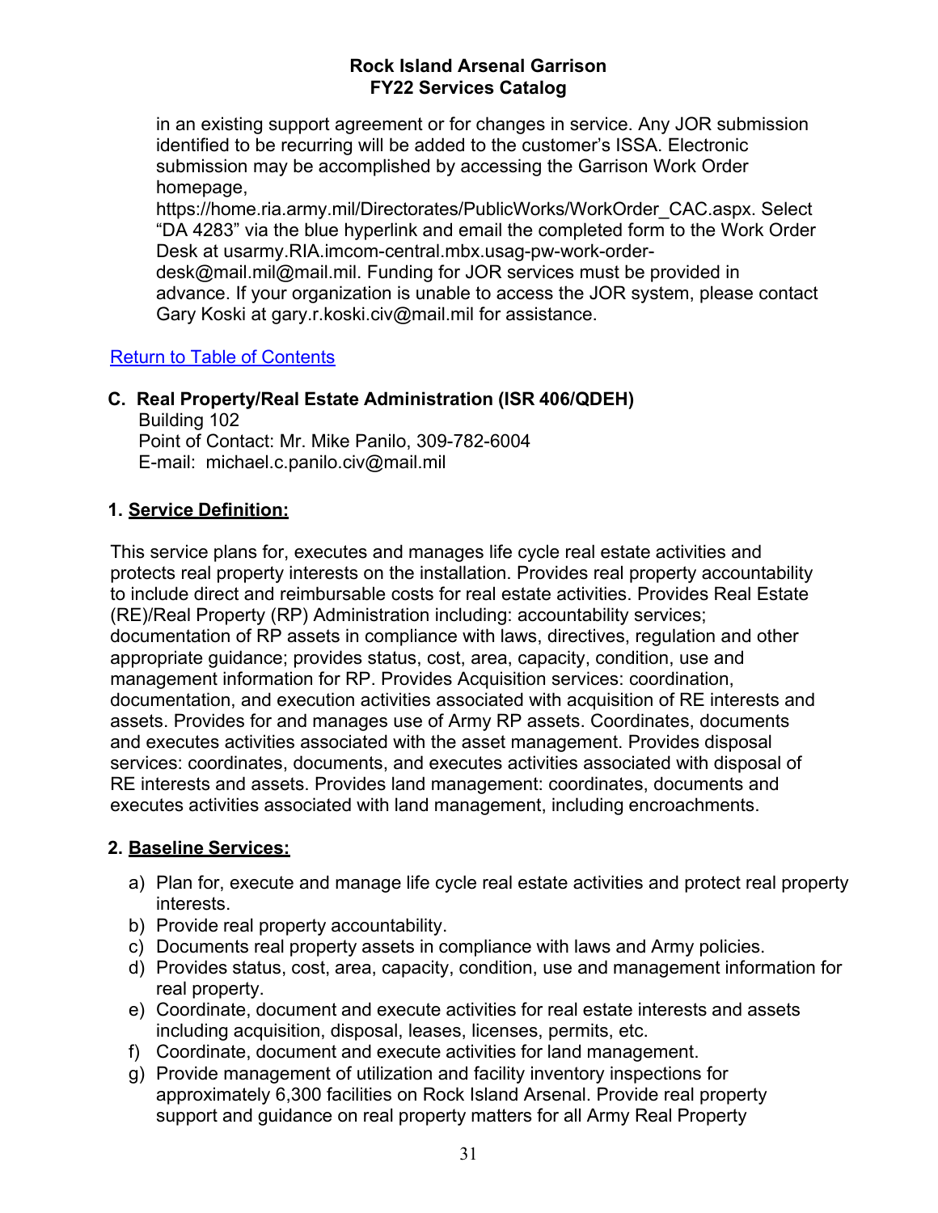in an existing support agreement or for changes in service. Any JOR submission identified to be recurring will be added to the customer's ISSA. Electronic submission may be accomplished by accessing the Garrison Work Order homepage, https://home.ria.army.mil/Directorates/PublicWorks/WorkOrder_CAC.aspx. Select "DA 4283" via the blue hyperlink and email the completed form to the Work Order Desk at usarmy.RIA.imcom-central.mbx.usag-pw-work-order-desk@mail.mil@mail.mil. Funding for JOR services must be provided in advance. If your organization is unable to access the JOR system, please contact Gary Koski at gary.r.koski.civ@mail.mil for assistance.

[Return to Table of Contents]

## C. Real Property/Real Estate Administration (ISR 406/QDEH)

Building 102
Point of Contact: Mr. Mike Panilo, 309-782-6004
E-mail: michael.c.panilo.civ@mail.mil

### 1. Service Definition:

This service plans for, executes and manages life cycle real estate activities and protects real property interests on the installation. Provides real property accountability to include direct and reimbursable costs for real estate activities. Provides Real Estate (RE)/Real Property (RP) Administration including: accountability services; documentation of RP assets in compliance with laws, directives, regulation and other appropriate guidance; provides status, cost, area, capacity, condition, use and management information for RP. Provides Acquisition services: coordination, documentation, and execution activities associated with acquisition of RE interests and assets. Provides for and manages use of Army RP assets. Coordinates, documents and executes activities associated with the asset management. Provides disposal services: coordinates, documents, and executes activities associated with disposal of RE interests and assets. Provides land management: coordinates, documents and executes activities associated with land management, including encroachments.

### 2. Baseline Services:

a) Plan for, execute and manage life cycle real estate activities and protect real property interests.
b) Provide real property accountability.
c) Documents real property assets in compliance with laws and Army policies.
d) Provides status, cost, area, capacity, condition, use and management information for real property.
e) Coordinate, document and execute activities for real estate interests and assets including acquisition, disposal, leases, licenses, permits, etc.
f) Coordinate, document and execute activities for land management.
g) Provide management of utilization and facility inventory inspections for approximately 6,300 facilities on Rock Island Arsenal. Provide real property support and guidance on real property matters for all Army Real Property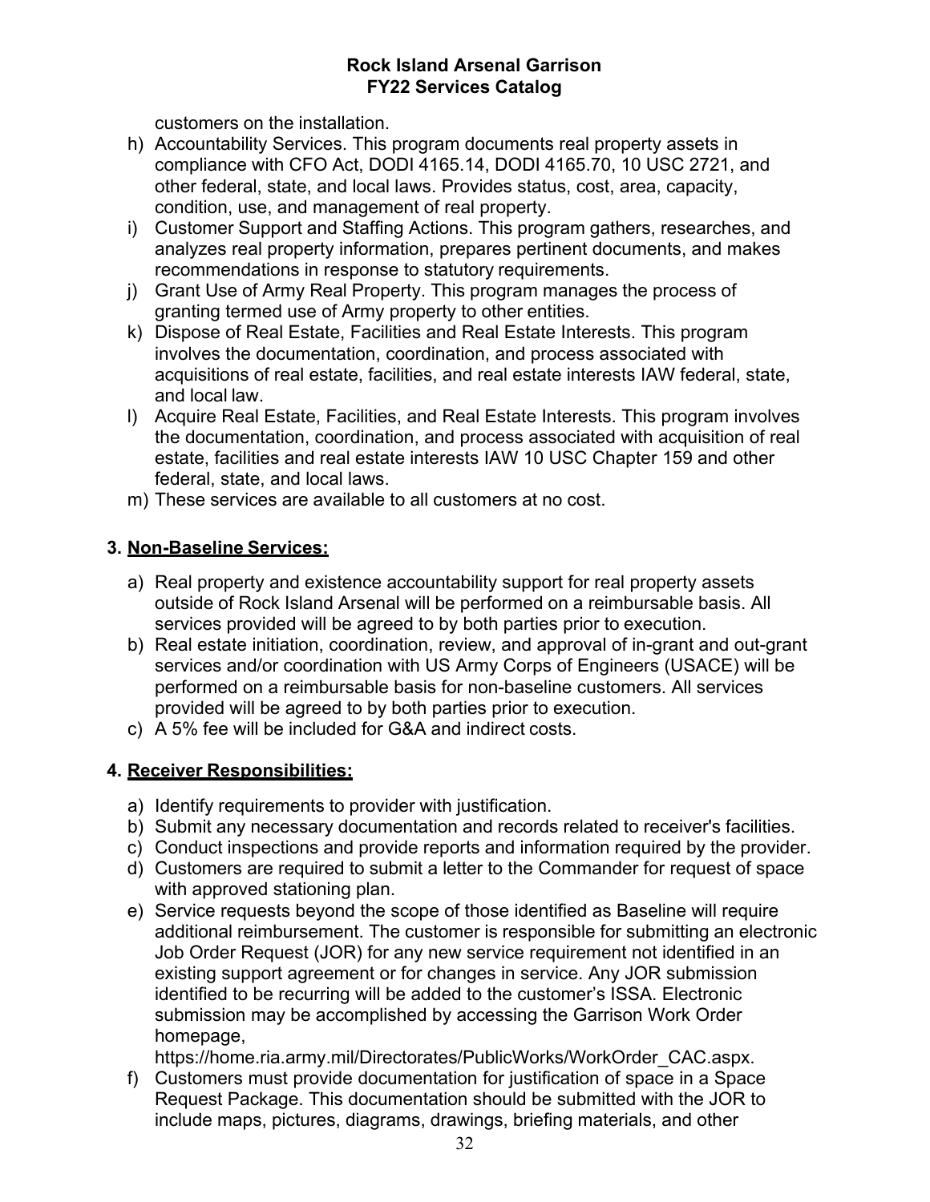customers on the installation.

h) Accountability Services. This program documents real property assets in compliance with CFO Act, DODI 4165.14, DODI 4165.70, 10 USC 2721, and other federal, state, and local laws. Provides status, cost, area, capacity, condition, use, and management of real property.
i) Customer Support and Staffing Actions. This program gathers, researches, and analyzes real property information, prepares pertinent documents, and makes recommendations in response to statutory requirements.
j) Grant Use of Army Real Property. This program manages the process of granting termed use of Army property to other entities.
k) Dispose of Real Estate, Facilities and Real Estate Interests. This program involves the documentation, coordination, and process associated with acquisitions of real estate, facilities, and real estate interests IAW federal, state, and local law.
l) Acquire Real Estate, Facilities, and Real Estate Interests. This program involves the documentation, coordination, and process associated with acquisition of real estate, facilities and real estate interests IAW 10 USC Chapter 159 and other federal, state, and local laws.
m) These services are available to all customers at no cost.

### 3. Non-Baseline Services:

a) Real property and existence accountability support for real property assets outside of Rock Island Arsenal will be performed on a reimbursable basis. All services provided will be agreed to by both parties prior to execution.
b) Real estate initiation, coordination, review, and approval of in-grant and out-grant services and/or coordination with US Army Corps of Engineers (USACE) will be performed on a reimbursable basis for non-baseline customers. All services provided will be agreed to by both parties prior to execution.
c) A 5% fee will be included for G&A and indirect costs.

### 4. Receiver Responsibilities:

a) Identify requirements to provider with justification.
b) Submit any necessary documentation and records related to receiver's facilities.
c) Conduct inspections and provide reports and information required by the provider.
d) Customers are required to submit a letter to the Commander for request of space with approved stationing plan.
e) Service requests beyond the scope of those identified as Baseline will require additional reimbursement. The customer is responsible for submitting an electronic Job Order Request (JOR) for any new service requirement not identified in an existing support agreement or for changes in service. Any JOR submission identified to be recurring will be added to the customer's ISSA. Electronic submission may be accomplished by accessing the Garrison Work Order homepage, https://home.ria.army.mil/Directorates/PublicWorks/WorkOrder_CAC.aspx.
f) Customers must provide documentation for justification of space in a Space Request Package. This documentation should be submitted with the JOR to include maps, pictures, diagrams, drawings, briefing materials, and other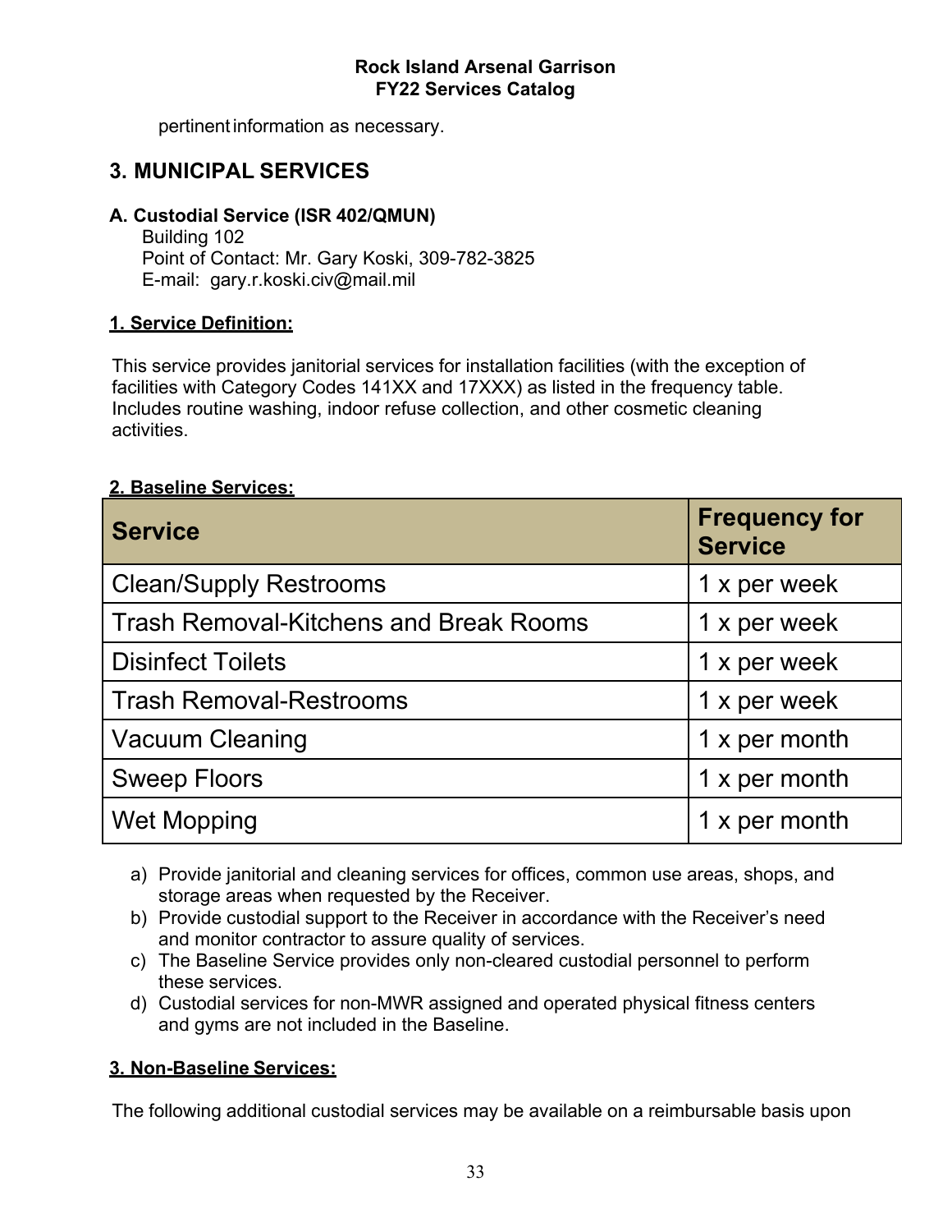pertinent information as necessary.

## 3. MUNICIPAL SERVICES

### A. Custodial Service (ISR 402/QMUN)

Building 102
Point of Contact: Mr. Gary Koski, 309-782-3825
E-mail: gary.r.koski.civ@mail.mil

**1. Service Definition:**

This service provides janitorial services for installation facilities (with the exception of facilities with Category Codes 141XX and 17XXX) as listed in the frequency table. Includes routine washing, indoor refuse collection, and other cosmetic cleaning activities.

**2. Baseline Services:**

| Service | Frequency for Service |
|---|---|
| Clean/Supply Restrooms | 1 x per week |
| Trash Removal-Kitchens and Break Rooms | 1 x per week |
| Disinfect Toilets | 1 x per week |
| Trash Removal-Restrooms | 1 x per week |
| Vacuum Cleaning | 1 x per month |
| Sweep Floors | 1 x per month |
| Wet Mopping | 1 x per month |

a) Provide janitorial and cleaning services for offices, common use areas, shops, and storage areas when requested by the Receiver.
b) Provide custodial support to the Receiver in accordance with the Receiver's need and monitor contractor to assure quality of services.
c) The Baseline Service provides only non-cleared custodial personnel to perform these services.
d) Custodial services for non-MWR assigned and operated physical fitness centers and gyms are not included in the Baseline.

**3. Non-Baseline Services:**

The following additional custodial services may be available on a reimbursable basis upon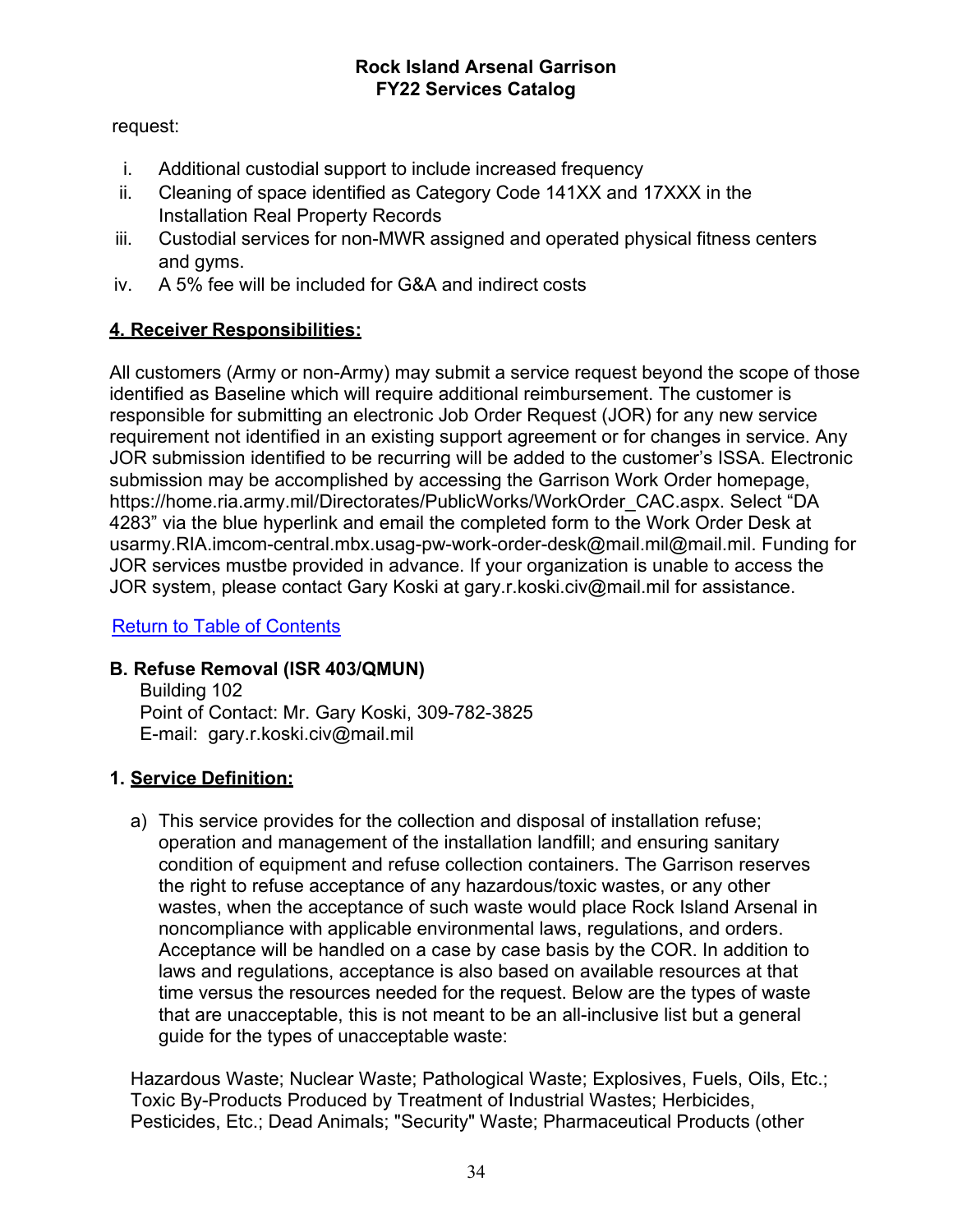request:

i. Additional custodial support to include increased frequency
ii. Cleaning of space identified as Category Code 141XX and 17XXX in the Installation Real Property Records
iii. Custodial services for non-MWR assigned and operated physical fitness centers and gyms.
iv. A 5% fee will be included for G&A and indirect costs

**4. Receiver Responsibilities:**

All customers (Army or non-Army) may submit a service request beyond the scope of those identified as Baseline which will require additional reimbursement. The customer is responsible for submitting an electronic Job Order Request (JOR) for any new service requirement not identified in an existing support agreement or for changes in service. Any JOR submission identified to be recurring will be added to the customer's ISSA. Electronic submission may be accomplished by accessing the Garrison Work Order homepage, https://home.ria.army.mil/Directorates/PublicWorks/WorkOrder_CAC.aspx. Select "DA 4283" via the blue hyperlink and email the completed form to the Work Order Desk at usarmy.RIA.imcom-central.mbx.usag-pw-work-order-desk@mail.mil@mail.mil. Funding for JOR services mustbe provided in advance. If your organization is unable to access the JOR system, please contact Gary Koski at gary.r.koski.civ@mail.mil for assistance.

Return to Table of Contents

**B. Refuse Removal (ISR 403/QMUN)**

Building 102
Point of Contact: Mr. Gary Koski, 309-782-3825
E-mail: gary.r.koski.civ@mail.mil

**1. Service Definition:**

a) This service provides for the collection and disposal of installation refuse; operation and management of the installation landfill; and ensuring sanitary condition of equipment and refuse collection containers. The Garrison reserves the right to refuse acceptance of any hazardous/toxic wastes, or any other wastes, when the acceptance of such waste would place Rock Island Arsenal in noncompliance with applicable environmental laws, regulations, and orders. Acceptance will be handled on a case by case basis by the COR. In addition to laws and regulations, acceptance is also based on available resources at that time versus the resources needed for the request. Below are the types of waste that are unacceptable, this is not meant to be an all-inclusive list but a general guide for the types of unacceptable waste:

Hazardous Waste; Nuclear Waste; Pathological Waste; Explosives, Fuels, Oils, Etc.; Toxic By-Products Produced by Treatment of Industrial Wastes; Herbicides, Pesticides, Etc.; Dead Animals; "Security" Waste; Pharmaceutical Products (other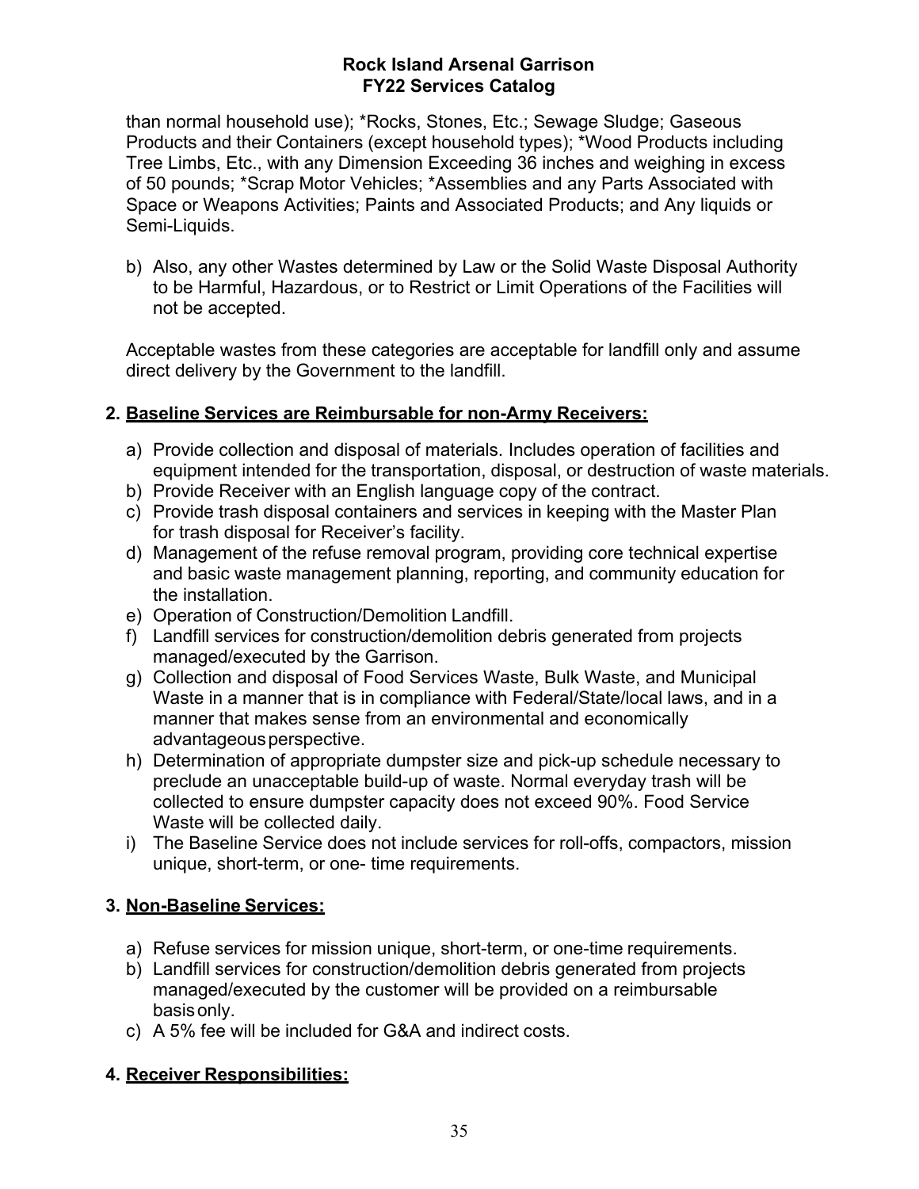than normal household use); *Rocks, Stones, Etc.; Sewage Sludge; Gaseous Products and their Containers (except household types); *Wood Products including Tree Limbs, Etc., with any Dimension Exceeding 36 inches and weighing in excess of 50 pounds; *Scrap Motor Vehicles; *Assemblies and any Parts Associated with Space or Weapons Activities; Paints and Associated Products; and Any liquids or Semi-Liquids.

b) Also, any other Wastes determined by Law or the Solid Waste Disposal Authority to be Harmful, Hazardous, or to Restrict or Limit Operations of the Facilities will not be accepted.

Acceptable wastes from these categories are acceptable for landfill only and assume direct delivery by the Government to the landfill.

**2. <u>Baseline Services are Reimbursable for non-Army Receivers:</u>**

a) Provide collection and disposal of materials. Includes operation of facilities and equipment intended for the transportation, disposal, or destruction of waste materials.
b) Provide Receiver with an English language copy of the contract.
c) Provide trash disposal containers and services in keeping with the Master Plan for trash disposal for Receiver's facility.
d) Management of the refuse removal program, providing core technical expertise and basic waste management planning, reporting, and community education for the installation.
e) Operation of Construction/Demolition Landfill.
f) Landfill services for construction/demolition debris generated from projects managed/executed by the Garrison.
g) Collection and disposal of Food Services Waste, Bulk Waste, and Municipal Waste in a manner that is in compliance with Federal/State/local laws, and in a manner that makes sense from an environmental and economically advantageous perspective.
h) Determination of appropriate dumpster size and pick-up schedule necessary to preclude an unacceptable build-up of waste. Normal everyday trash will be collected to ensure dumpster capacity does not exceed 90%. Food Service Waste will be collected daily.
i) The Baseline Service does not include services for roll-offs, compactors, mission unique, short-term, or one- time requirements.

**3. <u>Non-Baseline Services:</u>**

a) Refuse services for mission unique, short-term, or one-time requirements.
b) Landfill services for construction/demolition debris generated from projects managed/executed by the customer will be provided on a reimbursable basis only.
c) A 5% fee will be included for G&A and indirect costs.

**4. <u>Receiver Responsibilities:</u>**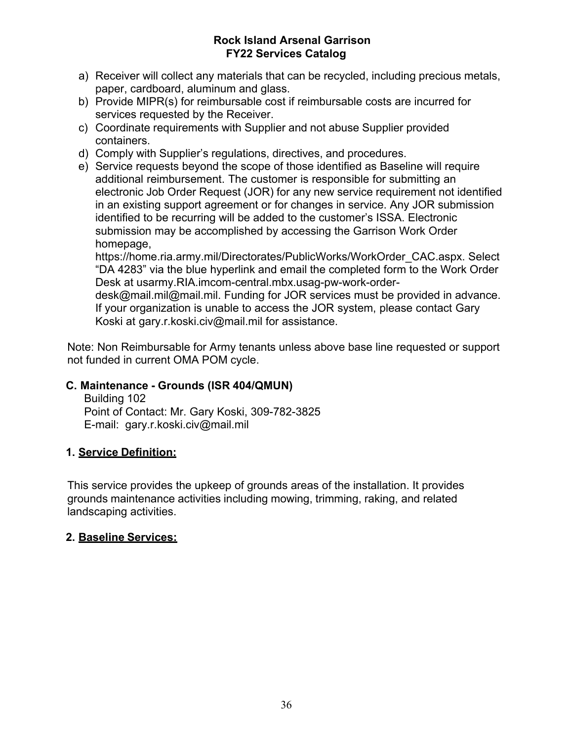a) Receiver will collect any materials that can be recycled, including precious metals, paper, cardboard, aluminum and glass.
b) Provide MIPR(s) for reimbursable cost if reimbursable costs are incurred for services requested by the Receiver.
c) Coordinate requirements with Supplier and not abuse Supplier provided containers.
d) Comply with Supplier's regulations, directives, and procedures.
e) Service requests beyond the scope of those identified as Baseline will require additional reimbursement. The customer is responsible for submitting an electronic Job Order Request (JOR) for any new service requirement not identified in an existing support agreement or for changes in service. Any JOR submission identified to be recurring will be added to the customer's ISSA. Electronic submission may be accomplished by accessing the Garrison Work Order homepage, https://home.ria.army.mil/Directorates/PublicWorks/WorkOrder_CAC.aspx. Select "DA 4283" via the blue hyperlink and email the completed form to the Work Order Desk at usarmy.RIA.imcom-central.mbx.usag-pw-work-order-desk@mail.mil@mail.mil. Funding for JOR services must be provided in advance. If your organization is unable to access the JOR system, please contact Gary Koski at gary.r.koski.civ@mail.mil for assistance.

Note: Non Reimbursable for Army tenants unless above base line requested or support not funded in current OMA POM cycle.

### C. Maintenance - Grounds (ISR 404/QMUN)

Building 102
Point of Contact: Mr. Gary Koski, 309-782-3825
E-mail: gary.r.koski.civ@mail.mil

**1. Service Definition:**

This service provides the upkeep of grounds areas of the installation. It provides grounds maintenance activities including mowing, trimming, raking, and related landscaping activities.

**2. Baseline Services:**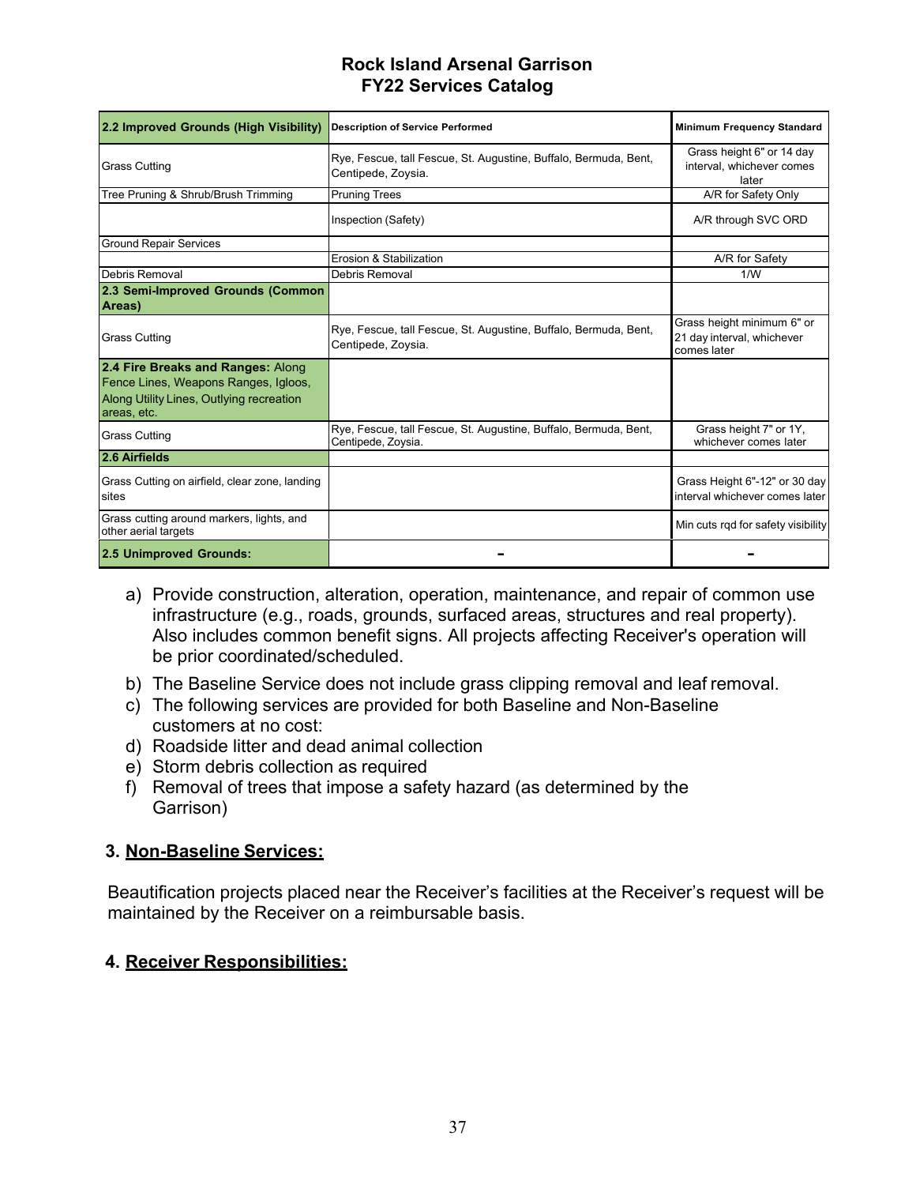# Rock Island Arsenal Garrison
# FY22 Services Catalog

| **2.2 Improved Grounds (High Visibility)** | **Description of Service Performed** | **Minimum Frequency Standard** |
|---|---|---|
| Grass Cutting | Rye, Fescue, tall Fescue, St. Augustine, Buffalo, Bermuda, Bent, Centipede, Zoysia. | Grass height 6" or 14 day interval, whichever comes later |
| Tree Pruning & Shrub/Brush Trimming | Pruning Trees | A/R for Safety Only |
| | Inspection (Safety) | A/R through SVC ORD |
| Ground Repair Services | | |
| | Erosion & Stabilization | A/R for Safety |
| Debris Removal | Debris Removal | 1/W |
| **2.3 Semi-Improved Grounds (Common Areas)** | | |
| Grass Cutting | Rye, Fescue, tall Fescue, St. Augustine, Buffalo, Bermuda, Bent, Centipede, Zoysia. | Grass height minimum 6" or 21 day interval, whichever comes later |
| **2.4 Fire Breaks and Ranges:** Along Fence Lines, Weapons Ranges, Igloos, Along Utility Lines, Outlying recreation areas, etc. | | |
| Grass Cutting | Rye, Fescue, tall Fescue, St. Augustine, Buffalo, Bermuda, Bent, Centipede, Zoysia. | Grass height 7" or 1Y, whichever comes later |
| **2.6 Airfields** | | |
| Grass Cutting on airfield, clear zone, landing sites | | Grass Height 6"-12" or 30 day interval whichever comes later |
| Grass cutting around markers, lights, and other aerial targets | | Min cuts rqd for safety visibility |
| **2.5 Unimproved Grounds:** | - | - |

a) Provide construction, alteration, operation, maintenance, and repair of common use infrastructure (e.g., roads, grounds, surfaced areas, structures and real property). Also includes common benefit signs. All projects affecting Receiver's operation will be prior coordinated/scheduled.
b) The Baseline Service does not include grass clipping removal and leaf removal.
c) The following services are provided for both Baseline and Non-Baseline customers at no cost:
d) Roadside litter and dead animal collection
e) Storm debris collection as required
f) Removal of trees that impose a safety hazard (as determined by the Garrison)

### 3. Non-Baseline Services:

Beautification projects placed near the Receiver's facilities at the Receiver's request will be maintained by the Receiver on a reimbursable basis.

### 4. Receiver Responsibilities: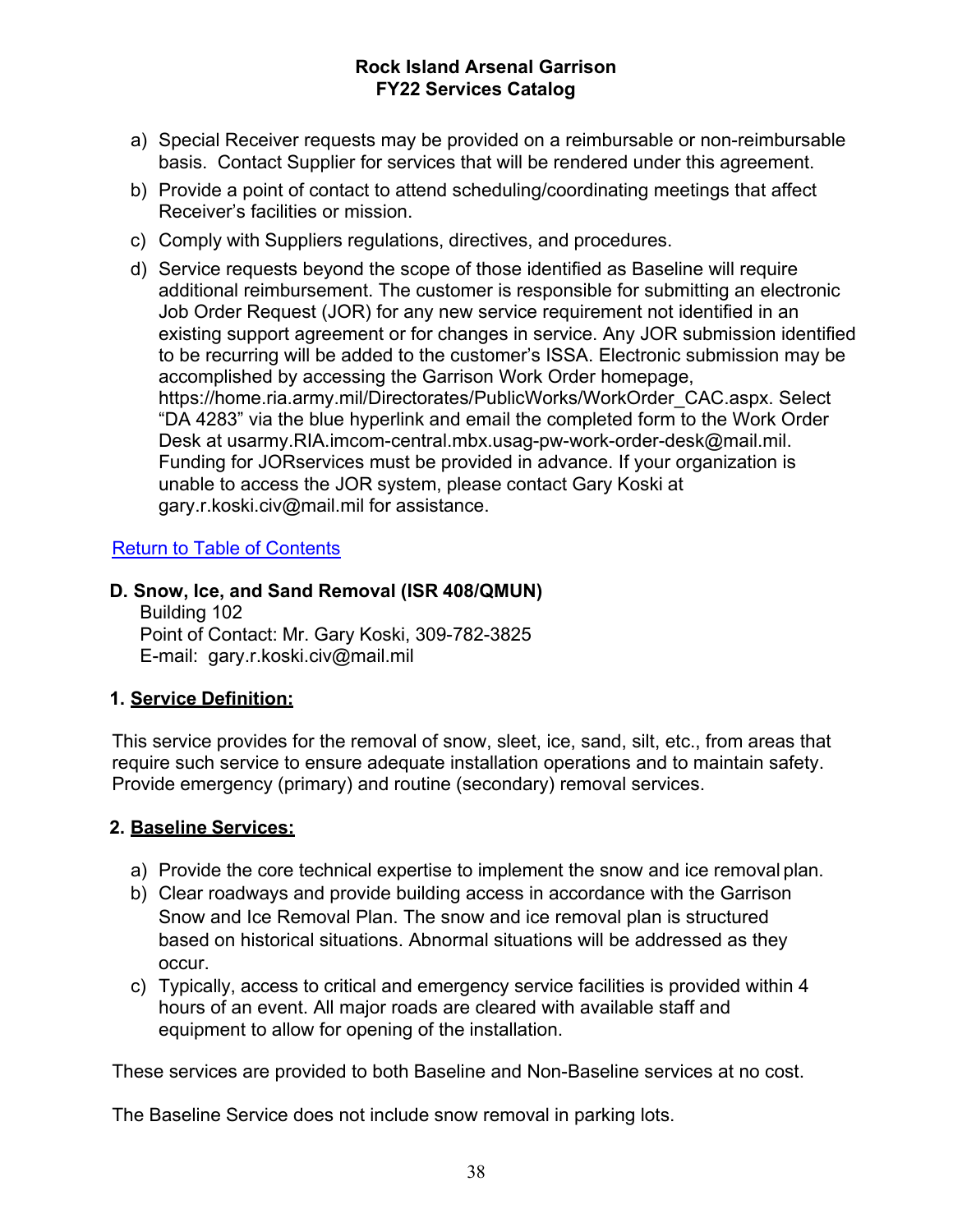a) Special Receiver requests may be provided on a reimbursable or non-reimbursable basis. Contact Supplier for services that will be rendered under this agreement.
b) Provide a point of contact to attend scheduling/coordinating meetings that affect Receiver's facilities or mission.
c) Comply with Suppliers regulations, directives, and procedures.
d) Service requests beyond the scope of those identified as Baseline will require additional reimbursement. The customer is responsible for submitting an electronic Job Order Request (JOR) for any new service requirement not identified in an existing support agreement or for changes in service. Any JOR submission identified to be recurring will be added to the customer's ISSA. Electronic submission may be accomplished by accessing the Garrison Work Order homepage, https://home.ria.army.mil/Directorates/PublicWorks/WorkOrder_CAC.aspx. Select "DA 4283" via the blue hyperlink and email the completed form to the Work Order Desk at usarmy.RIA.imcom-central.mbx.usag-pw-work-order-desk@mail.mil. Funding for JORservices must be provided in advance. If your organization is unable to access the JOR system, please contact Gary Koski at gary.r.koski.civ@mail.mil for assistance.

Return to Table of Contents

## D. Snow, Ice, and Sand Removal (ISR 408/QMUN)

Building 102
Point of Contact: Mr. Gary Koski, 309-782-3825
E-mail: gary.r.koski.civ@mail.mil

### 1. Service Definition:

This service provides for the removal of snow, sleet, ice, sand, silt, etc., from areas that require such service to ensure adequate installation operations and to maintain safety. Provide emergency (primary) and routine (secondary) removal services.

### 2. Baseline Services:

a) Provide the core technical expertise to implement the snow and ice removal plan.
b) Clear roadways and provide building access in accordance with the Garrison Snow and Ice Removal Plan. The snow and ice removal plan is structured based on historical situations. Abnormal situations will be addressed as they occur.
c) Typically, access to critical and emergency service facilities is provided within 4 hours of an event. All major roads are cleared with available staff and equipment to allow for opening of the installation.

These services are provided to both Baseline and Non-Baseline services at no cost.

The Baseline Service does not include snow removal in parking lots.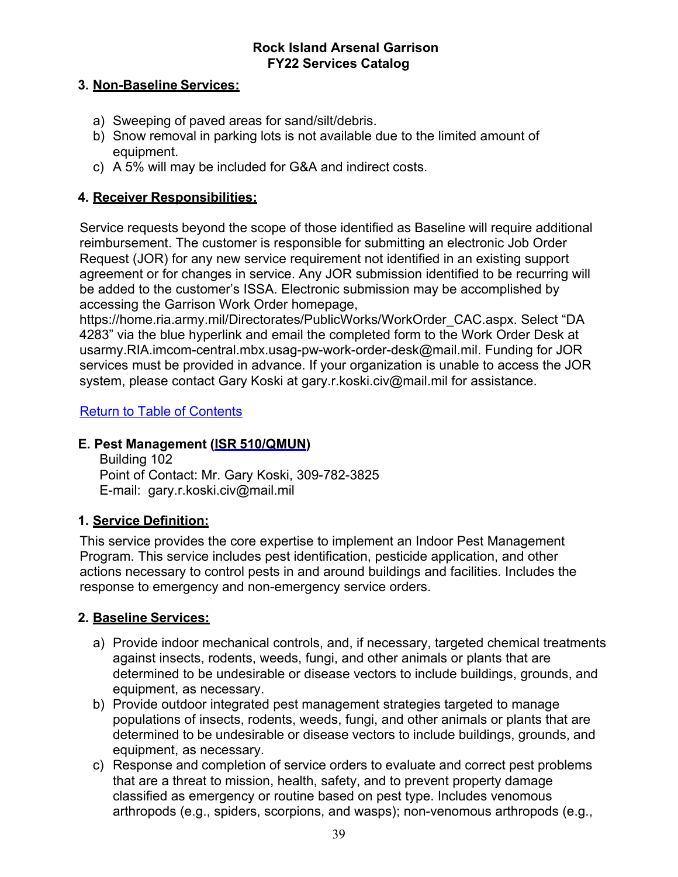### 3. Non-Baseline Services:

a) Sweeping of paved areas for sand/silt/debris.
b) Snow removal in parking lots is not available due to the limited amount of equipment.
c) A 5% will may be included for G&A and indirect costs.

### 4. Receiver Responsibilities:

Service requests beyond the scope of those identified as Baseline will require additional reimbursement. The customer is responsible for submitting an electronic Job Order Request (JOR) for any new service requirement not identified in an existing support agreement or for changes in service. Any JOR submission identified to be recurring will be added to the customer's ISSA. Electronic submission may be accomplished by accessing the Garrison Work Order homepage, https://home.ria.army.mil/Directorates/PublicWorks/WorkOrder_CAC.aspx. Select "DA 4283" via the blue hyperlink and email the completed form to the Work Order Desk at usarmy.RIA.imcom-central.mbx.usag-pw-work-order-desk@mail.mil. Funding for JOR services must be provided in advance. If your organization is unable to access the JOR system, please contact Gary Koski at gary.r.koski.civ@mail.mil for assistance.

Return to Table of Contents

## E. Pest Management (ISR 510/QMUN)

Building 102
Point of Contact: Mr. Gary Koski, 309-782-3825
E-mail: gary.r.koski.civ@mail.mil

### 1. Service Definition:

This service provides the core expertise to implement an Indoor Pest Management Program. This service includes pest identification, pesticide application, and other actions necessary to control pests in and around buildings and facilities. Includes the response to emergency and non-emergency service orders.

### 2. Baseline Services:

a) Provide indoor mechanical controls, and, if necessary, targeted chemical treatments against insects, rodents, weeds, fungi, and other animals or plants that are determined to be undesirable or disease vectors to include buildings, grounds, and equipment, as necessary.
b) Provide outdoor integrated pest management strategies targeted to manage populations of insects, rodents, weeds, fungi, and other animals or plants that are determined to be undesirable or disease vectors to include buildings, grounds, and equipment, as necessary.
c) Response and completion of service orders to evaluate and correct pest problems that are a threat to mission, health, safety, and to prevent property damage classified as emergency or routine based on pest type. Includes venomous arthropods (e.g., spiders, scorpions, and wasps); non-venomous arthropods (e.g.,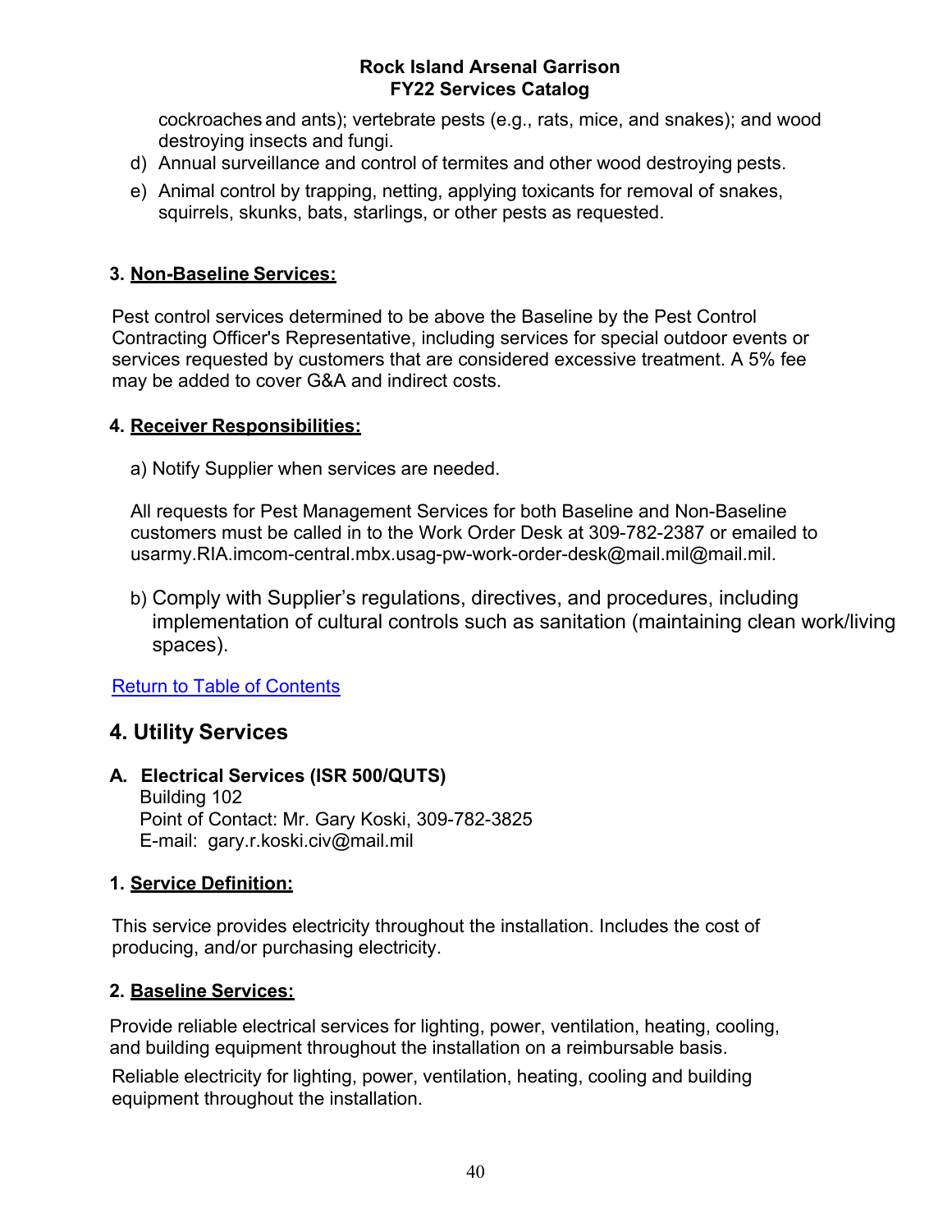cockroaches and ants); vertebrate pests (e.g., rats, mice, and snakes); and wood destroying insects and fungi.

d) Annual surveillance and control of termites and other wood destroying pests.

e) Animal control by trapping, netting, applying toxicants for removal of snakes, squirrels, skunks, bats, starlings, or other pests as requested.

**3. Non-Baseline Services:**

Pest control services determined to be above the Baseline by the Pest Control Contracting Officer's Representative, including services for special outdoor events or services requested by customers that are considered excessive treatment. A 5% fee may be added to cover G&A and indirect costs.

**4. Receiver Responsibilities:**

a) Notify Supplier when services are needed.

All requests for Pest Management Services for both Baseline and Non-Baseline customers must be called in to the Work Order Desk at 309-782-2387 or emailed to usarmy.RIA.imcom-central.mbx.usag-pw-work-order-desk@mail.mil@mail.mil.

b) Comply with Supplier's regulations, directives, and procedures, including implementation of cultural controls such as sanitation (maintaining clean work/living spaces).

Return to Table of Contents

## 4. Utility Services

**A. Electrical Services (ISR 500/QUTS)**
Building 102
Point of Contact: Mr. Gary Koski, 309-782-3825
E-mail: gary.r.koski.civ@mail.mil

**1. Service Definition:**

This service provides electricity throughout the installation. Includes the cost of producing, and/or purchasing electricity.

**2. Baseline Services:**

Provide reliable electrical services for lighting, power, ventilation, heating, cooling, and building equipment throughout the installation on a reimbursable basis.

Reliable electricity for lighting, power, ventilation, heating, cooling and building equipment throughout the installation.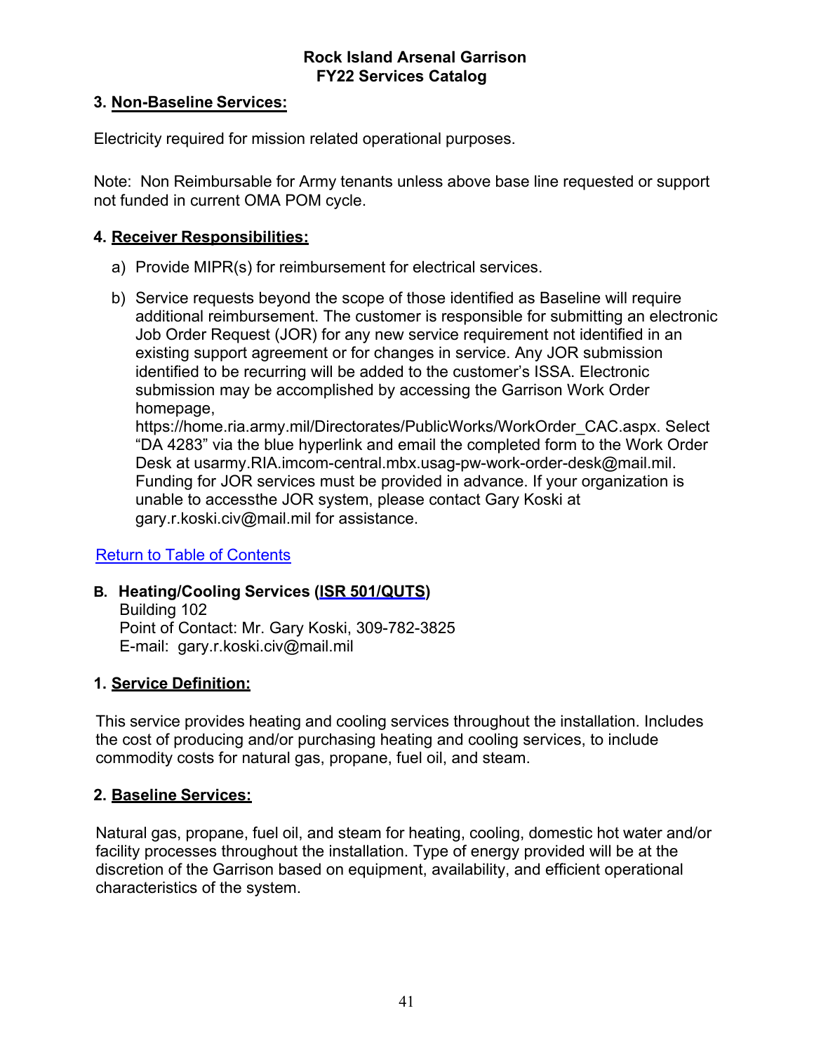### 3. Non-Baseline Services:

Electricity required for mission related operational purposes.

Note: Non Reimbursable for Army tenants unless above base line requested or support not funded in current OMA POM cycle.

### 4. Receiver Responsibilities:

a) Provide MIPR(s) for reimbursement for electrical services.

b) Service requests beyond the scope of those identified as Baseline will require additional reimbursement. The customer is responsible for submitting an electronic Job Order Request (JOR) for any new service requirement not identified in an existing support agreement or for changes in service. Any JOR submission identified to be recurring will be added to the customer's ISSA. Electronic submission may be accomplished by accessing the Garrison Work Order homepage, https://home.ria.army.mil/Directorates/PublicWorks/WorkOrder_CAC.aspx. Select "DA 4283" via the blue hyperlink and email the completed form to the Work Order Desk at usarmy.RIA.imcom-central.mbx.usag-pw-work-order-desk@mail.mil. Funding for JOR services must be provided in advance. If your organization is unable to accessthe JOR system, please contact Gary Koski at gary.r.koski.civ@mail.mil for assistance.

Return to Table of Contents

## B. Heating/Cooling Services (ISR 501/QUTS)

Building 102
Point of Contact: Mr. Gary Koski, 309-782-3825
E-mail: gary.r.koski.civ@mail.mil

### 1. Service Definition:

This service provides heating and cooling services throughout the installation. Includes the cost of producing and/or purchasing heating and cooling services, to include commodity costs for natural gas, propane, fuel oil, and steam.

### 2. Baseline Services:

Natural gas, propane, fuel oil, and steam for heating, cooling, domestic hot water and/or facility processes throughout the installation. Type of energy provided will be at the discretion of the Garrison based on equipment, availability, and efficient operational characteristics of the system.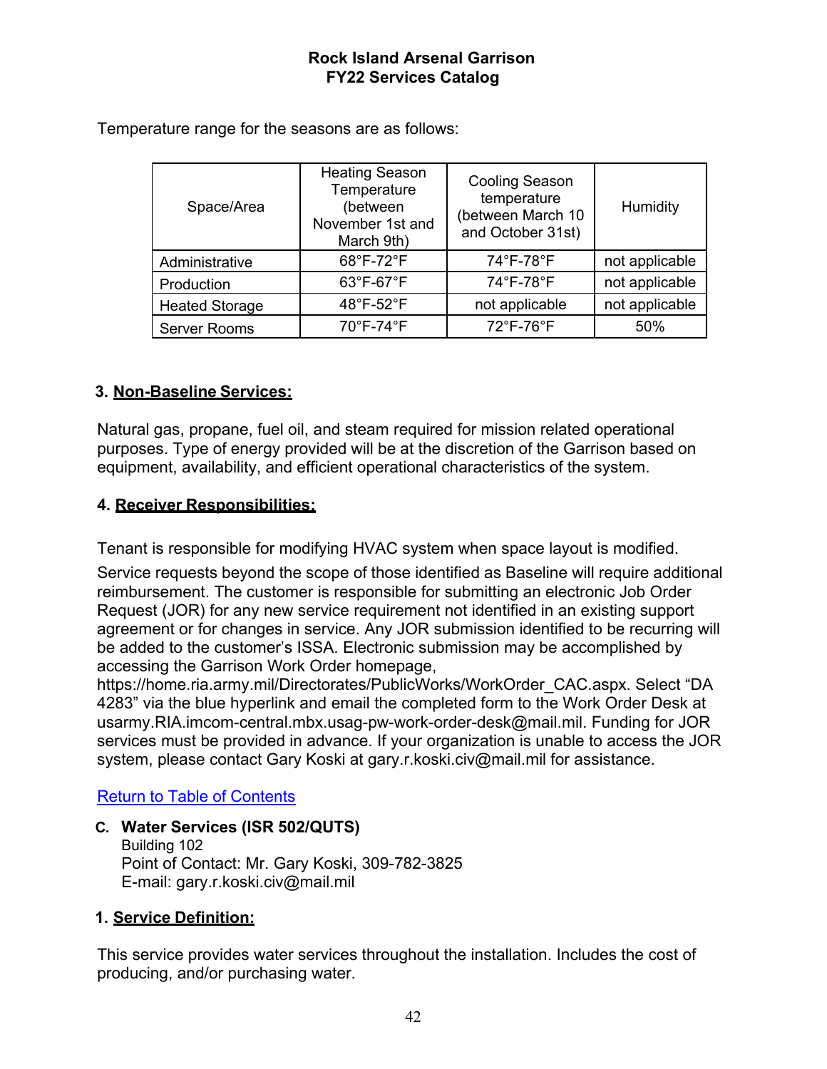Temperature range for the seasons are as follows:

| Space/Area | Heating Season Temperature (between November 1st and March 9th) | Cooling Season temperature (between March 10 and October 31st) | Humidity |
|---|---|---|---|
| Administrative | 68°F-72°F | 74°F-78°F | not applicable |
| Production | 63°F-67°F | 74°F-78°F | not applicable |
| Heated Storage | 48°F-52°F | not applicable | not applicable |
| Server Rooms | 70°F-74°F | 72°F-76°F | 50% |

**3. Non-Baseline Services:**

Natural gas, propane, fuel oil, and steam required for mission related operational purposes. Type of energy provided will be at the discretion of the Garrison based on equipment, availability, and efficient operational characteristics of the system.

**4. Receiver Responsibilities:**

Tenant is responsible for modifying HVAC system when space layout is modified.

Service requests beyond the scope of those identified as Baseline will require additional reimbursement. The customer is responsible for submitting an electronic Job Order Request (JOR) for any new service requirement not identified in an existing support agreement or for changes in service. Any JOR submission identified to be recurring will be added to the customer's ISSA. Electronic submission may be accomplished by accessing the Garrison Work Order homepage, https://home.ria.army.mil/Directorates/PublicWorks/WorkOrder_CAC.aspx. Select "DA 4283" via the blue hyperlink and email the completed form to the Work Order Desk at usarmy.RIA.imcom-central.mbx.usag-pw-work-order-desk@mail.mil. Funding for JOR services must be provided in advance. If your organization is unable to access the JOR system, please contact Gary Koski at gary.r.koski.civ@mail.mil for assistance.

Return to Table of Contents

**C. Water Services (ISR 502/QUTS)**
Building 102
Point of Contact: Mr. Gary Koski, 309-782-3825
E-mail: gary.r.koski.civ@mail.mil

**1. Service Definition:**

This service provides water services throughout the installation. Includes the cost of producing, and/or purchasing water.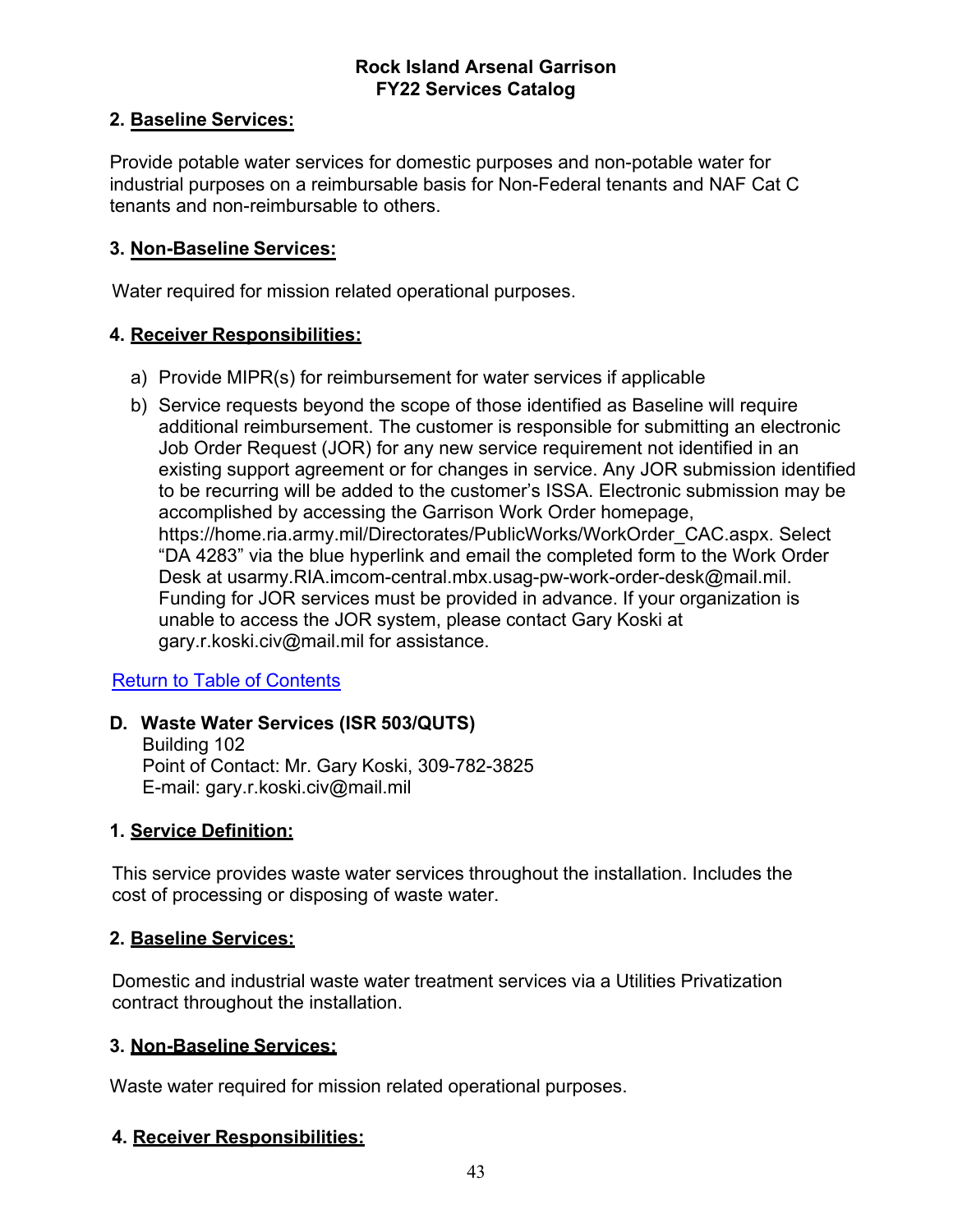**2. Baseline Services:**

Provide potable water services for domestic purposes and non-potable water for industrial purposes on a reimbursable basis for Non-Federal tenants and NAF Cat C tenants and non-reimbursable to others.

**3. Non-Baseline Services:**

Water required for mission related operational purposes.

**4. Receiver Responsibilities:**

a) Provide MIPR(s) for reimbursement for water services if applicable

b) Service requests beyond the scope of those identified as Baseline will require additional reimbursement. The customer is responsible for submitting an electronic Job Order Request (JOR) for any new service requirement not identified in an existing support agreement or for changes in service. Any JOR submission identified to be recurring will be added to the customer's ISSA. Electronic submission may be accomplished by accessing the Garrison Work Order homepage, https://home.ria.army.mil/Directorates/PublicWorks/WorkOrder_CAC.aspx. Select "DA 4283" via the blue hyperlink and email the completed form to the Work Order Desk at usarmy.RIA.imcom-central.mbx.usag-pw-work-order-desk@mail.mil. Funding for JOR services must be provided in advance. If your organization is unable to access the JOR system, please contact Gary Koski at gary.r.koski.civ@mail.mil for assistance.

Return to Table of Contents

### D. Waste Water Services (ISR 503/QUTS)

Building 102
Point of Contact: Mr. Gary Koski, 309-782-3825
E-mail: gary.r.koski.civ@mail.mil

**1. Service Definition:**

This service provides waste water services throughout the installation. Includes the cost of processing or disposing of waste water.

**2. Baseline Services:**

Domestic and industrial waste water treatment services via a Utilities Privatization contract throughout the installation.

**3. Non-Baseline Services:**

Waste water required for mission related operational purposes.

**4. Receiver Responsibilities:**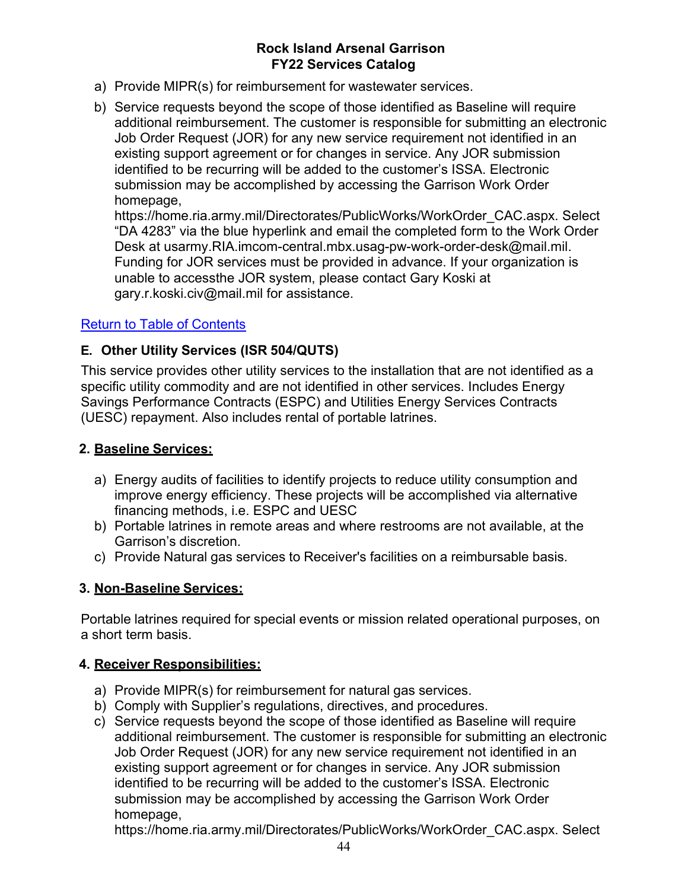a) Provide MIPR(s) for reimbursement for wastewater services.

b) Service requests beyond the scope of those identified as Baseline will require additional reimbursement. The customer is responsible for submitting an electronic Job Order Request (JOR) for any new service requirement not identified in an existing support agreement or for changes in service. Any JOR submission identified to be recurring will be added to the customer's ISSA. Electronic submission may be accomplished by accessing the Garrison Work Order homepage, https://home.ria.army.mil/Directorates/PublicWorks/WorkOrder_CAC.aspx. Select "DA 4283" via the blue hyperlink and email the completed form to the Work Order Desk at usarmy.RIA.imcom-central.mbx.usag-pw-work-order-desk@mail.mil. Funding for JOR services must be provided in advance. If your organization is unable to accessthe JOR system, please contact Gary Koski at gary.r.koski.civ@mail.mil for assistance.

Return to Table of Contents

### E. Other Utility Services (ISR 504/QUTS)

This service provides other utility services to the installation that are not identified as a specific utility commodity and are not identified in other services. Includes Energy Savings Performance Contracts (ESPC) and Utilities Energy Services Contracts (UESC) repayment. Also includes rental of portable latrines.

#### 2. Baseline Services:

a) Energy audits of facilities to identify projects to reduce utility consumption and improve energy efficiency. These projects will be accomplished via alternative financing methods, i.e. ESPC and UESC
b) Portable latrines in remote areas and where restrooms are not available, at the Garrison's discretion.
c) Provide Natural gas services to Receiver's facilities on a reimbursable basis.

#### 3. Non-Baseline Services:

Portable latrines required for special events or mission related operational purposes, on a short term basis.

#### 4. Receiver Responsibilities:

a) Provide MIPR(s) for reimbursement for natural gas services.
b) Comply with Supplier's regulations, directives, and procedures.
c) Service requests beyond the scope of those identified as Baseline will require additional reimbursement. The customer is responsible for submitting an electronic Job Order Request (JOR) for any new service requirement not identified in an existing support agreement or for changes in service. Any JOR submission identified to be recurring will be added to the customer's ISSA. Electronic submission may be accomplished by accessing the Garrison Work Order homepage, https://home.ria.army.mil/Directorates/PublicWorks/WorkOrder_CAC.aspx. Select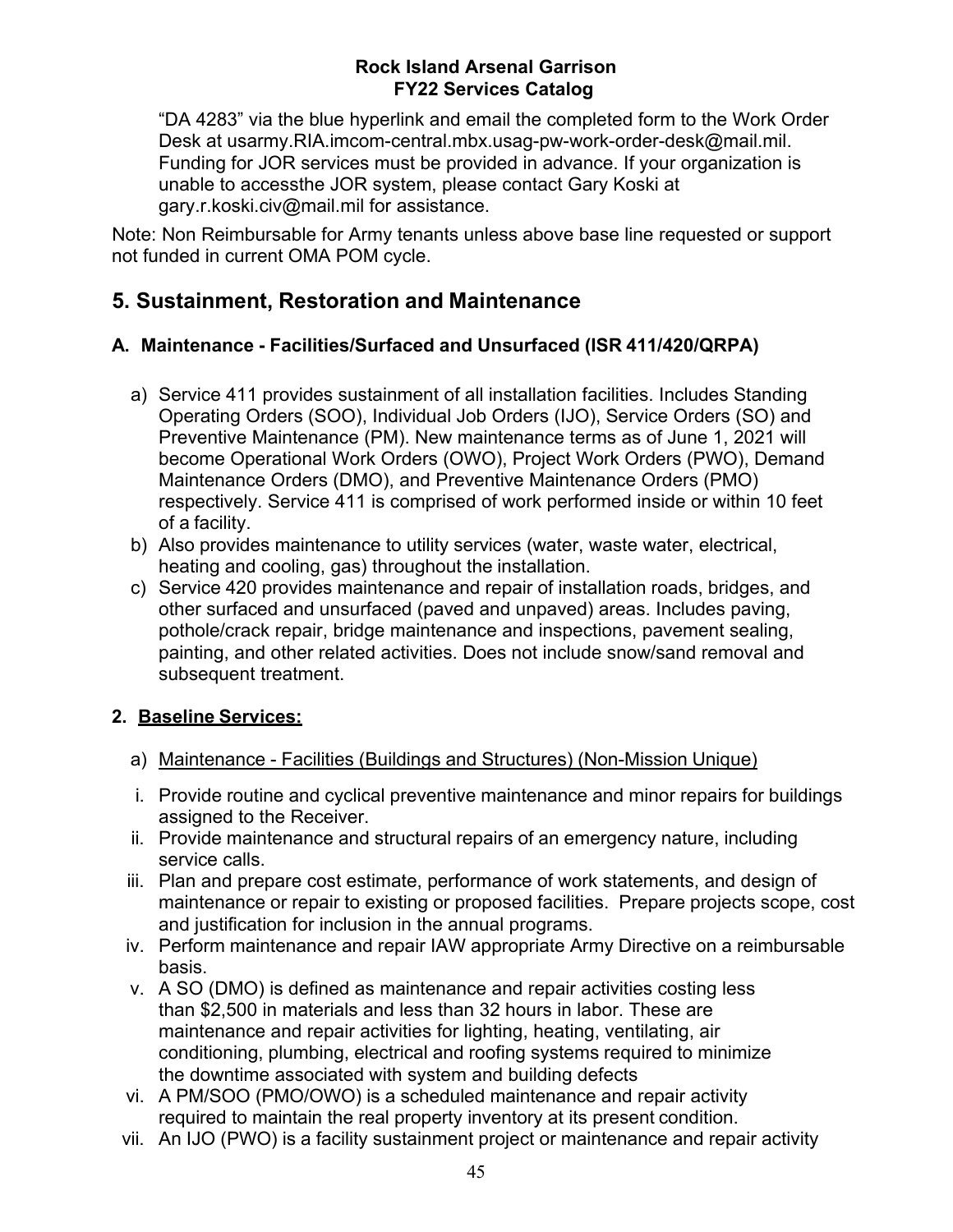"DA 4283" via the blue hyperlink and email the completed form to the Work Order Desk at usarmy.RIA.imcom-central.mbx.usag-pw-work-order-desk@mail.mil. Funding for JOR services must be provided in advance. If your organization is unable to accessthe JOR system, please contact Gary Koski at gary.r.koski.civ@mail.mil for assistance.

Note: Non Reimbursable for Army tenants unless above base line requested or support not funded in current OMA POM cycle.

## 5. Sustainment, Restoration and Maintenance

### A. Maintenance - Facilities/Surfaced and Unsurfaced (ISR 411/420/QRPA)

a) Service 411 provides sustainment of all installation facilities. Includes Standing Operating Orders (SOO), Individual Job Orders (IJO), Service Orders (SO) and Preventive Maintenance (PM). New maintenance terms as of June 1, 2021 will become Operational Work Orders (OWO), Project Work Orders (PWO), Demand Maintenance Orders (DMO), and Preventive Maintenance Orders (PMO) respectively. Service 411 is comprised of work performed inside or within 10 feet of a facility.

b) Also provides maintenance to utility services (water, waste water, electrical, heating and cooling, gas) throughout the installation.

c) Service 420 provides maintenance and repair of installation roads, bridges, and other surfaced and unsurfaced (paved and unpaved) areas. Includes paving, pothole/crack repair, bridge maintenance and inspections, pavement sealing, painting, and other related activities. Does not include snow/sand removal and subsequent treatment.

### 2. Baseline Services:

a) Maintenance - Facilities (Buildings and Structures) (Non-Mission Unique)

i. Provide routine and cyclical preventive maintenance and minor repairs for buildings assigned to the Receiver.

ii. Provide maintenance and structural repairs of an emergency nature, including service calls.

iii. Plan and prepare cost estimate, performance of work statements, and design of maintenance or repair to existing or proposed facilities. Prepare projects scope, cost and justification for inclusion in the annual programs.

iv. Perform maintenance and repair IAW appropriate Army Directive on a reimbursable basis.

v. A SO (DMO) is defined as maintenance and repair activities costing less than \$2,500 in materials and less than 32 hours in labor. These are maintenance and repair activities for lighting, heating, ventilating, air conditioning, plumbing, electrical and roofing systems required to minimize the downtime associated with system and building defects

vi. A PM/SOO (PMO/OWO) is a scheduled maintenance and repair activity required to maintain the real property inventory at its present condition.

vii. An IJO (PWO) is a facility sustainment project or maintenance and repair activity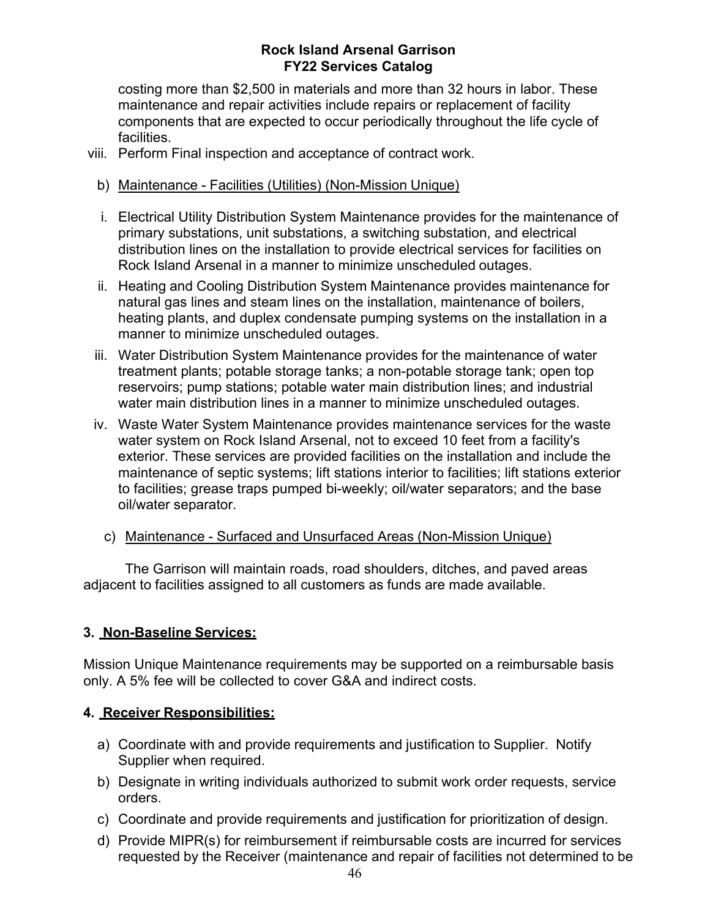costing more than $2,500 in materials and more than 32 hours in labor. These maintenance and repair activities include repairs or replacement of facility components that are expected to occur periodically throughout the life cycle of facilities.

viii. Perform Final inspection and acceptance of contract work.

b) Maintenance - Facilities (Utilities) (Non-Mission Unique)

i. Electrical Utility Distribution System Maintenance provides for the maintenance of primary substations, unit substations, a switching substation, and electrical distribution lines on the installation to provide electrical services for facilities on Rock Island Arsenal in a manner to minimize unscheduled outages.

ii. Heating and Cooling Distribution System Maintenance provides maintenance for natural gas lines and steam lines on the installation, maintenance of boilers, heating plants, and duplex condensate pumping systems on the installation in a manner to minimize unscheduled outages.

iii. Water Distribution System Maintenance provides for the maintenance of water treatment plants; potable storage tanks; a non-potable storage tank; open top reservoirs; pump stations; potable water main distribution lines; and industrial water main distribution lines in a manner to minimize unscheduled outages.

iv. Waste Water System Maintenance provides maintenance services for the waste water system on Rock Island Arsenal, not to exceed 10 feet from a facility's exterior. These services are provided facilities on the installation and include the maintenance of septic systems; lift stations interior to facilities; lift stations exterior to facilities; grease traps pumped bi-weekly; oil/water separators; and the base oil/water separator.

c) Maintenance - Surfaced and Unsurfaced Areas (Non-Mission Unique)

The Garrison will maintain roads, road shoulders, ditches, and paved areas adjacent to facilities assigned to all customers as funds are made available.

**3. Non-Baseline Services:**

Mission Unique Maintenance requirements may be supported on a reimbursable basis only. A 5% fee will be collected to cover G&A and indirect costs.

**4. Receiver Responsibilities:**

a) Coordinate with and provide requirements and justification to Supplier. Notify Supplier when required.

b) Designate in writing individuals authorized to submit work order requests, service orders.

c) Coordinate and provide requirements and justification for prioritization of design.

d) Provide MIPR(s) for reimbursement if reimbursable costs are incurred for services requested by the Receiver (maintenance and repair of facilities not determined to be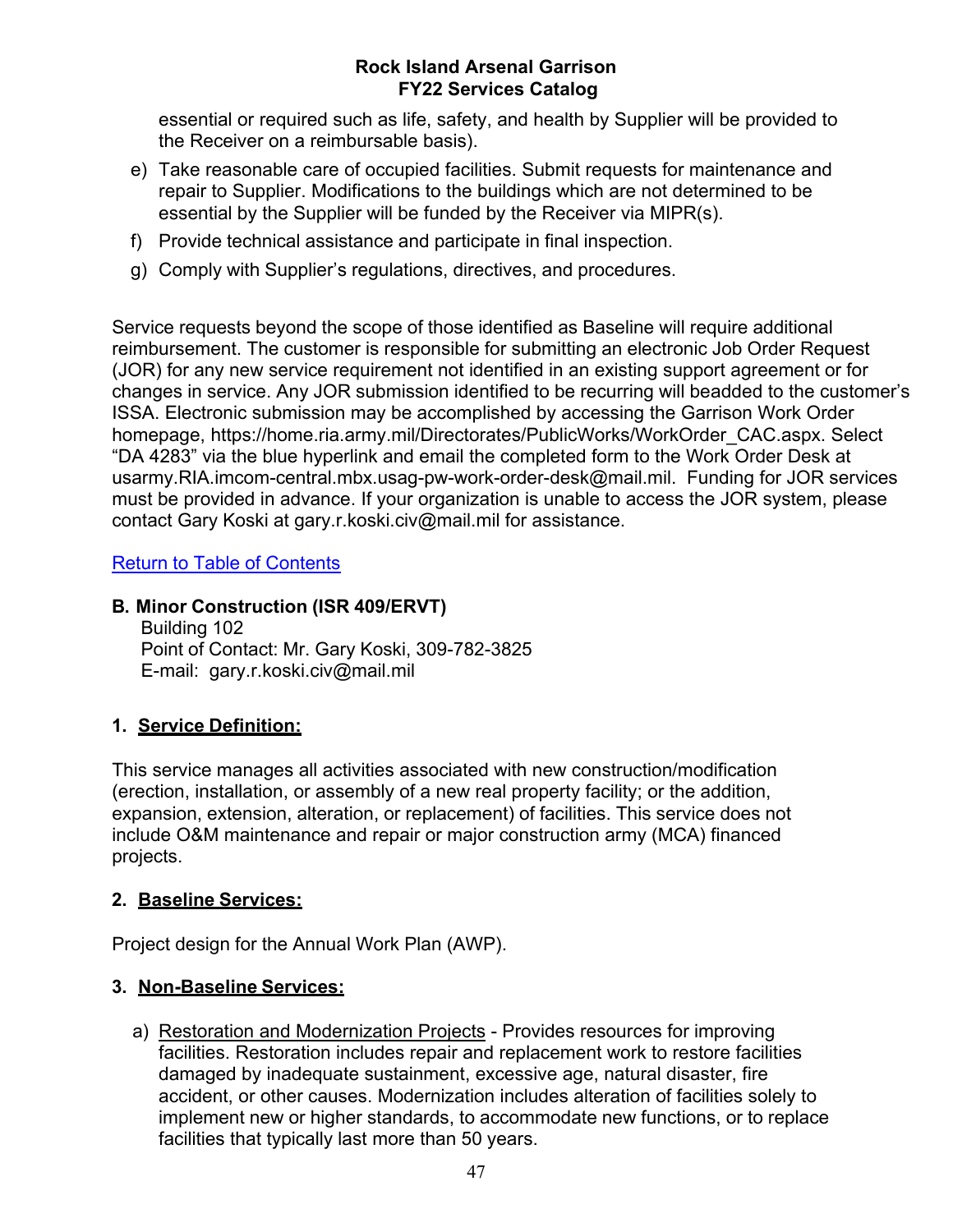essential or required such as life, safety, and health by Supplier will be provided to the Receiver on a reimbursable basis).

e) Take reasonable care of occupied facilities. Submit requests for maintenance and repair to Supplier. Modifications to the buildings which are not determined to be essential by the Supplier will be funded by the Receiver via MIPR(s).

f) Provide technical assistance and participate in final inspection.

g) Comply with Supplier's regulations, directives, and procedures.

Service requests beyond the scope of those identified as Baseline will require additional reimbursement. The customer is responsible for submitting an electronic Job Order Request (JOR) for any new service requirement not identified in an existing support agreement or for changes in service. Any JOR submission identified to be recurring will beadded to the customer's ISSA. Electronic submission may be accomplished by accessing the Garrison Work Order homepage, https://home.ria.army.mil/Directorates/PublicWorks/WorkOrder_CAC.aspx. Select "DA 4283" via the blue hyperlink and email the completed form to the Work Order Desk at usarmy.RIA.imcom-central.mbx.usag-pw-work-order-desk@mail.mil. Funding for JOR services must be provided in advance. If your organization is unable to access the JOR system, please contact Gary Koski at gary.r.koski.civ@mail.mil for assistance.

Return to Table of Contents

## B. Minor Construction (ISR 409/ERVT)

Building 102
Point of Contact: Mr. Gary Koski, 309-782-3825
E-mail: gary.r.koski.civ@mail.mil

### 1. Service Definition:

This service manages all activities associated with new construction/modification (erection, installation, or assembly of a new real property facility; or the addition, expansion, extension, alteration, or replacement) of facilities. This service does not include O&M maintenance and repair or major construction army (MCA) financed projects.

### 2. Baseline Services:

Project design for the Annual Work Plan (AWP).

### 3. Non-Baseline Services:

a) Restoration and Modernization Projects - Provides resources for improving facilities. Restoration includes repair and replacement work to restore facilities damaged by inadequate sustainment, excessive age, natural disaster, fire accident, or other causes. Modernization includes alteration of facilities solely to implement new or higher standards, to accommodate new functions, or to replace facilities that typically last more than 50 years.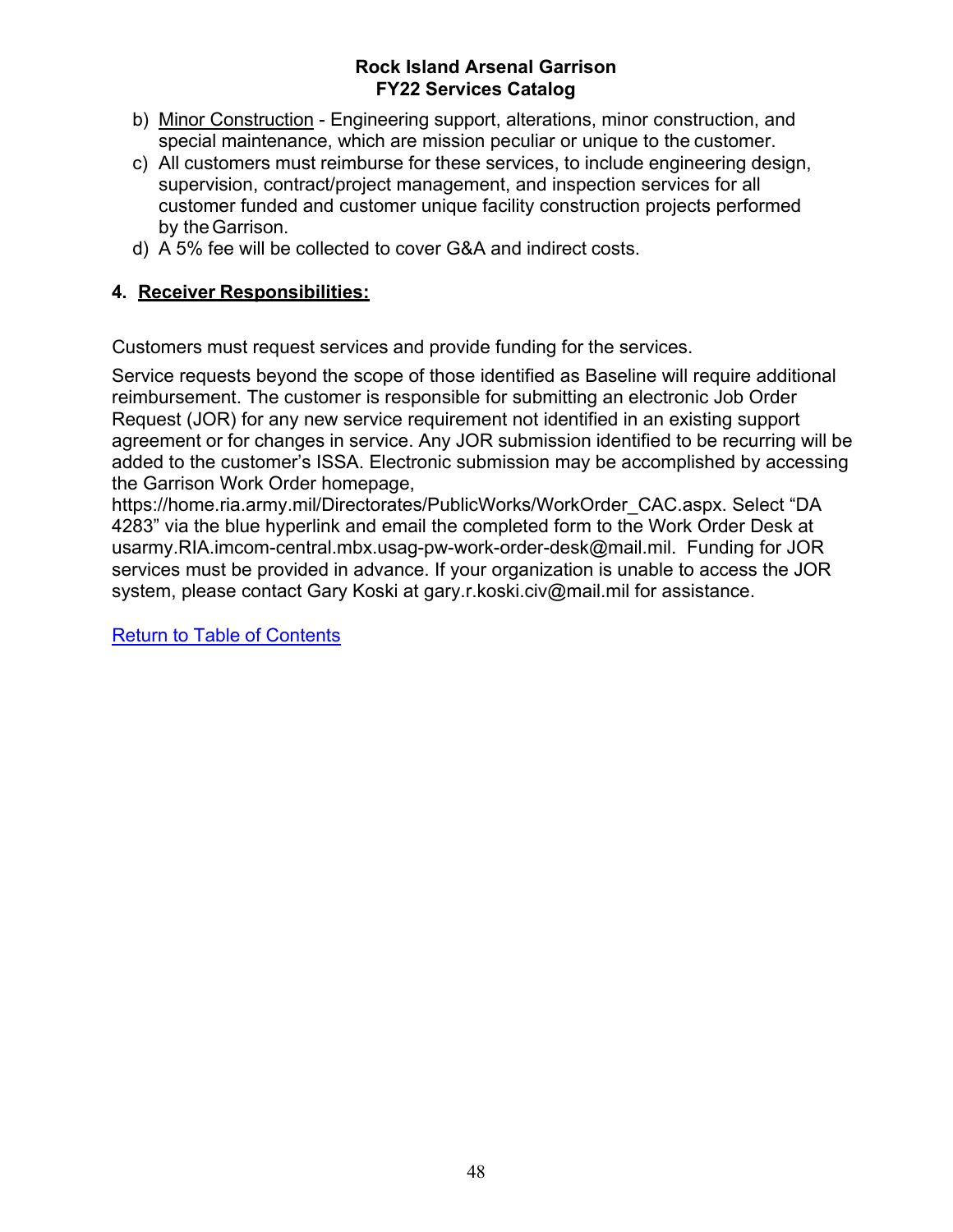b) Minor Construction - Engineering support, alterations, minor construction, and special maintenance, which are mission peculiar or unique to the customer.
c) All customers must reimburse for these services, to include engineering design, supervision, contract/project management, and inspection services for all customer funded and customer unique facility construction projects performed by the Garrison.
d) A 5% fee will be collected to cover G&A and indirect costs.

## 4. Receiver Responsibilities:

Customers must request services and provide funding for the services.

Service requests beyond the scope of those identified as Baseline will require additional reimbursement. The customer is responsible for submitting an electronic Job Order Request (JOR) for any new service requirement not identified in an existing support agreement or for changes in service. Any JOR submission identified to be recurring will be added to the customer's ISSA. Electronic submission may be accomplished by accessing the Garrison Work Order homepage, https://home.ria.army.mil/Directorates/PublicWorks/WorkOrder_CAC.aspx. Select "DA 4283" via the blue hyperlink and email the completed form to the Work Order Desk at usarmy.RIA.imcom-central.mbx.usag-pw-work-order-desk@mail.mil. Funding for JOR services must be provided in advance. If your organization is unable to access the JOR system, please contact Gary Koski at gary.r.koski.civ@mail.mil for assistance.

Return to Table of Contents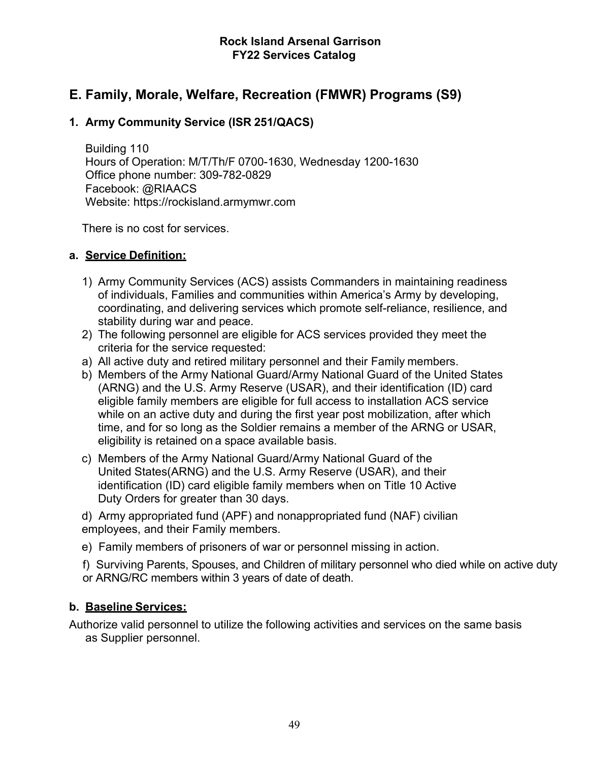## E. Family, Morale, Welfare, Recreation (FMWR) Programs (S9)

### 1. Army Community Service (ISR 251/QACS)

Building 110
Hours of Operation: M/T/Th/F 0700-1630, Wednesday 1200-1630
Office phone number: 309-782-0829
Facebook: @RIAACS
Website: https://rockisland.armymwr.com

There is no cost for services.

#### a. Service Definition:

1) Army Community Services (ACS) assists Commanders in maintaining readiness of individuals, Families and communities within America's Army by developing, coordinating, and delivering services which promote self-reliance, resilience, and stability during war and peace.
2) The following personnel are eligible for ACS services provided they meet the criteria for the service requested:

a) All active duty and retired military personnel and their Family members.

b) Members of the Army National Guard/Army National Guard of the United States (ARNG) and the U.S. Army Reserve (USAR), and their identification (ID) card eligible family members are eligible for full access to installation ACS service while on an active duty and during the first year post mobilization, after which time, and for so long as the Soldier remains a member of the ARNG or USAR, eligibility is retained on a space available basis.

c) Members of the Army National Guard/Army National Guard of the United States(ARNG) and the U.S. Army Reserve (USAR), and their identification (ID) card eligible family members when on Title 10 Active Duty Orders for greater than 30 days.

d) Army appropriated fund (APF) and nonappropriated fund (NAF) civilian employees, and their Family members.

e) Family members of prisoners of war or personnel missing in action.

f) Surviving Parents, Spouses, and Children of military personnel who died while on active duty or ARNG/RC members within 3 years of date of death.

#### b. Baseline Services:

Authorize valid personnel to utilize the following activities and services on the same basis as Supplier personnel.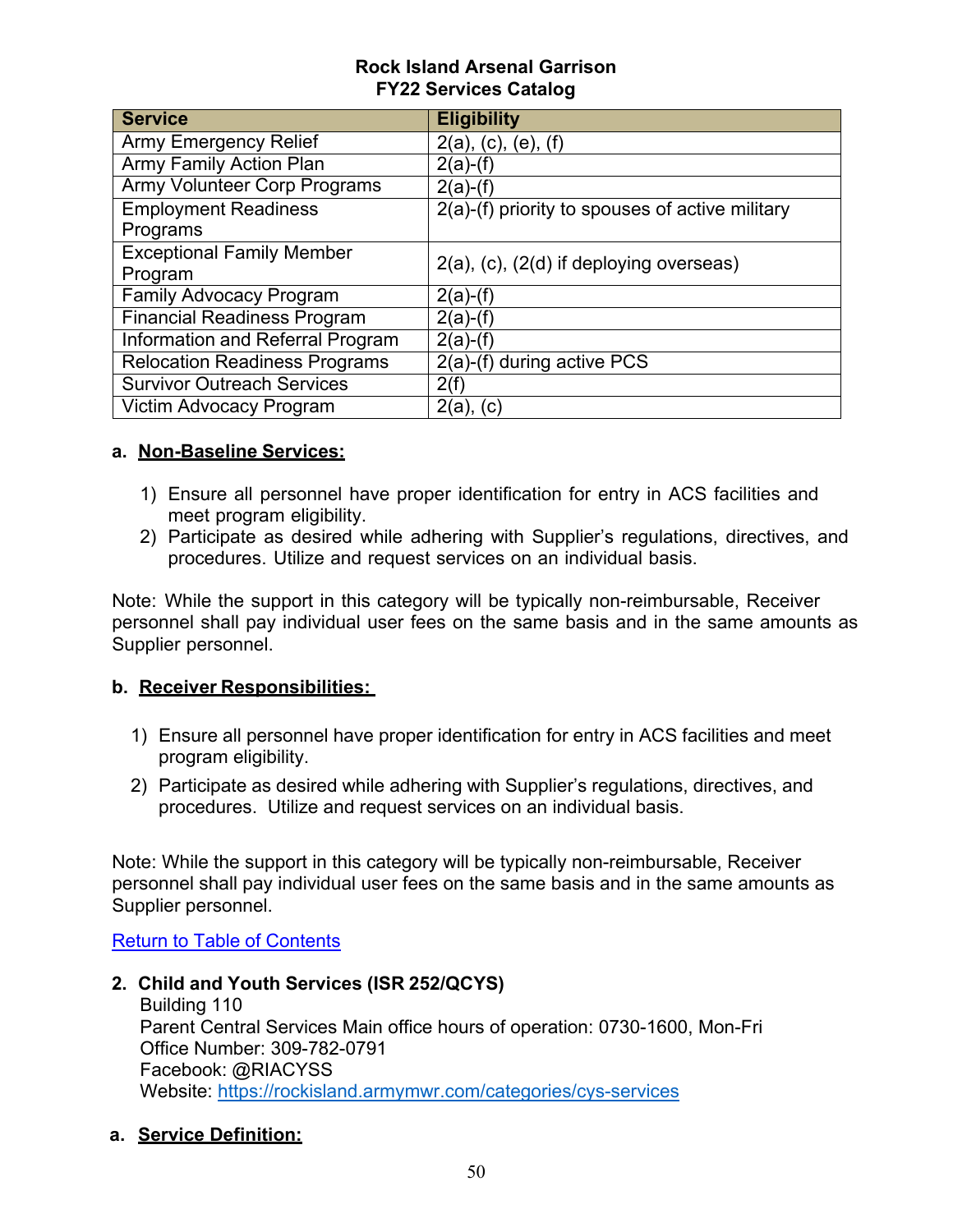**Rock Island Arsenal Garrison**
**FY22 Services Catalog**

| Service | Eligibility |
|---|---|
| Army Emergency Relief | 2(a), (c), (e), (f) |
| Army Family Action Plan | 2(a)-(f) |
| Army Volunteer Corp Programs | 2(a)-(f) |
| Employment Readiness Programs | 2(a)-(f) priority to spouses of active military |
| Exceptional Family Member Program | 2(a), (c), (2(d) if deploying overseas) |
| Family Advocacy Program | 2(a)-(f) |
| Financial Readiness Program | 2(a)-(f) |
| Information and Referral Program | 2(a)-(f) |
| Relocation Readiness Programs | 2(a)-(f) during active PCS |
| Survivor Outreach Services | 2(f) |
| Victim Advocacy Program | 2(a), (c) |

**a. <u>Non-Baseline Services:</u>**

1) Ensure all personnel have proper identification for entry in ACS facilities and meet program eligibility.
2) Participate as desired while adhering with Supplier's regulations, directives, and procedures. Utilize and request services on an individual basis.

Note: While the support in this category will be typically non-reimbursable, Receiver personnel shall pay individual user fees on the same basis and in the same amounts as Supplier personnel.

**b. <u>Receiver Responsibilities:</u>**

1) Ensure all personnel have proper identification for entry in ACS facilities and meet program eligibility.
2) Participate as desired while adhering with Supplier's regulations, directives, and procedures. Utilize and request services on an individual basis.

Note: While the support in this category will be typically non-reimbursable, Receiver personnel shall pay individual user fees on the same basis and in the same amounts as Supplier personnel.

[Return to Table of Contents](#)

**2. Child and Youth Services (ISR 252/QCYS)**
Building 110
Parent Central Services Main office hours of operation: 0730-1600, Mon-Fri
Office Number: 309-782-0791
Facebook: @RIACYSS
Website: [https://rockisland.armymwr.com/categories/cys-services](https://rockisland.armymwr.com/categories/cys-services)

**a. <u>Service Definition:</u>**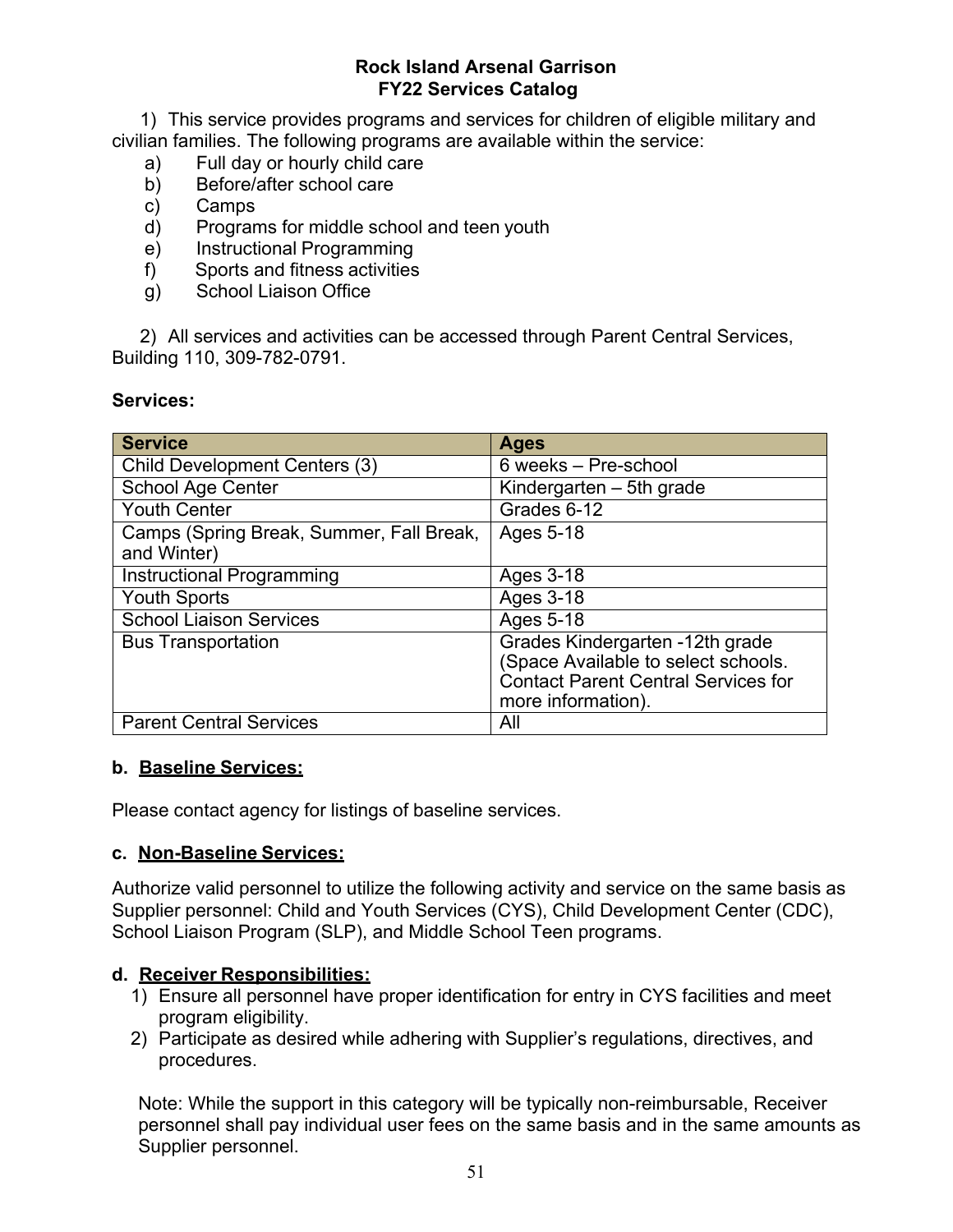1) This service provides programs and services for children of eligible military and civilian families. The following programs are available within the service:

a) Full day or hourly child care
b) Before/after school care
c) Camps
d) Programs for middle school and teen youth
e) Instructional Programming
f) Sports and fitness activities
g) School Liaison Office

2) All services and activities can be accessed through Parent Central Services, Building 110, 309-782-0791.

**Services:**

| Service | Ages |
|---|---|
| Child Development Centers (3) | 6 weeks – Pre-school |
| School Age Center | Kindergarten – 5th grade |
| Youth Center | Grades 6-12 |
| Camps (Spring Break, Summer, Fall Break, and Winter) | Ages 5-18 |
| Instructional Programming | Ages 3-18 |
| Youth Sports | Ages 3-18 |
| School Liaison Services | Ages 5-18 |
| Bus Transportation | Grades Kindergarten -12th grade (Space Available to select schools. Contact Parent Central Services for more information). |
| Parent Central Services | All |

**b. <u>Baseline Services:</u>**

Please contact agency for listings of baseline services.

**c. <u>Non-Baseline Services:</u>**

Authorize valid personnel to utilize the following activity and service on the same basis as Supplier personnel: Child and Youth Services (CYS), Child Development Center (CDC), School Liaison Program (SLP), and Middle School Teen programs.

**d. <u>Receiver Responsibilities:</u>**

1) Ensure all personnel have proper identification for entry in CYS facilities and meet program eligibility.
2) Participate as desired while adhering with Supplier's regulations, directives, and procedures.

Note: While the support in this category will be typically non-reimbursable, Receiver personnel shall pay individual user fees on the same basis and in the same amounts as Supplier personnel.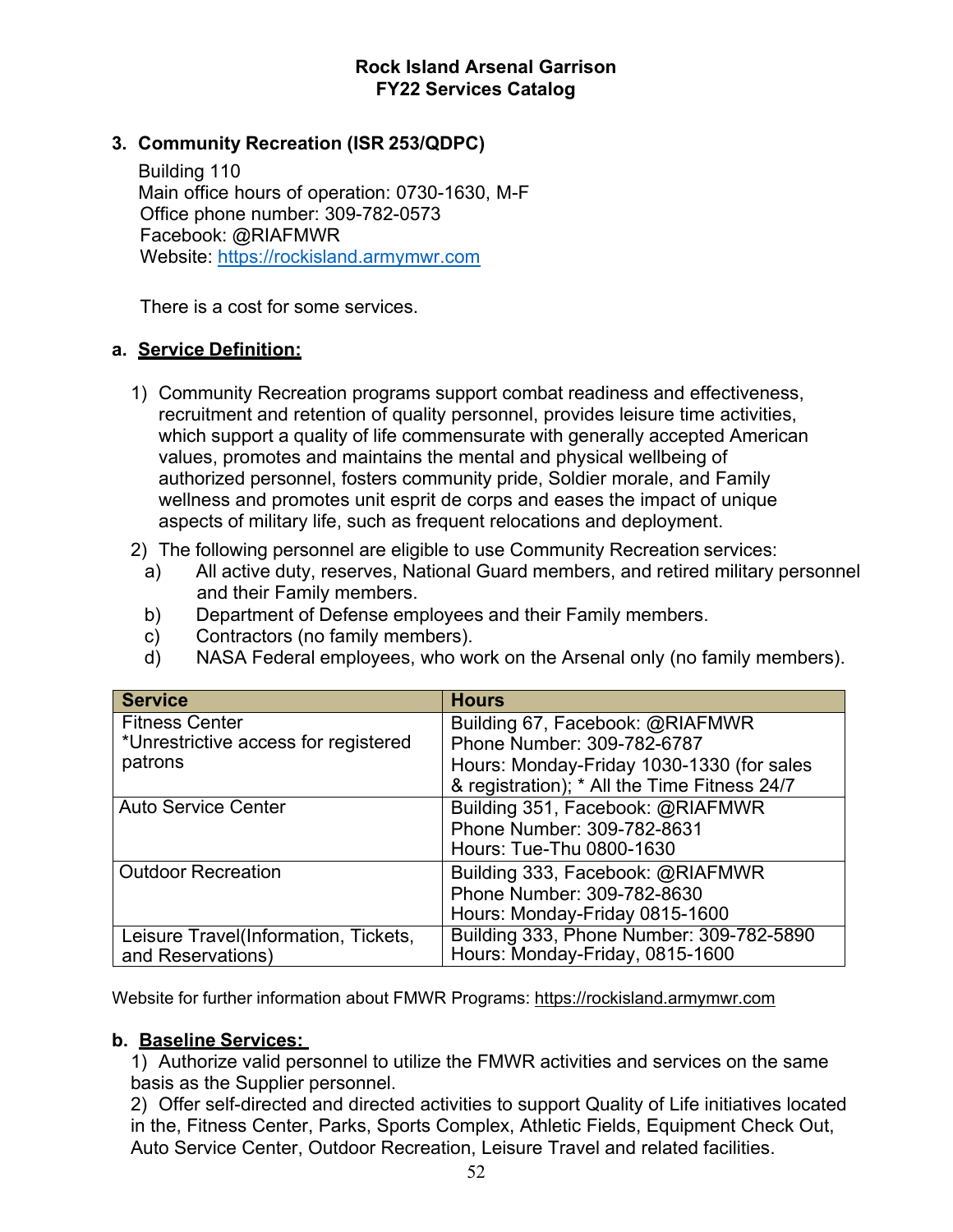### 3. Community Recreation (ISR 253/QDPC)

Building 110
Main office hours of operation: 0730-1630, M-F
Office phone number: 309-782-0573
Facebook: @RIAFMWR
Website: https://rockisland.armymwr.com

There is a cost for some services.

#### a. Service Definition:

1) Community Recreation programs support combat readiness and effectiveness, recruitment and retention of quality personnel, provides leisure time activities, which support a quality of life commensurate with generally accepted American values, promotes and maintains the mental and physical wellbeing of authorized personnel, fosters community pride, Soldier morale, and Family wellness and promotes unit esprit de corps and eases the impact of unique aspects of military life, such as frequent relocations and deployment.

2) The following personnel are eligible to use Community Recreation services:
   a) All active duty, reserves, National Guard members, and retired military personnel and their Family members.
   b) Department of Defense employees and their Family members.
   c) Contractors (no family members).
   d) NASA Federal employees, who work on the Arsenal only (no family members).

| Service | Hours |
|---|---|
| Fitness Center<br>*Unrestrictive access for registered patrons | Building 67, Facebook: @RIAFMWR<br>Phone Number: 309-782-6787<br>Hours: Monday-Friday 1030-1330 (for sales & registration); * All the Time Fitness 24/7 |
| Auto Service Center | Building 351, Facebook: @RIAFMWR<br>Phone Number: 309-782-8631<br>Hours: Tue-Thu 0800-1630 |
| Outdoor Recreation | Building 333, Facebook: @RIAFMWR<br>Phone Number: 309-782-8630<br>Hours: Monday-Friday 0815-1600 |
| Leisure Travel(Information, Tickets, and Reservations) | Building 333, Phone Number: 309-782-5890<br>Hours: Monday-Friday, 0815-1600 |

Website for further information about FMWR Programs: https://rockisland.armymwr.com

#### b. Baseline Services:

1) Authorize valid personnel to utilize the FMWR activities and services on the same basis as the Supplier personnel.
2) Offer self-directed and directed activities to support Quality of Life initiatives located in the, Fitness Center, Parks, Sports Complex, Athletic Fields, Equipment Check Out, Auto Service Center, Outdoor Recreation, Leisure Travel and related facilities.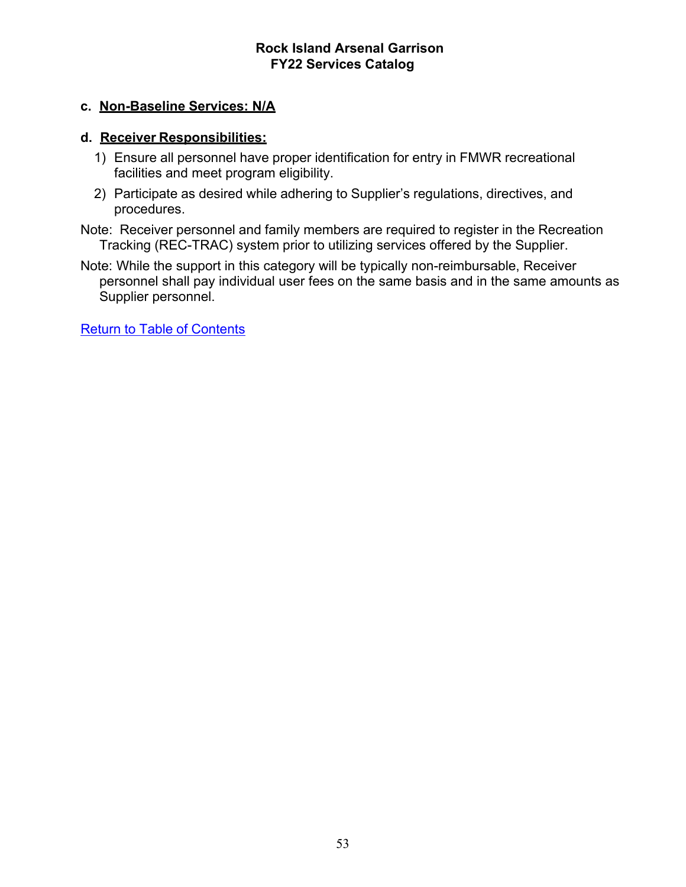**c. Non-Baseline Services: N/A**

**d. Receiver Responsibilities:**

1) Ensure all personnel have proper identification for entry in FMWR recreational facilities and meet program eligibility.
2) Participate as desired while adhering to Supplier's regulations, directives, and procedures.

Note: Receiver personnel and family members are required to register in the Recreation Tracking (REC-TRAC) system prior to utilizing services offered by the Supplier.

Note: While the support in this category will be typically non-reimbursable, Receiver personnel shall pay individual user fees on the same basis and in the same amounts as Supplier personnel.

Return to Table of Contents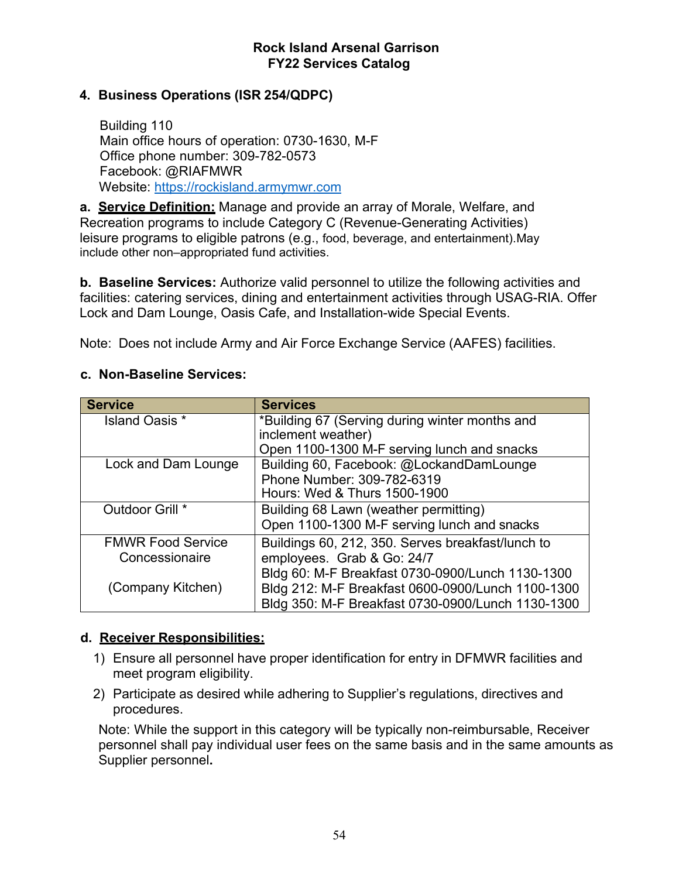# Rock Island Arsenal Garrison
# FY22 Services Catalog

## 4. Business Operations (ISR 254/QDPC)

Building 110
Main office hours of operation: 0730-1630, M-F
Office phone number: 309-782-0573
Facebook: @RIAFMWR
Website: https://rockisland.armymwr.com

**a. Service Definition:** Manage and provide an array of Morale, Welfare, and Recreation programs to include Category C (Revenue-Generating Activities) leisure programs to eligible patrons (e.g., food, beverage, and entertainment).May include other non–appropriated fund activities.

**b. Baseline Services:** Authorize valid personnel to utilize the following activities and facilities: catering services, dining and entertainment activities through USAG-RIA. Offer Lock and Dam Lounge, Oasis Cafe, and Installation-wide Special Events.

Note: Does not include Army and Air Force Exchange Service (AAFES) facilities.

**c. Non-Baseline Services:**

| Service | Services |
|---|---|
| Island Oasis * | *Building 67 (Serving during winter months and inclement weather)<br>Open 1100-1300 M-F serving lunch and snacks |
| Lock and Dam Lounge | Building 60, Facebook: @LockandDamLounge<br>Phone Number: 309-782-6319<br>Hours: Wed & Thurs 1500-1900 |
| Outdoor Grill * | Building 68 Lawn (weather permitting)<br>Open 1100-1300 M-F serving lunch and snacks |
| FMWR Food Service Concessionaire<br><br>(Company Kitchen) | Buildings 60, 212, 350. Serves breakfast/lunch to employees. Grab & Go: 24/7<br>Bldg 60: M-F Breakfast 0730-0900/Lunch 1130-1300<br>Bldg 212: M-F Breakfast 0600-0900/Lunch 1100-1300<br>Bldg 350: M-F Breakfast 0730-0900/Lunch 1130-1300 |

**d. Receiver Responsibilities:**

1) Ensure all personnel have proper identification for entry in DFMWR facilities and meet program eligibility.
2) Participate as desired while adhering to Supplier's regulations, directives and procedures.

Note: While the support in this category will be typically non-reimbursable, Receiver personnel shall pay individual user fees on the same basis and in the same amounts as Supplier personnel**.**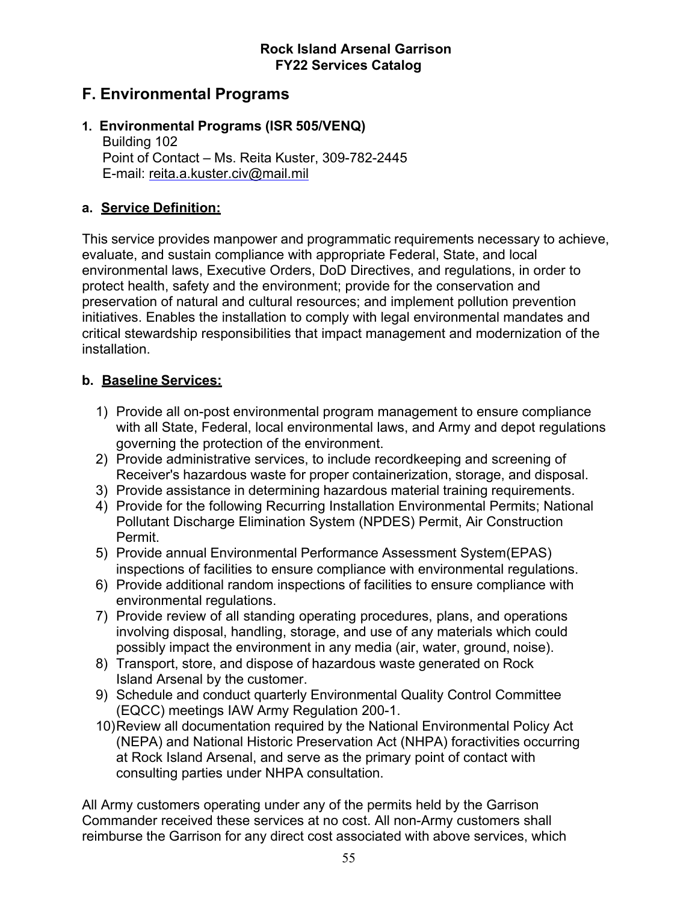## F. Environmental Programs

### 1. Environmental Programs (ISR 505/VENQ)

Building 102
Point of Contact – Ms. Reita Kuster, 309-782-2445
E-mail: reita.a.kuster.civ@mail.mil

#### a. Service Definition:

This service provides manpower and programmatic requirements necessary to achieve, evaluate, and sustain compliance with appropriate Federal, State, and local environmental laws, Executive Orders, DoD Directives, and regulations, in order to protect health, safety and the environment; provide for the conservation and preservation of natural and cultural resources; and implement pollution prevention initiatives. Enables the installation to comply with legal environmental mandates and critical stewardship responsibilities that impact management and modernization of the installation.

#### b. Baseline Services:

1) Provide all on-post environmental program management to ensure compliance with all State, Federal, local environmental laws, and Army and depot regulations governing the protection of the environment.
2) Provide administrative services, to include recordkeeping and screening of Receiver's hazardous waste for proper containerization, storage, and disposal.
3) Provide assistance in determining hazardous material training requirements.
4) Provide for the following Recurring Installation Environmental Permits; National Pollutant Discharge Elimination System (NPDES) Permit, Air Construction Permit.
5) Provide annual Environmental Performance Assessment System(EPAS) inspections of facilities to ensure compliance with environmental regulations.
6) Provide additional random inspections of facilities to ensure compliance with environmental regulations.
7) Provide review of all standing operating procedures, plans, and operations involving disposal, handling, storage, and use of any materials which could possibly impact the environment in any media (air, water, ground, noise).
8) Transport, store, and dispose of hazardous waste generated on Rock Island Arsenal by the customer.
9) Schedule and conduct quarterly Environmental Quality Control Committee (EQCC) meetings IAW Army Regulation 200-1.
10) Review all documentation required by the National Environmental Policy Act (NEPA) and National Historic Preservation Act (NHPA) foractivities occurring at Rock Island Arsenal, and serve as the primary point of contact with consulting parties under NHPA consultation.

All Army customers operating under any of the permits held by the Garrison Commander received these services at no cost. All non-Army customers shall reimburse the Garrison for any direct cost associated with above services, which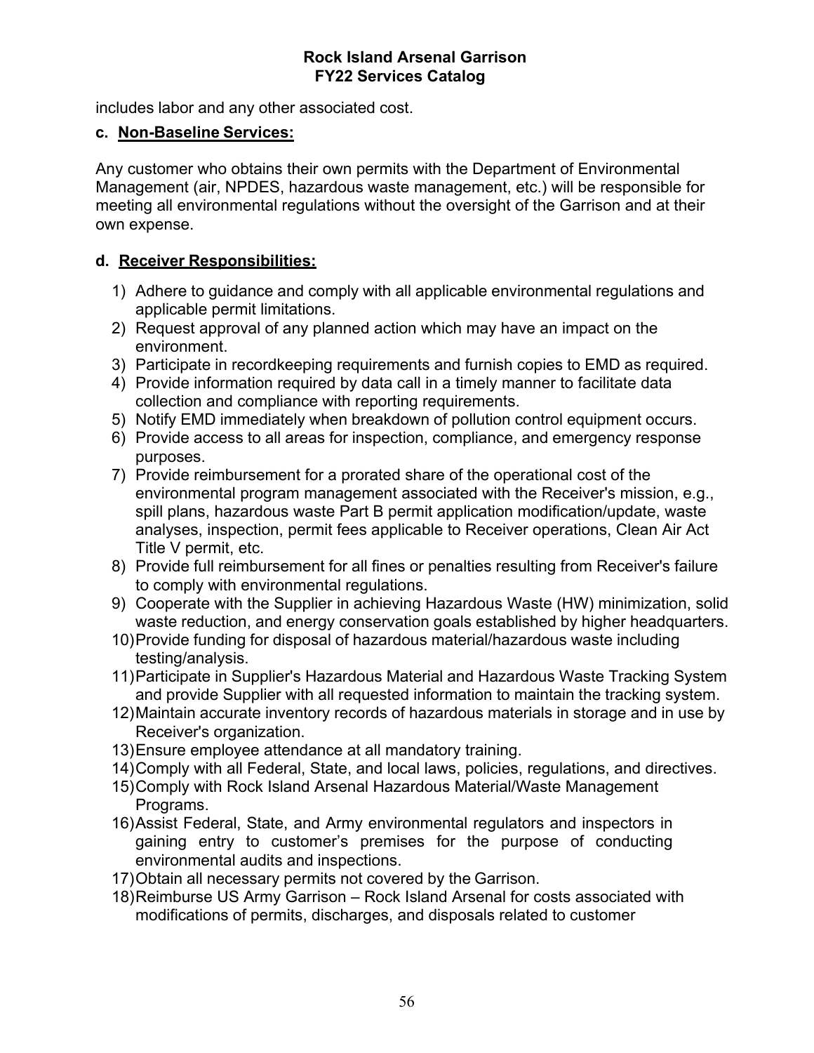includes labor and any other associated cost.

**c. Non-Baseline Services:**

Any customer who obtains their own permits with the Department of Environmental Management (air, NPDES, hazardous waste management, etc.) will be responsible for meeting all environmental regulations without the oversight of the Garrison and at their own expense.

**d. Receiver Responsibilities:**

1) Adhere to guidance and comply with all applicable environmental regulations and applicable permit limitations.
2) Request approval of any planned action which may have an impact on the environment.
3) Participate in recordkeeping requirements and furnish copies to EMD as required.
4) Provide information required by data call in a timely manner to facilitate data collection and compliance with reporting requirements.
5) Notify EMD immediately when breakdown of pollution control equipment occurs.
6) Provide access to all areas for inspection, compliance, and emergency response purposes.
7) Provide reimbursement for a prorated share of the operational cost of the environmental program management associated with the Receiver's mission, e.g., spill plans, hazardous waste Part B permit application modification/update, waste analyses, inspection, permit fees applicable to Receiver operations, Clean Air Act Title V permit, etc.
8) Provide full reimbursement for all fines or penalties resulting from Receiver's failure to comply with environmental regulations.
9) Cooperate with the Supplier in achieving Hazardous Waste (HW) minimization, solid waste reduction, and energy conservation goals established by higher headquarters.
10) Provide funding for disposal of hazardous material/hazardous waste including testing/analysis.
11) Participate in Supplier's Hazardous Material and Hazardous Waste Tracking System and provide Supplier with all requested information to maintain the tracking system.
12) Maintain accurate inventory records of hazardous materials in storage and in use by Receiver's organization.
13) Ensure employee attendance at all mandatory training.
14) Comply with all Federal, State, and local laws, policies, regulations, and directives.
15) Comply with Rock Island Arsenal Hazardous Material/Waste Management Programs.
16) Assist Federal, State, and Army environmental regulators and inspectors in gaining entry to customer's premises for the purpose of conducting environmental audits and inspections.
17) Obtain all necessary permits not covered by the Garrison.
18) Reimburse US Army Garrison – Rock Island Arsenal for costs associated with modifications of permits, discharges, and disposals related to customer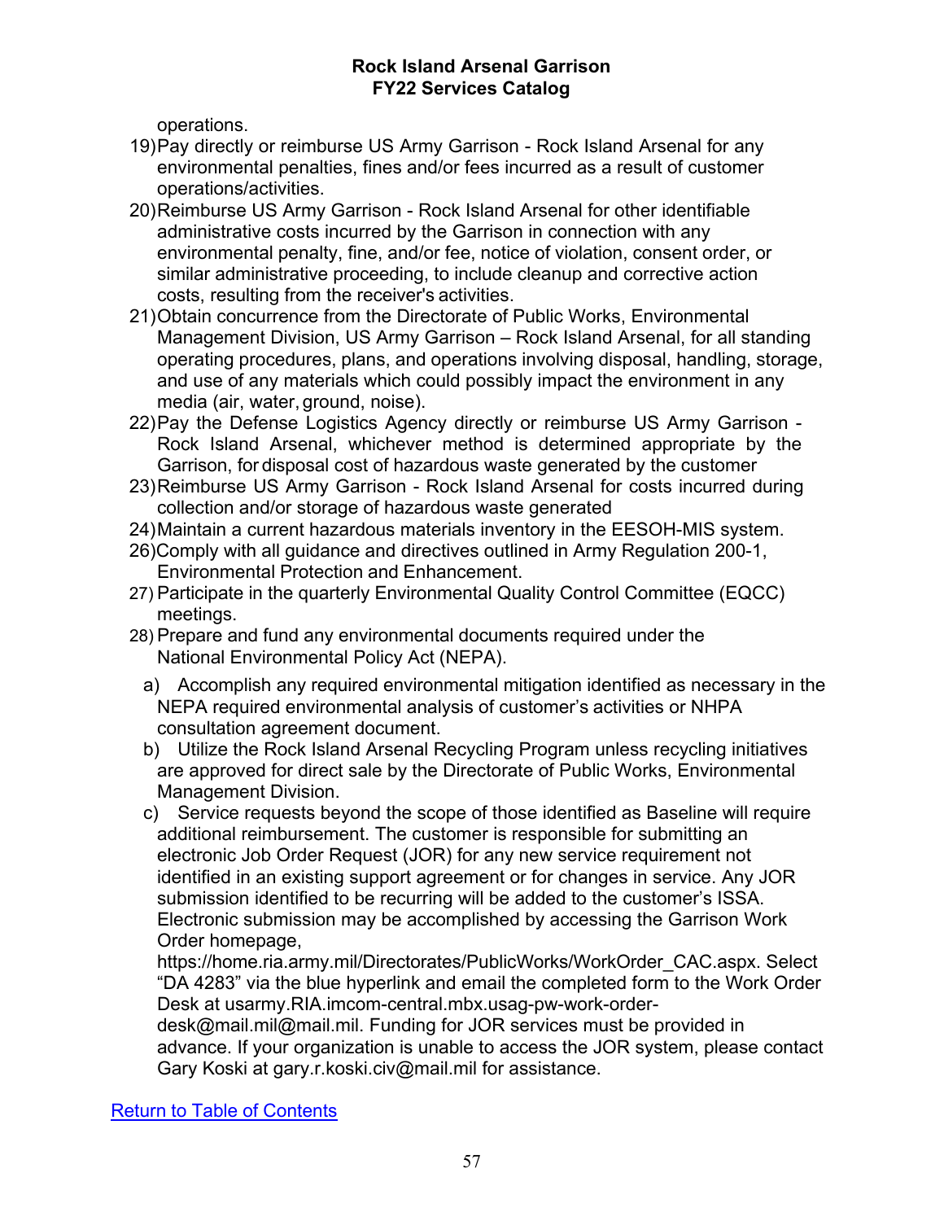operations.

19) Pay directly or reimburse US Army Garrison - Rock Island Arsenal for any environmental penalties, fines and/or fees incurred as a result of customer operations/activities.
20) Reimburse US Army Garrison - Rock Island Arsenal for other identifiable administrative costs incurred by the Garrison in connection with any environmental penalty, fine, and/or fee, notice of violation, consent order, or similar administrative proceeding, to include cleanup and corrective action costs, resulting from the receiver's activities.
21) Obtain concurrence from the Directorate of Public Works, Environmental Management Division, US Army Garrison – Rock Island Arsenal, for all standing operating procedures, plans, and operations involving disposal, handling, storage, and use of any materials which could possibly impact the environment in any media (air, water, ground, noise).
22) Pay the Defense Logistics Agency directly or reimburse US Army Garrison - Rock Island Arsenal, whichever method is determined appropriate by the Garrison, for disposal cost of hazardous waste generated by the customer
23) Reimburse US Army Garrison - Rock Island Arsenal for costs incurred during collection and/or storage of hazardous waste generated
24) Maintain a current hazardous materials inventory in the EESOH-MIS system.
26) Comply with all guidance and directives outlined in Army Regulation 200-1, Environmental Protection and Enhancement.
27) Participate in the quarterly Environmental Quality Control Committee (EQCC) meetings.
28) Prepare and fund any environmental documents required under the National Environmental Policy Act (NEPA).
    a) Accomplish any required environmental mitigation identified as necessary in the NEPA required environmental analysis of customer's activities or NHPA consultation agreement document.
    b) Utilize the Rock Island Arsenal Recycling Program unless recycling initiatives are approved for direct sale by the Directorate of Public Works, Environmental Management Division.
    c) Service requests beyond the scope of those identified as Baseline will require additional reimbursement. The customer is responsible for submitting an electronic Job Order Request (JOR) for any new service requirement not identified in an existing support agreement or for changes in service. Any JOR submission identified to be recurring will be added to the customer's ISSA. Electronic submission may be accomplished by accessing the Garrison Work Order homepage, https://home.ria.army.mil/Directorates/PublicWorks/WorkOrder_CAC.aspx. Select "DA 4283" via the blue hyperlink and email the completed form to the Work Order Desk at usarmy.RIA.imcom-central.mbx.usag-pw-work-order-desk@mail.mil@mail.mil. Funding for JOR services must be provided in advance. If your organization is unable to access the JOR system, please contact Gary Koski at gary.r.koski.civ@mail.mil for assistance.

Return to Table of Contents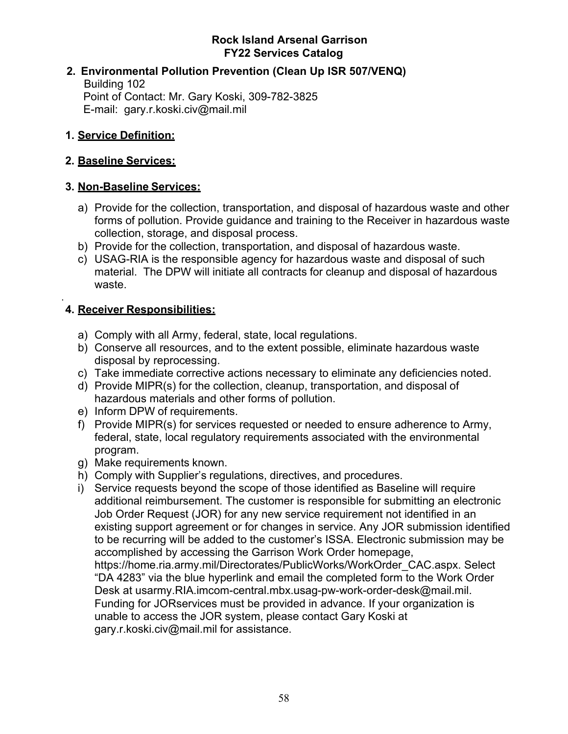**Rock Island Arsenal Garrison**
**FY22 Services Catalog**

## 2. Environmental Pollution Prevention (Clean Up ISR 507/VENQ)

Building 102
Point of Contact: Mr. Gary Koski, 309-782-3825
E-mail: gary.r.koski.civ@mail.mil

### 1. Service Definition:

### 2. Baseline Services:

### 3. Non-Baseline Services:

a) Provide for the collection, transportation, and disposal of hazardous waste and other forms of pollution. Provide guidance and training to the Receiver in hazardous waste collection, storage, and disposal process.
b) Provide for the collection, transportation, and disposal of hazardous waste.
c) USAG-RIA is the responsible agency for hazardous waste and disposal of such material. The DPW will initiate all contracts for cleanup and disposal of hazardous waste.

### 4. Receiver Responsibilities:

a) Comply with all Army, federal, state, local regulations.
b) Conserve all resources, and to the extent possible, eliminate hazardous waste disposal by reprocessing.
c) Take immediate corrective actions necessary to eliminate any deficiencies noted.
d) Provide MIPR(s) for the collection, cleanup, transportation, and disposal of hazardous materials and other forms of pollution.
e) Inform DPW of requirements.
f) Provide MIPR(s) for services requested or needed to ensure adherence to Army, federal, state, local regulatory requirements associated with the environmental program.
g) Make requirements known.
h) Comply with Supplier's regulations, directives, and procedures.
i) Service requests beyond the scope of those identified as Baseline will require additional reimbursement. The customer is responsible for submitting an electronic Job Order Request (JOR) for any new service requirement not identified in an existing support agreement or for changes in service. Any JOR submission identified to be recurring will be added to the customer's ISSA. Electronic submission may be accomplished by accessing the Garrison Work Order homepage, https://home.ria.army.mil/Directorates/PublicWorks/WorkOrder_CAC.aspx. Select "DA 4283" via the blue hyperlink and email the completed form to the Work Order Desk at usarmy.RIA.imcom-central.mbx.usag-pw-work-order-desk@mail.mil. Funding for JORservices must be provided in advance. If your organization is unable to access the JOR system, please contact Gary Koski at gary.r.koski.civ@mail.mil for assistance.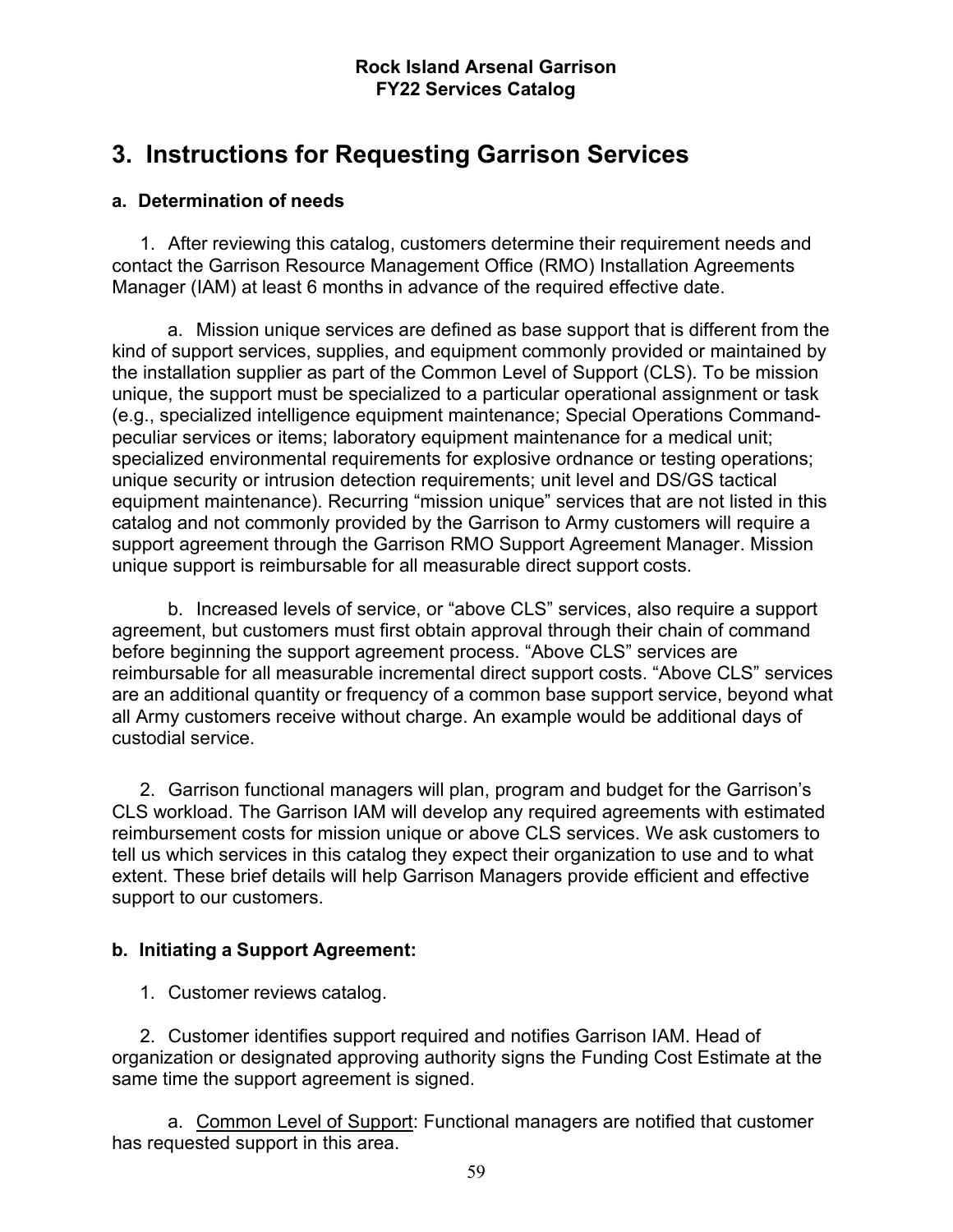## 3. Instructions for Requesting Garrison Services

### a. Determination of needs

1. After reviewing this catalog, customers determine their requirement needs and contact the Garrison Resource Management Office (RMO) Installation Agreements Manager (IAM) at least 6 months in advance of the required effective date.

   a. Mission unique services are defined as base support that is different from the kind of support services, supplies, and equipment commonly provided or maintained by the installation supplier as part of the Common Level of Support (CLS). To be mission unique, the support must be specialized to a particular operational assignment or task (e.g., specialized intelligence equipment maintenance; Special Operations Command-peculiar services or items; laboratory equipment maintenance for a medical unit; specialized environmental requirements for explosive ordnance or testing operations; unique security or intrusion detection requirements; unit level and DS/GS tactical equipment maintenance). Recurring "mission unique" services that are not listed in this catalog and not commonly provided by the Garrison to Army customers will require a support agreement through the Garrison RMO Support Agreement Manager. Mission unique support is reimbursable for all measurable direct support costs.

   b. Increased levels of service, or "above CLS" services, also require a support agreement, but customers must first obtain approval through their chain of command before beginning the support agreement process. "Above CLS" services are reimbursable for all measurable incremental direct support costs. "Above CLS" services are an additional quantity or frequency of a common base support service, beyond what all Army customers receive without charge. An example would be additional days of custodial service.

2. Garrison functional managers will plan, program and budget for the Garrison's CLS workload. The Garrison IAM will develop any required agreements with estimated reimbursement costs for mission unique or above CLS services. We ask customers to tell us which services in this catalog they expect their organization to use and to what extent. These brief details will help Garrison Managers provide efficient and effective support to our customers.

### b. Initiating a Support Agreement:

1. Customer reviews catalog.

2. Customer identifies support required and notifies Garrison IAM. Head of organization or designated approving authority signs the Funding Cost Estimate at the same time the support agreement is signed.

   a. Common Level of Support: Functional managers are notified that customer has requested support in this area.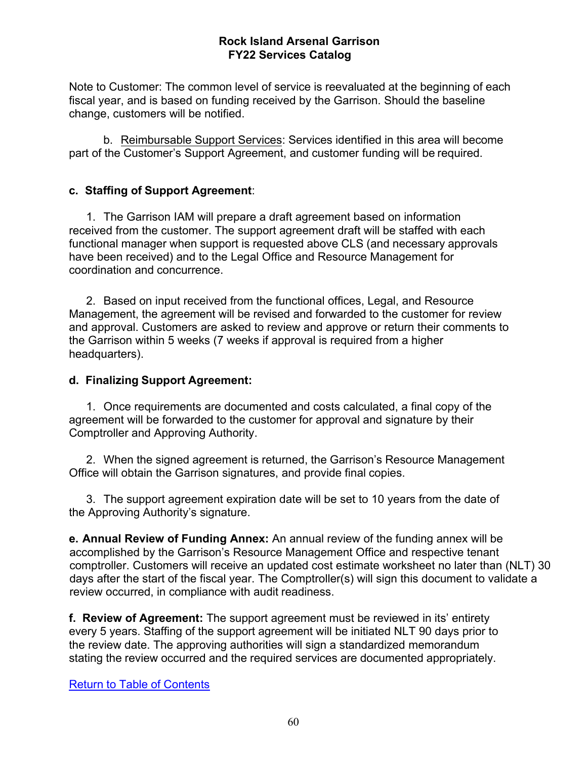Note to Customer: The common level of service is reevaluated at the beginning of each fiscal year, and is based on funding received by the Garrison. Should the baseline change, customers will be notified.

b. Reimbursable Support Services: Services identified in this area will become part of the Customer's Support Agreement, and customer funding will be required.

**c. Staffing of Support Agreement**:

1. The Garrison IAM will prepare a draft agreement based on information received from the customer. The support agreement draft will be staffed with each functional manager when support is requested above CLS (and necessary approvals have been received) and to the Legal Office and Resource Management for coordination and concurrence.

2. Based on input received from the functional offices, Legal, and Resource Management, the agreement will be revised and forwarded to the customer for review and approval. Customers are asked to review and approve or return their comments to the Garrison within 5 weeks (7 weeks if approval is required from a higher headquarters).

**d. Finalizing Support Agreement:**

1. Once requirements are documented and costs calculated, a final copy of the agreement will be forwarded to the customer for approval and signature by their Comptroller and Approving Authority.

2. When the signed agreement is returned, the Garrison's Resource Management Office will obtain the Garrison signatures, and provide final copies.

3. The support agreement expiration date will be set to 10 years from the date of the Approving Authority's signature.

**e. Annual Review of Funding Annex:** An annual review of the funding annex will be accomplished by the Garrison's Resource Management Office and respective tenant comptroller. Customers will receive an updated cost estimate worksheet no later than (NLT) 30 days after the start of the fiscal year. The Comptroller(s) will sign this document to validate a review occurred, in compliance with audit readiness.

**f. Review of Agreement:** The support agreement must be reviewed in its' entirety every 5 years. Staffing of the support agreement will be initiated NLT 90 days prior to the review date. The approving authorities will sign a standardized memorandum stating the review occurred and the required services are documented appropriately.

Return to Table of Contents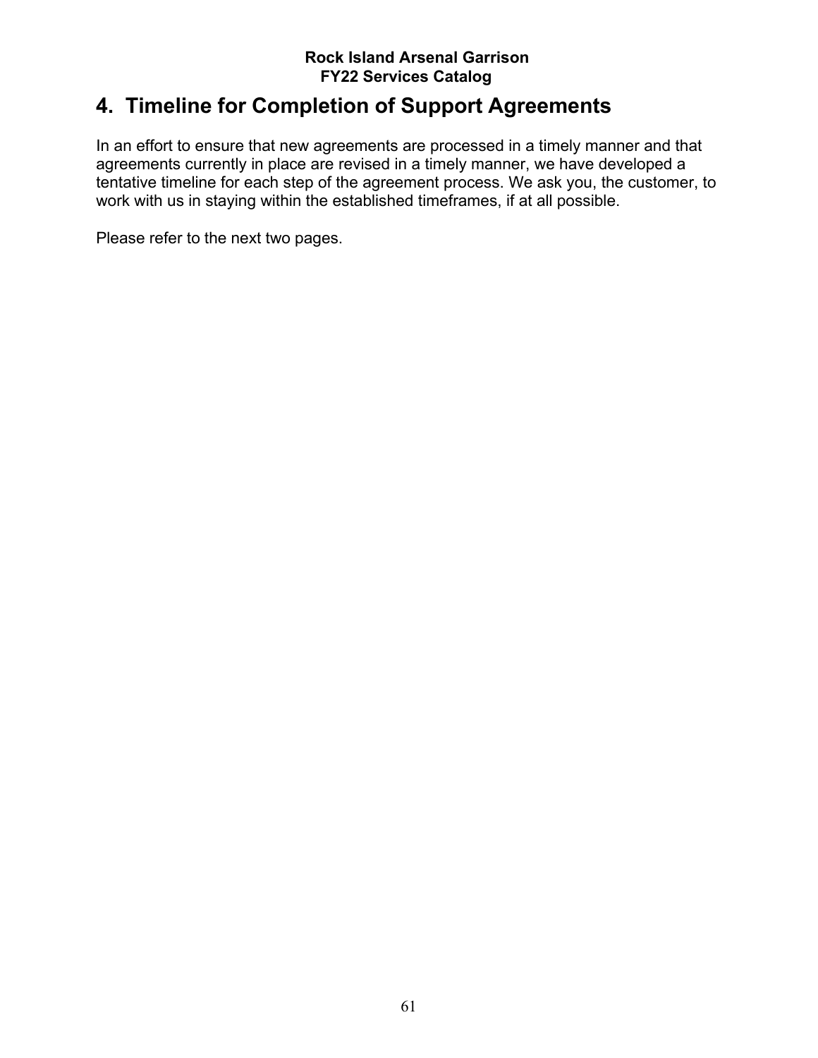## 4. Timeline for Completion of Support Agreements

In an effort to ensure that new agreements are processed in a timely manner and that agreements currently in place are revised in a timely manner, we have developed a tentative timeline for each step of the agreement process. We ask you, the customer, to work with us in staying within the established timeframes, if at all possible.

Please refer to the next two pages.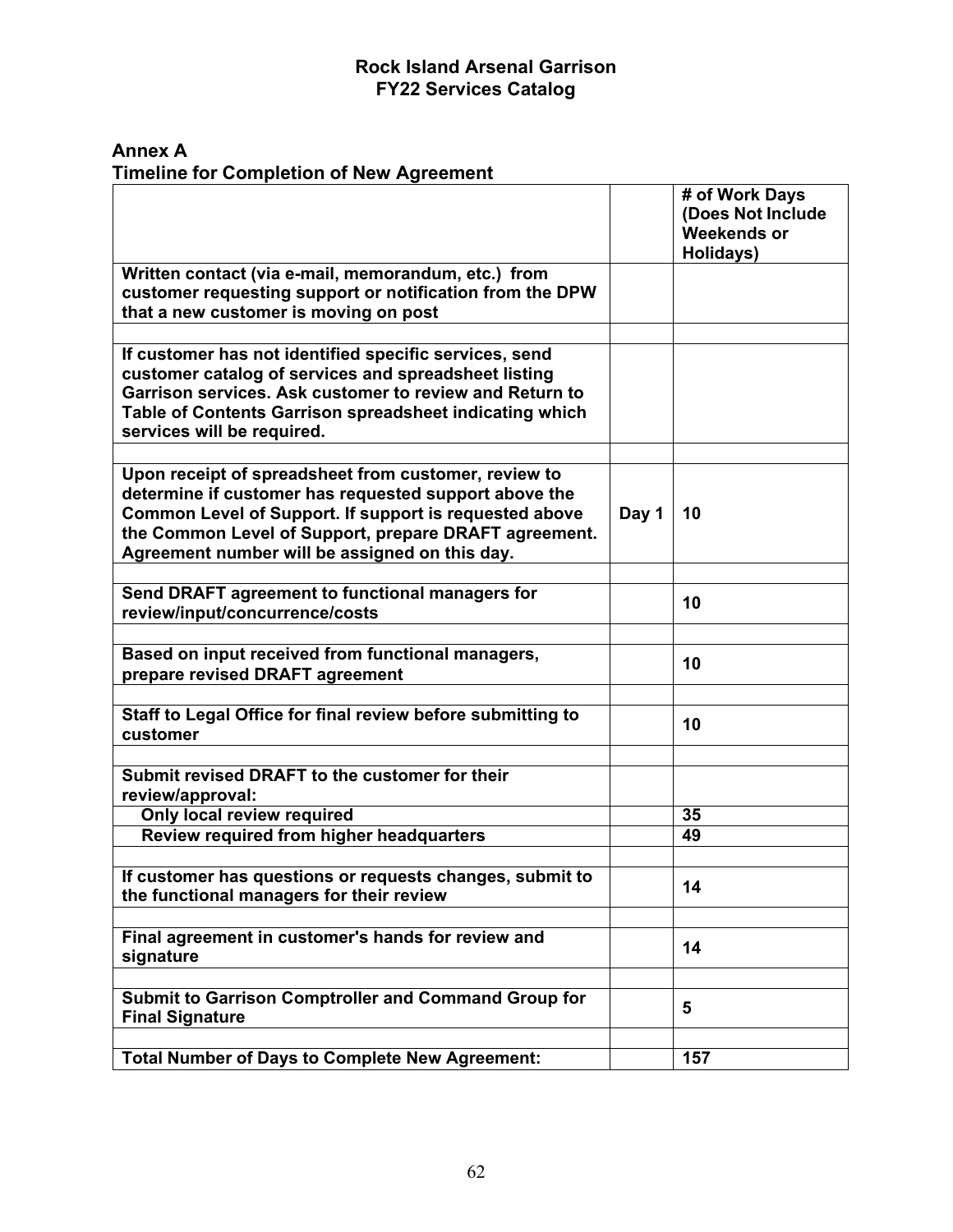# Rock Island Arsenal Garrison
# FY22 Services Catalog

## Annex A
## Timeline for Completion of New Agreement

| | | # of Work Days (Does Not Include Weekends or Holidays) |
|---|---|---|
| **Written contact (via e-mail, memorandum, etc.) from customer requesting support or notification from the DPW that a new customer is moving on post** | | |
| | | |
| **If customer has not identified specific services, send customer catalog of services and spreadsheet listing Garrison services. Ask customer to review and Return to Table of Contents Garrison spreadsheet indicating which services will be required.** | | |
| | | |
| **Upon receipt of spreadsheet from customer, review to determine if customer has requested support above the Common Level of Support. If support is requested above the Common Level of Support, prepare DRAFT agreement. Agreement number will be assigned on this day.** | **Day 1** | **10** |
| | | |
| **Send DRAFT agreement to functional managers for review/input/concurrence/costs** | | **10** |
| | | |
| **Based on input received from functional managers, prepare revised DRAFT agreement** | | **10** |
| | | |
| **Staff to Legal Office for final review before submitting to customer** | | **10** |
| | | |
| **Submit revised DRAFT to the customer for their review/approval:** | | |
| **Only local review required** | | **35** |
| **Review required from higher headquarters** | | **49** |
| | | |
| **If customer has questions or requests changes, submit to the functional managers for their review** | | **14** |
| | | |
| **Final agreement in customer's hands for review and signature** | | **14** |
| | | |
| **Submit to Garrison Comptroller and Command Group for Final Signature** | | **5** |
| | | |
| **Total Number of Days to Complete New Agreement:** | | **157** |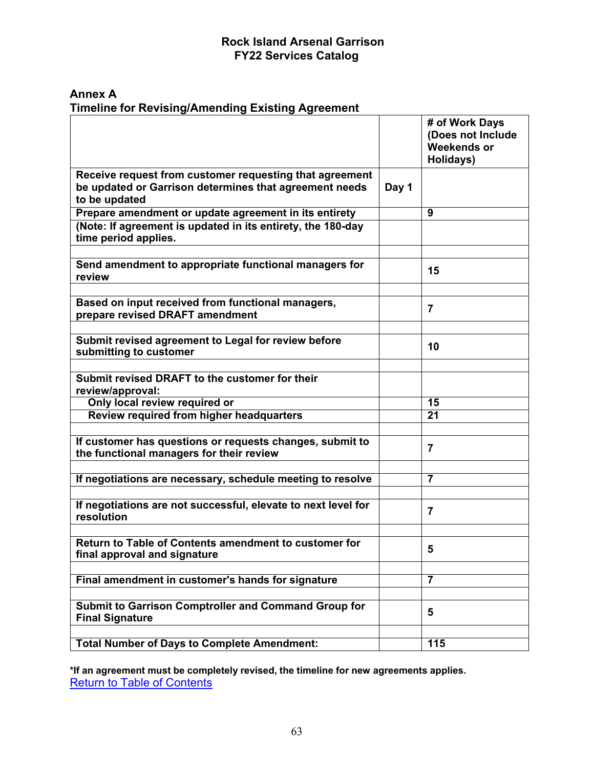## Annex A
### Timeline for Revising/Amending Existing Agreement

| | | # of Work Days (Does not Include Weekends or Holidays) |
|---|---|---|
| Receive request from customer requesting that agreement be updated or Garrison determines that agreement needs to be updated | Day 1 | |
| Prepare amendment or update agreement in its entirety | | 9 |
| (Note: If agreement is updated in its entirety, the 180-day time period applies. | | |
| | | |
| Send amendment to appropriate functional managers for review | | 15 |
| | | |
| Based on input received from functional managers, prepare revised DRAFT amendment | | 7 |
| | | |
| Submit revised agreement to Legal for review before submitting to customer | | 10 |
| | | |
| Submit revised DRAFT to the customer for their review/approval: | | |
| Only local review required or | | 15 |
| Review required from higher headquarters | | 21 |
| | | |
| If customer has questions or requests changes, submit to the functional managers for their review | | 7 |
| | | |
| If negotiations are necessary, schedule meeting to resolve | | 7 |
| | | |
| If negotiations are not successful, elevate to next level for resolution | | 7 |
| | | |
| Return to Table of Contents amendment to customer for final approval and signature | | 5 |
| | | |
| Final amendment in customer's hands for signature | | 7 |
| | | |
| Submit to Garrison Comptroller and Command Group for Final Signature | | 5 |
| | | |
| Total Number of Days to Complete Amendment: | | 115 |

**\*If an agreement must be completely revised, the timeline for new agreements applies.**

Return to Table of Contents